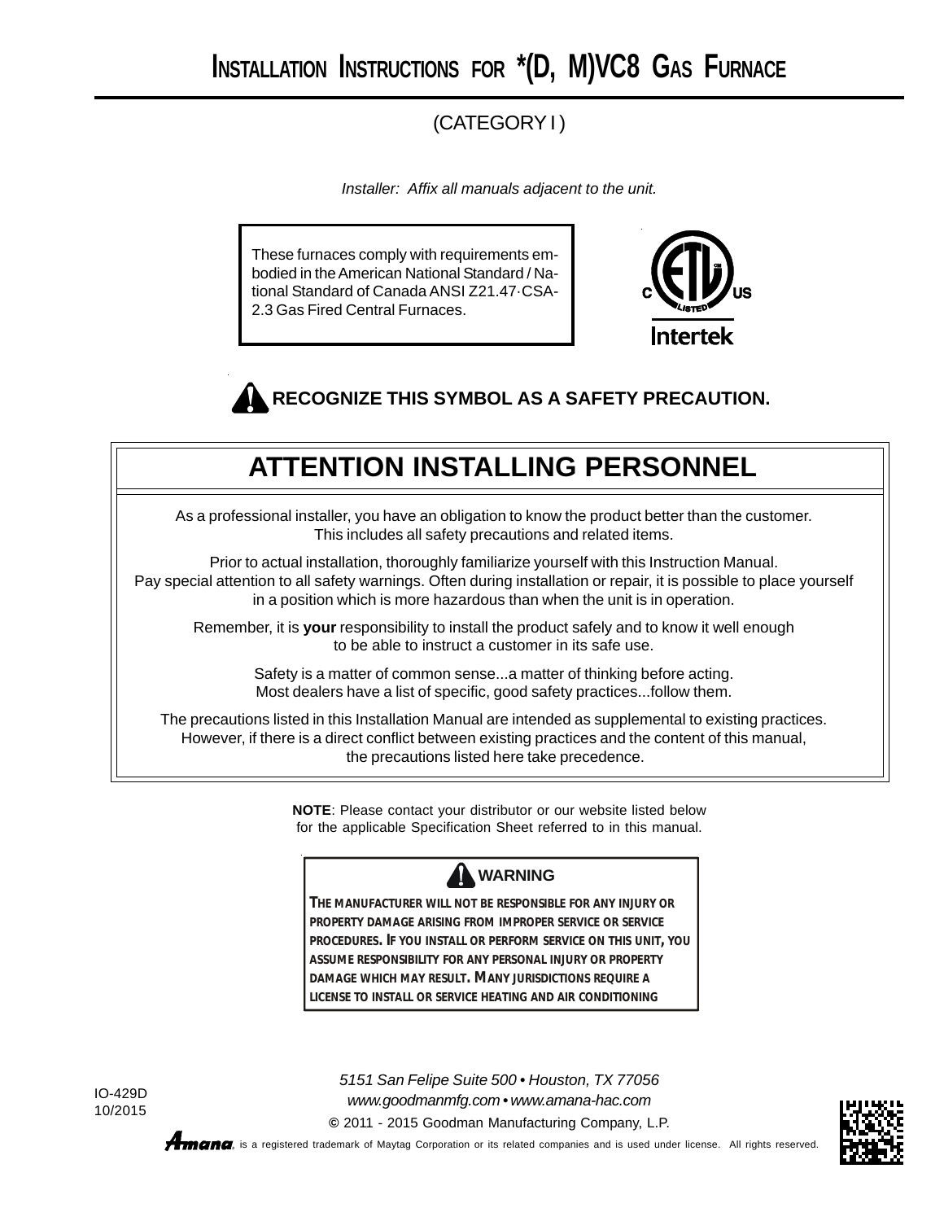# INSTALLATION INSTRUCTIONS FOR *(D, M)VC8 GAS FURNACE

(CATEGORY I)

*Installer: Affix all manuals adjacent to the unit.*

These furnaces comply with requirements embodied in the American National Standard / National Standard of Canada ANSI Z21.47·CSA-2.3 Gas Fired Central Furnaces.

C ETL LISTED US
Intertek

**RECOGNIZE THIS SYMBOL AS A SAFETY PRECAUTION.**

## ATTENTION INSTALLING PERSONNEL

As a professional installer, you have an obligation to know the product better than the customer. This includes all safety precautions and related items.

Prior to actual installation, thoroughly familiarize yourself with this Instruction Manual. Pay special attention to all safety warnings. Often during installation or repair, it is possible to place yourself in a position which is more hazardous than when the unit is in operation.

Remember, it is **your** responsibility to install the product safely and to know it well enough to be able to instruct a customer in its safe use.

Safety is a matter of common sense...a matter of thinking before acting. Most dealers have a list of specific, good safety practices...follow them.

The precautions listed in this Installation Manual are intended as supplemental to existing practices. However, if there is a direct conflict between existing practices and the content of this manual, the precautions listed here take precedence.

**NOTE**: Please contact your distributor or our website listed below for the applicable Specification Sheet referred to in this manual.

**WARNING**

THE MANUFACTURER WILL NOT BE RESPONSIBLE FOR ANY INJURY OR PROPERTY DAMAGE ARISING FROM IMPROPER SERVICE OR SERVICE PROCEDURES. IF YOU INSTALL OR PERFORM SERVICE ON THIS UNIT, YOU ASSUME RESPONSIBILITY FOR ANY PERSONAL INJURY OR PROPERTY DAMAGE WHICH MAY RESULT. MANY JURISDICTIONS REQUIRE A LICENSE TO INSTALL OR SERVICE HEATING AND AIR CONDITIONING

IO-429D
10/2015

*5151 San Felipe Suite 500 • Houston, TX 77056*
*www.goodmanmfg.com • www.amana-hac.com*
© 2011 - 2015 Goodman Manufacturing Company, L.P.

Amana® is a registered trademark of Maytag Corporation or its related companies and is used under license. All rights reserved.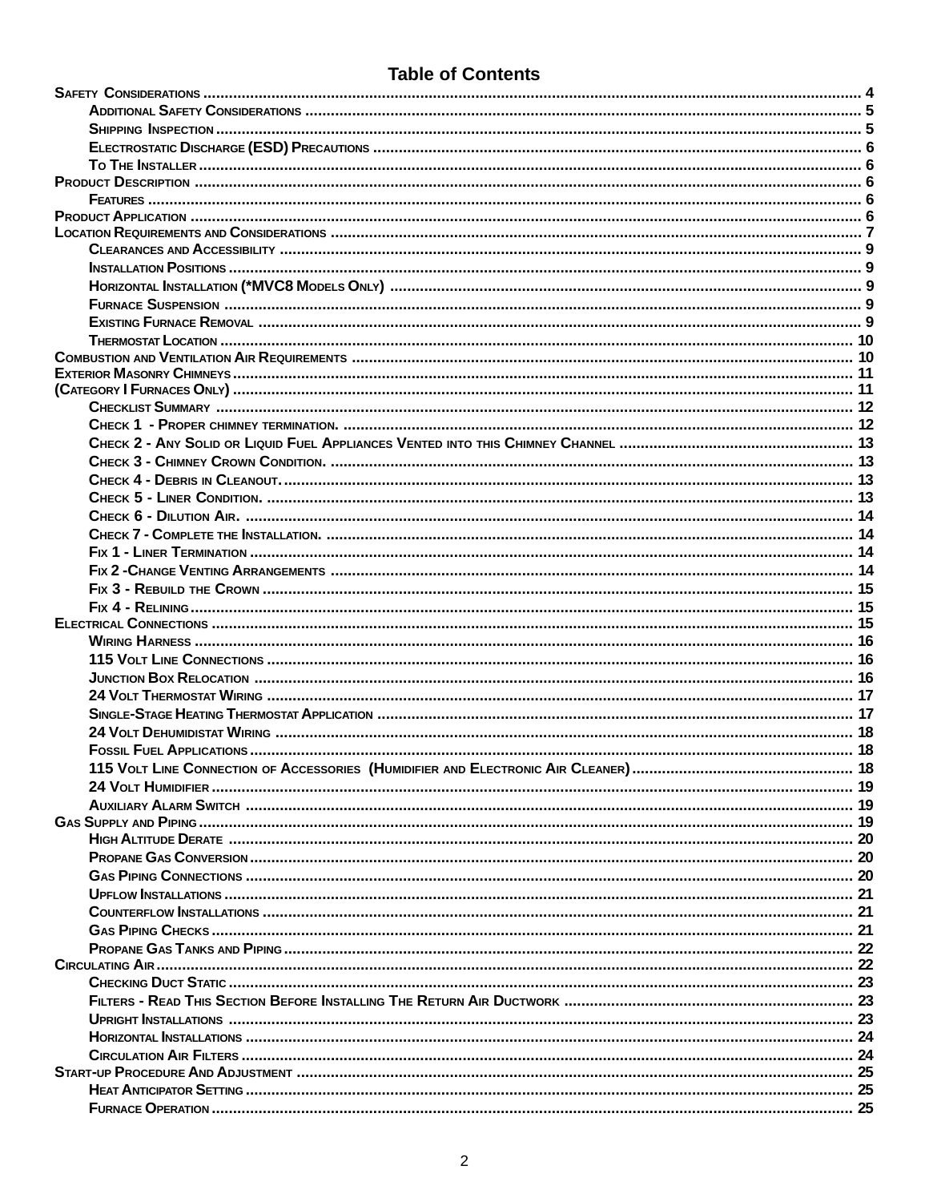# Table of Contents

Safety Considerations ........................................ 4
- Additional Safety Considerations ........................................ 5
- Shipping Inspection ........................................ 5
- Electrostatic Discharge (ESD) Precautions ........................................ 6
- To The Installer ........................................ 6

Product Description ........................................ 6
- Features ........................................ 6

Product Application ........................................ 6

Location Requirements and Considerations ........................................ 7
- Clearances and Accessibility ........................................ 9
- Installation Positions ........................................ 9
- Horizontal Installation (*MVC8 Models Only) ........................................ 9
- Furnace Suspension ........................................ 9
- Existing Furnace Removal ........................................ 9
- Thermostat Location ........................................ 10

Combustion and Ventilation Air Requirements ........................................ 10

Exterior Masonry Chimneys ........................................ 11

(Category I Furnaces Only) ........................................ 11
- Checklist Summary ........................................ 12
- Check 1 - Proper chimney termination. ........................................ 12
- Check 2 - Any Solid or Liquid Fuel Appliances Vented into this Chimney Channel ........................................ 13
- Check 3 - Chimney Crown Condition. ........................................ 13
- Check 4 - Debris in Cleanout. ........................................ 13
- Check 5 - Liner Condition. ........................................ 13
- Check 6 - Dilution Air. ........................................ 14
- Check 7 - Complete the Installation. ........................................ 14
- Fix 1 - Liner Termination ........................................ 14
- Fix 2 -Change Venting Arrangements ........................................ 14
- Fix 3 - Rebuild the Crown ........................................ 15
- Fix 4 - Relining ........................................ 15

Electrical Connections ........................................ 15
- Wiring Harness ........................................ 16
- 115 Volt Line Connections ........................................ 16
- Junction Box Relocation ........................................ 16
- 24 Volt Thermostat Wiring ........................................ 17
- Single-Stage Heating Thermostat Application ........................................ 17
- 24 Volt Dehumidistat Wiring ........................................ 18
- Fossil Fuel Applications ........................................ 18
- 115 Volt Line Connection of Accessories (Humidifier and Electronic Air Cleaner) ........................................ 18
- 24 Volt Humidifier ........................................ 19
- Auxiliary Alarm Switch ........................................ 19

Gas Supply and Piping ........................................ 19
- High Altitude Derate ........................................ 20
- Propane Gas Conversion ........................................ 20
- Gas Piping Connections ........................................ 20
- Upflow Installations ........................................ 21
- Counterflow Installations ........................................ 21
- Gas Piping Checks ........................................ 21
- Propane Gas Tanks and Piping ........................................ 22

Circulating Air ........................................ 22
- Checking Duct Static ........................................ 23
- Filters - Read This Section Before Installing The Return Air Ductwork ........................................ 23
- Upright Installations ........................................ 23
- Horizontal Installations ........................................ 24
- Circulation Air Filters ........................................ 24

Start-up Procedure And Adjustment ........................................ 25
- Heat Anticipator Setting ........................................ 25
- Furnace Operation ........................................ 25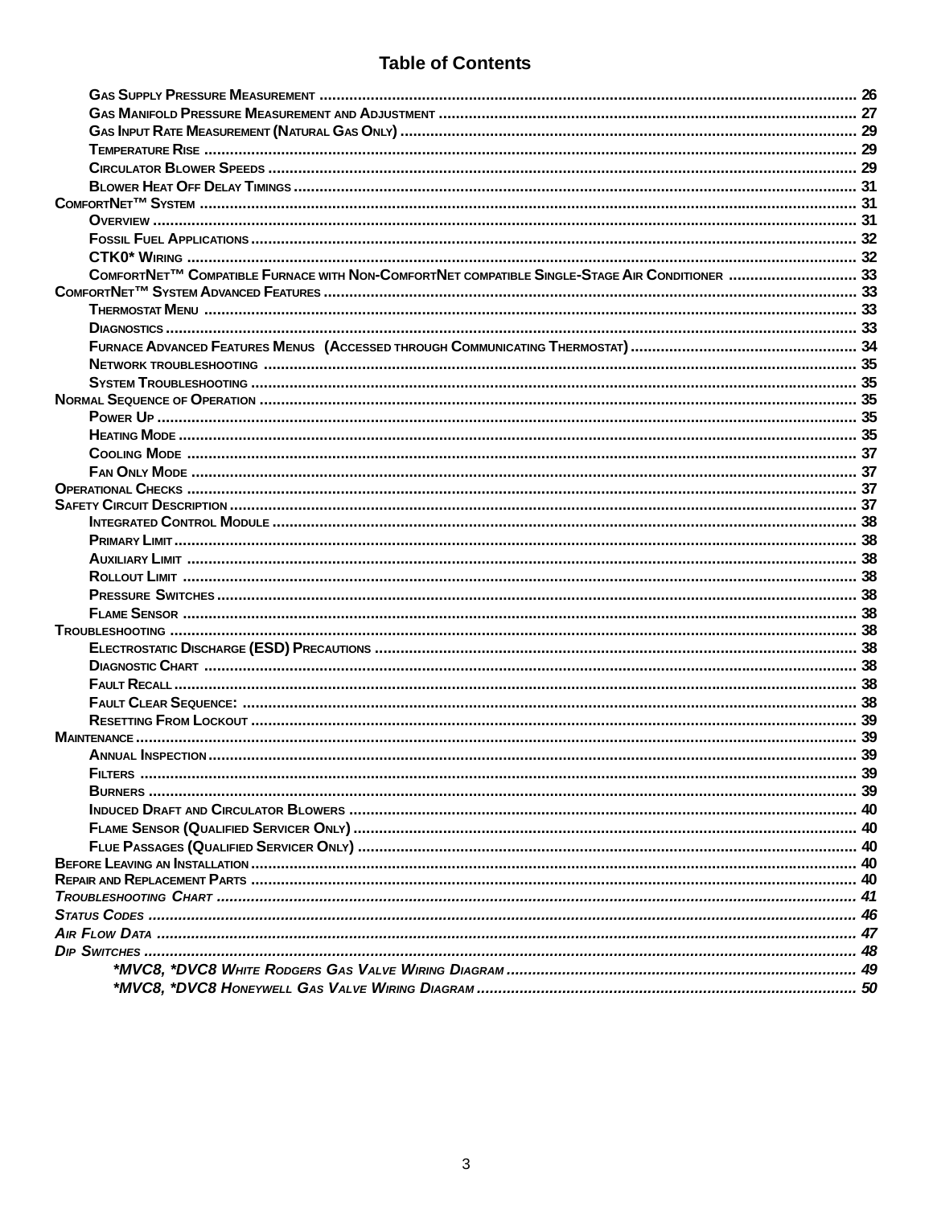# Table of Contents

- Gas Supply Pressure Measurement ........ 26
- Gas Manifold Pressure Measurement and Adjustment ........ 27
- Gas Input Rate Measurement (Natural Gas Only) ........ 29
- Temperature Rise ........ 29
- Circulator Blower Speeds ........ 29
- Blower Heat Off Delay Timings ........ 31

ComfortNet™ System ........ 31

- Overview ........ 31
- Fossil Fuel Applications ........ 32
- CTK0* Wiring ........ 32
- ComfortNet™ Compatible Furnace with Non-ComfortNet compatible Single-Stage Air Conditioner ........ 33

ComfortNet™ System Advanced Features ........ 33

- Thermostat Menu ........ 33
- Diagnostics ........ 33
- Furnace Advanced Features Menus (Accessed through Communicating Thermostat) ........ 34
- Network troubleshooting ........ 35
- System Troubleshooting ........ 35

Normal Sequence of Operation ........ 35

- Power Up ........ 35
- Heating Mode ........ 35
- Cooling Mode ........ 37
- Fan Only Mode ........ 37

Operational Checks ........ 37

Safety Circuit Description ........ 37

- Integrated Control Module ........ 38
- Primary Limit ........ 38
- Auxiliary Limit ........ 38
- Rollout Limit ........ 38
- Pressure Switches ........ 38
- Flame Sensor ........ 38

Troubleshooting ........ 38

- Electrostatic Discharge (ESD) Precautions ........ 38
- Diagnostic Chart ........ 38
- Fault Recall ........ 38
- Fault Clear Sequence: ........ 38
- Resetting From Lockout ........ 39

Maintenance ........ 39

- Annual Inspection ........ 39
- Filters ........ 39
- Burners ........ 39
- Induced Draft and Circulator Blowers ........ 40
- Flame Sensor (Qualified Servicer Only) ........ 40
- Flue Passages (Qualified Servicer Only) ........ 40

Before Leaving an Installation ........ 40

Repair and Replacement Parts ........ 40

*Troubleshooting Chart* ........ *41*

*Status Codes* ........ *46*

*Air Flow Data* ........ *47*

*Dip Switches* ........ *48*

- *\*MVC8, \*DVC8 White Rodgers Gas Valve Wiring Diagram* ........ *49*
- *\*MVC8, \*DVC8 Honeywell Gas Valve Wiring Diagram* ........ *50*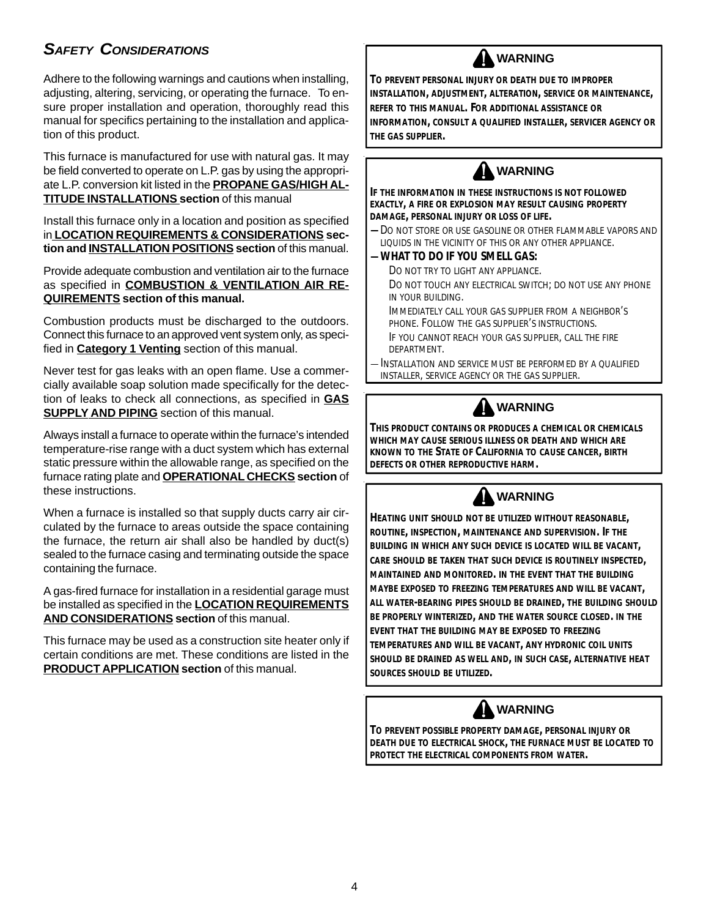## *Safety Considerations*

Adhere to the following warnings and cautions when installing, adjusting, altering, servicing, or operating the furnace. To ensure proper installation and operation, thoroughly read this manual for specifics pertaining to the installation and application of this product.

This furnace is manufactured for use with natural gas. It may be field converted to operate on L.P. gas by using the appropriate L.P. conversion kit listed in the **PROPANE GAS/HIGH ALTITUDE INSTALLATIONS section** of this manual

Install this furnace only in a location and position as specified in **LOCATION REQUIREMENTS & CONSIDERATIONS section and INSTALLATION POSITIONS section** of this manual.

Provide adequate combustion and ventilation air to the furnace as specified in **COMBUSTION & VENTILATION AIR REQUIREMENTS section of this manual.**

Combustion products must be discharged to the outdoors. Connect this furnace to an approved vent system only, as specified in **Category 1 Venting** section of this manual.

Never test for gas leaks with an open flame. Use a commercially available soap solution made specifically for the detection of leaks to check all connections, as specified in **GAS SUPPLY AND PIPING** section of this manual.

Always install a furnace to operate within the furnace's intended temperature-rise range with a duct system which has external static pressure within the allowable range, as specified on the furnace rating plate and **OPERATIONAL CHECKS section** of these instructions.

When a furnace is installed so that supply ducts carry air circulated by the furnace to areas outside the space containing the furnace, the return air shall also be handled by duct(s) sealed to the furnace casing and terminating outside the space containing the furnace.

A gas-fired furnace for installation in a residential garage must be installed as specified in the **LOCATION REQUIREMENTS AND CONSIDERATIONS section** of this manual.

This furnace may be used as a construction site heater only if certain conditions are met. These conditions are listed in the **PRODUCT APPLICATION section** of this manual.

**WARNING**

**TO PREVENT PERSONAL INJURY OR DEATH DUE TO IMPROPER INSTALLATION, ADJUSTMENT, ALTERATION, SERVICE OR MAINTENANCE, REFER TO THIS MANUAL. FOR ADDITIONAL ASSISTANCE OR INFORMATION, CONSULT A QUALIFIED INSTALLER, SERVICER AGENCY OR THE GAS SUPPLIER.**

**WARNING**

**IF THE INFORMATION IN THESE INSTRUCTIONS IS NOT FOLLOWED EXACTLY, A FIRE OR EXPLOSION MAY RESULT CAUSING PROPERTY DAMAGE, PERSONAL INJURY OR LOSS OF LIFE.**

— DO NOT STORE OR USE GASOLINE OR OTHER FLAMMABLE VAPORS AND LIQUIDS IN THE VICINITY OF THIS OR ANY OTHER APPLIANCE.

— **WHAT TO DO IF YOU SMELL GAS:**

DO NOT TRY TO LIGHT ANY APPLIANCE.

DO NOT TOUCH ANY ELECTRICAL SWITCH; DO NOT USE ANY PHONE IN YOUR BUILDING.

IMMEDIATELY CALL YOUR GAS SUPPLIER FROM A NEIGHBOR'S PHONE. FOLLOW THE GAS SUPPLIER'S INSTRUCTIONS.

IF YOU CANNOT REACH YOUR GAS SUPPLIER, CALL THE FIRE DEPARTMENT.

— INSTALLATION AND SERVICE MUST BE PERFORMED BY A QUALIFIED INSTALLER, SERVICE AGENCY OR THE GAS SUPPLIER.

**WARNING**

**THIS PRODUCT CONTAINS OR PRODUCES A CHEMICAL OR CHEMICALS WHICH MAY CAUSE SERIOUS ILLNESS OR DEATH AND WHICH ARE KNOWN TO THE STATE OF CALIFORNIA TO CAUSE CANCER, BIRTH DEFECTS OR OTHER REPRODUCTIVE HARM.**

**WARNING**

**HEATING UNIT SHOULD NOT BE UTILIZED WITHOUT REASONABLE, ROUTINE, INSPECTION, MAINTENANCE AND SUPERVISION. IF THE BUILDING IN WHICH ANY SUCH DEVICE IS LOCATED WILL BE VACANT, CARE SHOULD BE TAKEN THAT SUCH DEVICE IS ROUTINELY INSPECTED, MAINTAINED AND MONITORED. IN THE EVENT THAT THE BUILDING MAYBE EXPOSED TO FREEZING TEMPERATURES AND WILL BE VACANT, ALL WATER-BEARING PIPES SHOULD BE DRAINED, THE BUILDING SHOULD BE PROPERLY WINTERIZED, AND THE WATER SOURCE CLOSED. IN THE EVENT THAT THE BUILDING MAY BE EXPOSED TO FREEZING TEMPERATURES AND WILL BE VACANT, ANY HYDRONIC COIL UNITS SHOULD BE DRAINED AS WELL AND, IN SUCH CASE, ALTERNATIVE HEAT SOURCES SHOULD BE UTILIZED.**

**WARNING**

**TO PREVENT POSSIBLE PROPERTY DAMAGE, PERSONAL INJURY OR DEATH DUE TO ELECTRICAL SHOCK, THE FURNACE MUST BE LOCATED TO PROTECT THE ELECTRICAL COMPONENTS FROM WATER.**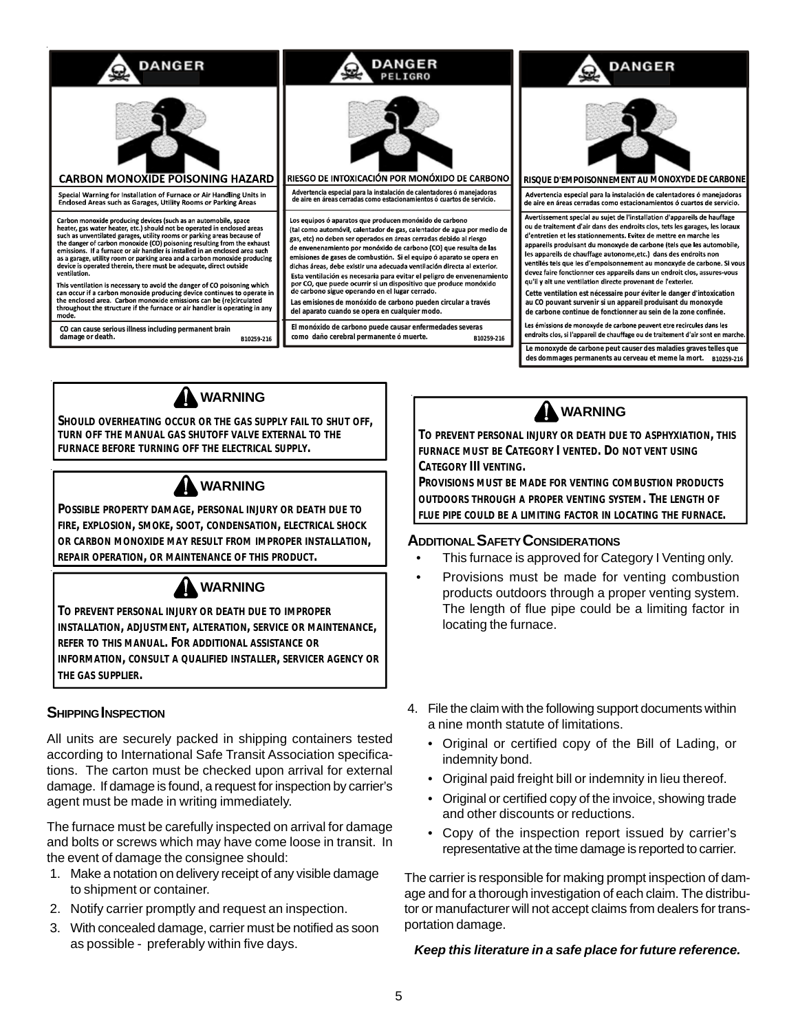**DANGER**

**CARBON MONOXIDE POISONING HAZARD**

**Special Warning for Installation of Furnace or Air Handling Units in Enclosed Areas such as Garages, Utility Rooms or Parking Areas**

Carbon monoxide producing devices (such as an automobile, space heater, gas water heater, etc.) should not be operated in enclosed areas such as unventilated garages, utility rooms or parking areas because of the danger of carbon monoxide (CO) poisoning resulting from the exhaust emissions. If a furnace or air handler is installed in an enclosed area such as a garage, utility room or parking area and a carbon monoxide producing device is operated therein, there must be adequate, direct outside ventilation.

This ventilation is necessary to avoid the danger of CO poisoning which can occur if a carbon monoxide producing device continues to operate in the enclosed area. Carbon monoxide emissions can be (re)circulated throughout the structure if the furnace or air handler is operating in any mode.

**CO can cause serious illness including permanent brain damage or death.** B10259-216

**DANGER**
**PELIGRO**

**RIESGO DE INTOXICACIÓN POR MONÓXIDO DE CARBONO**

**Advertencia especial para la instalación de calentadores ó manejadoras de aire en áreas cerradas como estacionamientos ó cuartos de servicio.**

Los equipos ó aparatos que producen monóxido de carbono (tal como automóvil, calentador de gas, calentador de agua por medio de gas, etc) no deben ser operados en áreas cerradas debido al riesgo de envenenamiento por monóxido de carbono (CO) que resulta de las emisiones de gases de combustión. Si el equipo ó aparato se opera en dichas áreas, debe existir una adecuada ventilación directa al exterior.

Esta ventilación es necesaria para evitar el peligro de envenenamiento por CO, que puede ocurrir si un dispositivo que produce monóxido de carbono sigue operando en el lugar cerrado.

Las emisiones de monóxido de carbono pueden circular a través del aparato cuando se opera en cualquier modo.

**El monóxido de carbono puede causar enfermedades severas como daño cerebral permanente ó muerte.** B10259-216

**DANGER**

**RISQUE D'EMPOISONNEMENT AU MONOXYDE DE CARBONE**

**Advertencia especial para la instalación de calentadores ó manejadoras de aire en áreas cerradas como estacionamientos ó cuartos de servicio.**

Avertissement special au sujet de l'installation d'appareils de hauffage ou de traitement d'air dans des endroits clos, tets les garages, les locaux d'entretien et les stationnements. Evitez de mettre en marche les appareils produisant du monoxyde de carbone (tels que les automobile, les appareils de chauffage autonome,etc.) dans des endroits non ventilés tels que les d'empoisonnement au monoxyde de carbone. Si vous devez faire fonctionner ces appareils dans un endroit clos, assures-vous qu'il y ait une ventilation directe provenant de l'exterier.

Cette ventilation est nécessaire pour éviter le danger d'intoxication au CO pouvant survenir si un appareil produisant du monoxyde de carbone continue de fonctionner au sein de la zone confinée.

Les émissions de monoxyde de carbone peuvent etre recircules dans les endroits clos, si l'appareil de chauffage ou de traitement d'air sont en marche.

**Le monoxyde de carbone peut causer des maladies graves telles que des dommages permanents au cerveau et meme la mort.** B10259-216

**WARNING**

**SHOULD OVERHEATING OCCUR OR THE GAS SUPPLY FAIL TO SHUT OFF, TURN OFF THE MANUAL GAS SHUTOFF VALVE EXTERNAL TO THE FURNACE BEFORE TURNING OFF THE ELECTRICAL SUPPLY.**

**WARNING**

**POSSIBLE PROPERTY DAMAGE, PERSONAL INJURY OR DEATH DUE TO FIRE, EXPLOSION, SMOKE, SOOT, CONDENSATION, ELECTRICAL SHOCK OR CARBON MONOXIDE MAY RESULT FROM IMPROPER INSTALLATION, REPAIR OPERATION, OR MAINTENANCE OF THIS PRODUCT.**

**WARNING**

**TO PREVENT PERSONAL INJURY OR DEATH DUE TO IMPROPER INSTALLATION, ADJUSTMENT, ALTERATION, SERVICE OR MAINTENANCE, REFER TO THIS MANUAL. FOR ADDITIONAL ASSISTANCE OR INFORMATION, CONSULT A QUALIFIED INSTALLER, SERVICER AGENCY OR THE GAS SUPPLIER.**

**WARNING**

**TO PREVENT PERSONAL INJURY OR DEATH DUE TO ASPHYXIATION, THIS FURNACE MUST BE CATEGORY I VENTED. DO NOT VENT USING CATEGORY III VENTING.**

**PROVISIONS MUST BE MADE FOR VENTING COMBUSTION PRODUCTS OUTDOORS THROUGH A PROPER VENTING SYSTEM. THE LENGTH OF FLUE PIPE COULD BE A LIMITING FACTOR IN LOCATING THE FURNACE.**

## ADDITIONAL SAFETY CONSIDERATIONS

- This furnace is approved for Category I Venting only.
- Provisions must be made for venting combustion products outdoors through a proper venting system. The length of flue pipe could be a limiting factor in locating the furnace.

## SHIPPING INSPECTION

All units are securely packed in shipping containers tested according to International Safe Transit Association specifications. The carton must be checked upon arrival for external damage. If damage is found, a request for inspection by carrier's agent must be made in writing immediately.

The furnace must be carefully inspected on arrival for damage and bolts or screws which may have come loose in transit. In the event of damage the consignee should:

1. Make a notation on delivery receipt of any visible damage to shipment or container.
2. Notify carrier promptly and request an inspection.
3. With concealed damage, carrier must be notified as soon as possible - preferably within five days.
4. File the claim with the following support documents within a nine month statute of limitations.
   - Original or certified copy of the Bill of Lading, or indemnity bond.
   - Original paid freight bill or indemnity in lieu thereof.
   - Original or certified copy of the invoice, showing trade and other discounts or reductions.
   - Copy of the inspection report issued by carrier's representative at the time damage is reported to carrier.

The carrier is responsible for making prompt inspection of damage and for a thorough investigation of each claim. The distributor or manufacturer will not accept claims from dealers for transportation damage.

***Keep this literature in a safe place for future reference.***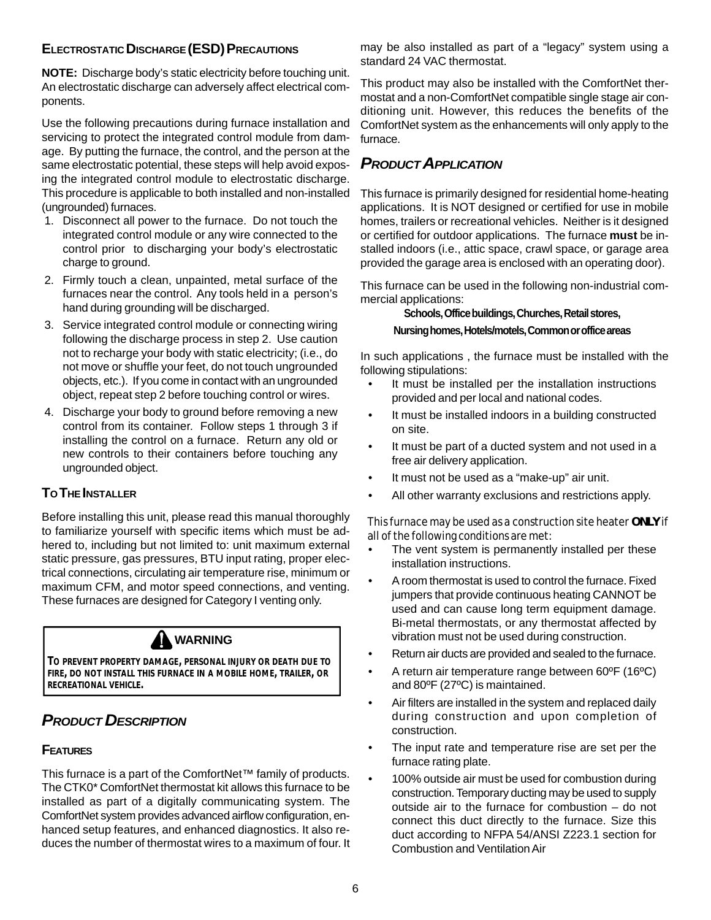## ELECTROSTATIC DISCHARGE (ESD) PRECAUTIONS

**NOTE:** Discharge body's static electricity before touching unit. An electrostatic discharge can adversely affect electrical components.

Use the following precautions during furnace installation and servicing to protect the integrated control module from damage. By putting the furnace, the control, and the person at the same electrostatic potential, these steps will help avoid exposing the integrated control module to electrostatic discharge. This procedure is applicable to both installed and non-installed (ungrounded) furnaces.

1. Disconnect all power to the furnace. Do not touch the integrated control module or any wire connected to the control prior to discharging your body's electrostatic charge to ground.
2. Firmly touch a clean, unpainted, metal surface of the furnaces near the control. Any tools held in a person's hand during grounding will be discharged.
3. Service integrated control module or connecting wiring following the discharge process in step 2. Use caution not to recharge your body with static electricity; (i.e., do not move or shuffle your feet, do not touch ungrounded objects, etc.). If you come in contact with an ungrounded object, repeat step 2 before touching control or wires.
4. Discharge your body to ground before removing a new control from its container. Follow steps 1 through 3 if installing the control on a furnace. Return any old or new controls to their containers before touching any ungrounded object.

## TO THE INSTALLER

Before installing this unit, please read this manual thoroughly to familiarize yourself with specific items which must be adhered to, including but not limited to: unit maximum external static pressure, gas pressures, BTU input rating, proper electrical connections, circulating air temperature rise, minimum or maximum CFM, and motor speed connections, and venting. These furnaces are designed for Category I venting only.

**WARNING**

**TO PREVENT PROPERTY DAMAGE, PERSONAL INJURY OR DEATH DUE TO FIRE, DO NOT INSTALL THIS FURNACE IN A MOBILE HOME, TRAILER, OR RECREATIONAL VEHICLE.**

# PRODUCT DESCRIPTION

## FEATURES

This furnace is a part of the ComfortNet™ family of products. The CTK0* ComfortNet thermostat kit allows this furnace to be installed as part of a digitally communicating system. The ComfortNet system provides advanced airflow configuration, enhanced setup features, and enhanced diagnostics. It also reduces the number of thermostat wires to a maximum of four. It may be also installed as part of a "legacy" system using a standard 24 VAC thermostat.

This product may also be installed with the ComfortNet thermostat and a non-ComfortNet compatible single stage air conditioning unit. However, this reduces the benefits of the ComfortNet system as the enhancements will only apply to the furnace.

# PRODUCT APPLICATION

This furnace is primarily designed for residential home-heating applications. It is NOT designed or certified for use in mobile homes, trailers or recreational vehicles. Neither is it designed or certified for outdoor applications. The furnace **must** be installed indoors (i.e., attic space, crawl space, or garage area provided the garage area is enclosed with an operating door).

This furnace can be used in the following non-industrial commercial applications:

**Schools, Office buildings, Churches, Retail stores,**
**Nursing homes, Hotels/motels, Common or office areas**

In such applications , the furnace must be installed with the following stipulations:

- It must be installed per the installation instructions provided and per local and national codes.
- It must be installed indoors in a building constructed on site.
- It must be part of a ducted system and not used in a free air delivery application.
- It must not be used as a "make-up" air unit.
- All other warranty exclusions and restrictions apply.

*This furnace may be used as a construction site heater* ***ONLY*** *if all of the following conditions are met:*

- The vent system is permanently installed per these installation instructions.
- A room thermostat is used to control the furnace. Fixed jumpers that provide continuous heating CANNOT be used and can cause long term equipment damage. Bi-metal thermostats, or any thermostat affected by vibration must not be used during construction.
- Return air ducts are provided and sealed to the furnace.
- A return air temperature range between 60ºF (16ºC) and 80ºF (27ºC) is maintained.
- Air filters are installed in the system and replaced daily during construction and upon completion of construction.
- The input rate and temperature rise are set per the furnace rating plate.
- 100% outside air must be used for combustion during construction. Temporary ducting may be used to supply outside air to the furnace for combustion – do not connect this duct directly to the furnace. Size this duct according to NFPA 54/ANSI Z223.1 section for Combustion and Ventilation Air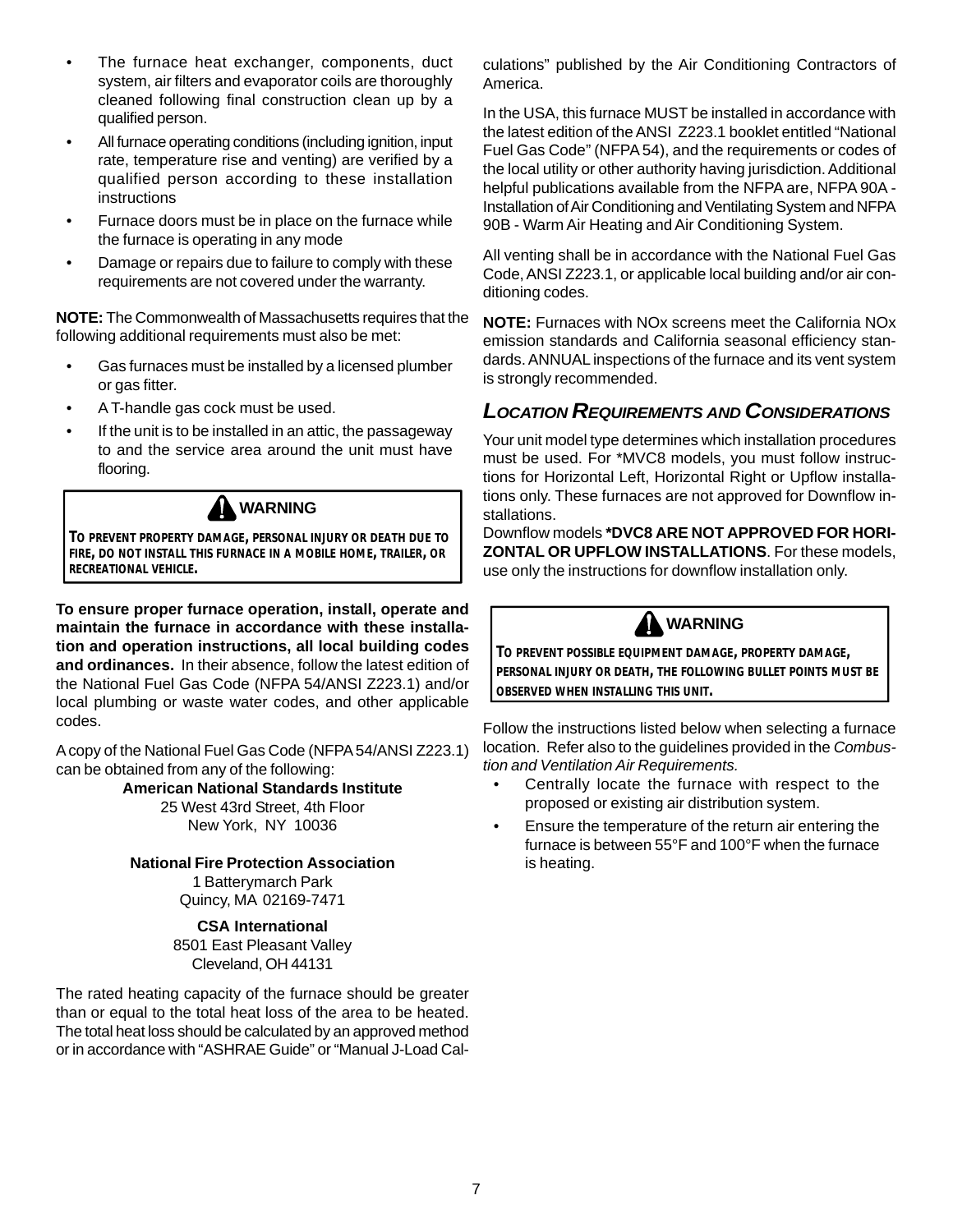- The furnace heat exchanger, components, duct system, air filters and evaporator coils are thoroughly cleaned following final construction clean up by a qualified person.
- All furnace operating conditions (including ignition, input rate, temperature rise and venting) are verified by a qualified person according to these installation instructions
- Furnace doors must be in place on the furnace while the furnace is operating in any mode
- Damage or repairs due to failure to comply with these requirements are not covered under the warranty.

**NOTE:** The Commonwealth of Massachusetts requires that the following additional requirements must also be met:

- Gas furnaces must be installed by a licensed plumber or gas fitter.
- A T-handle gas cock must be used.
- If the unit is to be installed in an attic, the passageway to and the service area around the unit must have flooring.

> **WARNING**
>
> **TO PREVENT PROPERTY DAMAGE, PERSONAL INJURY OR DEATH DUE TO FIRE, DO NOT INSTALL THIS FURNACE IN A MOBILE HOME, TRAILER, OR RECREATIONAL VEHICLE.**

**To ensure proper furnace operation, install, operate and maintain the furnace in accordance with these installation and operation instructions, all local building codes and ordinances.** In their absence, follow the latest edition of the National Fuel Gas Code (NFPA 54/ANSI Z223.1) and/or local plumbing or waste water codes, and other applicable codes.

A copy of the National Fuel Gas Code (NFPA 54/ANSI Z223.1) can be obtained from any of the following:

**American National Standards Institute**
25 West 43rd Street, 4th Floor
New York, NY 10036

**National Fire Protection Association**
1 Batterymarch Park
Quincy, MA 02169-7471

**CSA International**
8501 East Pleasant Valley
Cleveland, OH 44131

The rated heating capacity of the furnace should be greater than or equal to the total heat loss of the area to be heated. The total heat loss should be calculated by an approved method or in accordance with "ASHRAE Guide" or "Manual J-Load Calculations" published by the Air Conditioning Contractors of America.

In the USA, this furnace MUST be installed in accordance with the latest edition of the ANSI Z223.1 booklet entitled "National Fuel Gas Code" (NFPA 54), and the requirements or codes of the local utility or other authority having jurisdiction. Additional helpful publications available from the NFPA are, NFPA 90A - Installation of Air Conditioning and Ventilating System and NFPA 90B - Warm Air Heating and Air Conditioning System.

All venting shall be in accordance with the National Fuel Gas Code, ANSI Z223.1, or applicable local building and/or air conditioning codes.

**NOTE:** Furnaces with NOx screens meet the California NOx emission standards and California seasonal efficiency standards. ANNUAL inspections of the furnace and its vent system is strongly recommended.

## *LOCATION REQUIREMENTS AND CONSIDERATIONS*

Your unit model type determines which installation procedures must be used. For *MVC8 models, you must follow instructions for Horizontal Left, Horizontal Right or Upflow installations only. These furnaces are not approved for Downflow installations.
Downflow models ***DVC8 ARE NOT APPROVED FOR HORIZONTAL OR UPFLOW INSTALLATIONS**. For these models, use only the instructions for downflow installation only.

> **WARNING**
>
> **TO PREVENT POSSIBLE EQUIPMENT DAMAGE, PROPERTY DAMAGE, PERSONAL INJURY OR DEATH, THE FOLLOWING BULLET POINTS MUST BE OBSERVED WHEN INSTALLING THIS UNIT.**

Follow the instructions listed below when selecting a furnace location. Refer also to the guidelines provided in the *Combustion and Ventilation Air Requirements.*

- Centrally locate the furnace with respect to the proposed or existing air distribution system.
- Ensure the temperature of the return air entering the furnace is between 55°F and 100°F when the furnace is heating.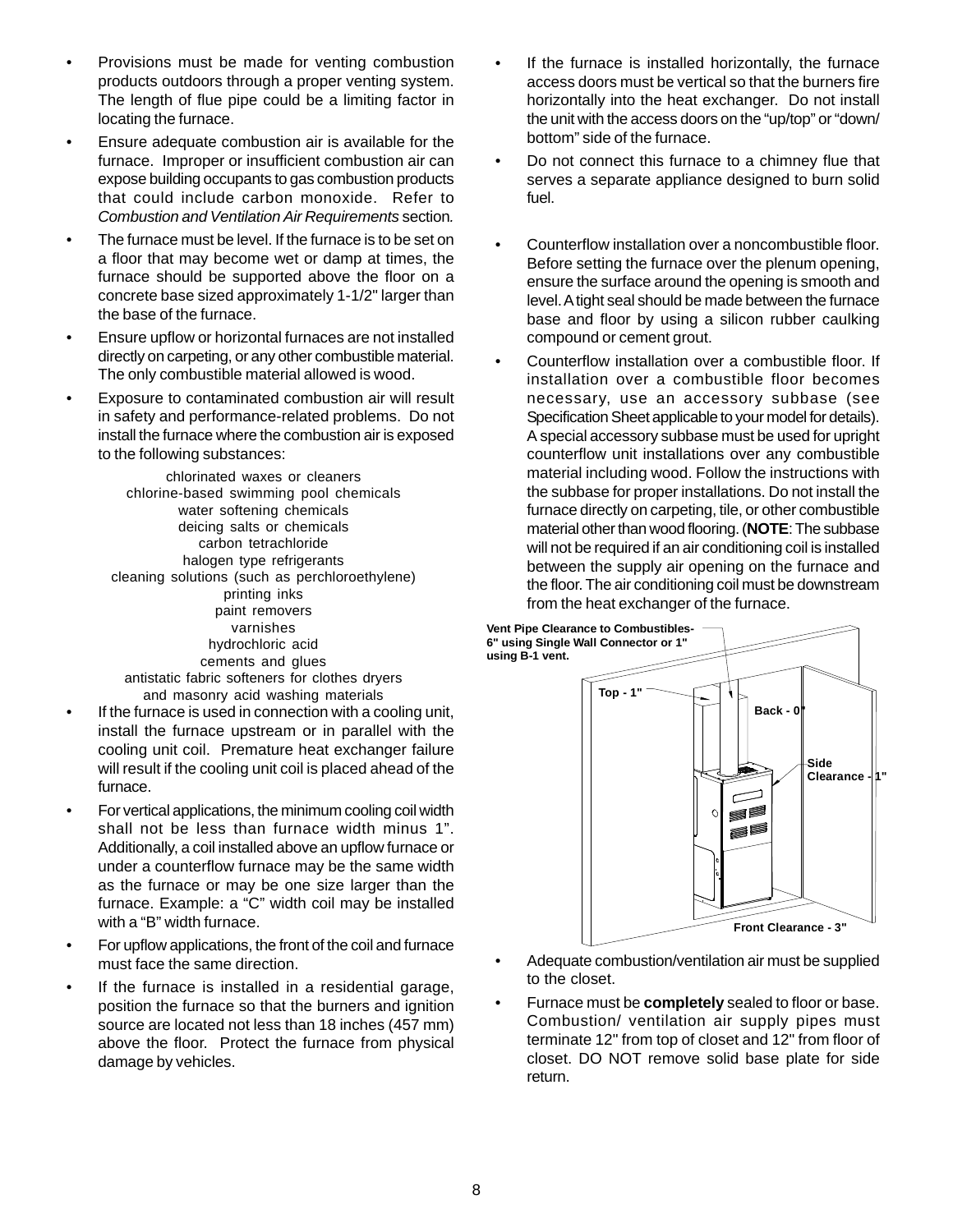- Provisions must be made for venting combustion products outdoors through a proper venting system. The length of flue pipe could be a limiting factor in locating the furnace.
- Ensure adequate combustion air is available for the furnace. Improper or insufficient combustion air can expose building occupants to gas combustion products that could include carbon monoxide. Refer to *Combustion and Ventilation Air Requirements* section.
- The furnace must be level. If the furnace is to be set on a floor that may become wet or damp at times, the furnace should be supported above the floor on a concrete base sized approximately 1-1/2" larger than the base of the furnace.
- Ensure upflow or horizontal furnaces are not installed directly on carpeting, or any other combustible material. The only combustible material allowed is wood.
- Exposure to contaminated combustion air will result in safety and performance-related problems. Do not install the furnace where the combustion air is exposed to the following substances:

  chlorinated waxes or cleaners
  chlorine-based swimming pool chemicals
  water softening chemicals
  deicing salts or chemicals
  carbon tetrachloride
  halogen type refrigerants
  cleaning solutions (such as perchloroethylene)
  printing inks
  paint removers
  varnishes
  hydrochloric acid
  cements and glues
  antistatic fabric softeners for clothes dryers
  and masonry acid washing materials
- If the furnace is used in connection with a cooling unit, install the furnace upstream or in parallel with the cooling unit coil. Premature heat exchanger failure will result if the cooling unit coil is placed ahead of the furnace.
- For vertical applications, the minimum cooling coil width shall not be less than furnace width minus 1". Additionally, a coil installed above an upflow furnace or under a counterflow furnace may be the same width as the furnace or may be one size larger than the furnace. Example: a "C" width coil may be installed with a "B" width furnace.
- For upflow applications, the front of the coil and furnace must face the same direction.
- If the furnace is installed in a residential garage, position the furnace so that the burners and ignition source are located not less than 18 inches (457 mm) above the floor. Protect the furnace from physical damage by vehicles.
- If the furnace is installed horizontally, the furnace access doors must be vertical so that the burners fire horizontally into the heat exchanger. Do not install the unit with the access doors on the "up/top" or "down/bottom" side of the furnace.
- Do not connect this furnace to a chimney flue that serves a separate appliance designed to burn solid fuel.
- Counterflow installation over a noncombustible floor. Before setting the furnace over the plenum opening, ensure the surface around the opening is smooth and level. A tight seal should be made between the furnace base and floor by using a silicon rubber caulking compound or cement grout.
- Counterflow installation over a combustible floor. If installation over a combustible floor becomes necessary, use an accessory subbase (see Specification Sheet applicable to your model for details). A special accessory subbase must be used for upright counterflow unit installations over any combustible material including wood. Follow the instructions with the subbase for proper installations. Do not install the furnace directly on carpeting, tile, or other combustible material other than wood flooring. (**NOTE**: The subbase will not be required if an air conditioning coil is installed between the supply air opening on the furnace and the floor. The air conditioning coil must be downstream from the heat exchanger of the furnace.

Vent Pipe Clearance to Combustibles- 6" using Single Wall Connector or 1" using B-1 vent.

Top - 1"

Back - 0"

Side Clearance - 1"

Front Clearance - 3"

- Adequate combustion/ventilation air must be supplied to the closet.
- Furnace must be **completely** sealed to floor or base. Combustion/ ventilation air supply pipes must terminate 12" from top of closet and 12" from floor of closet. DO NOT remove solid base plate for side return.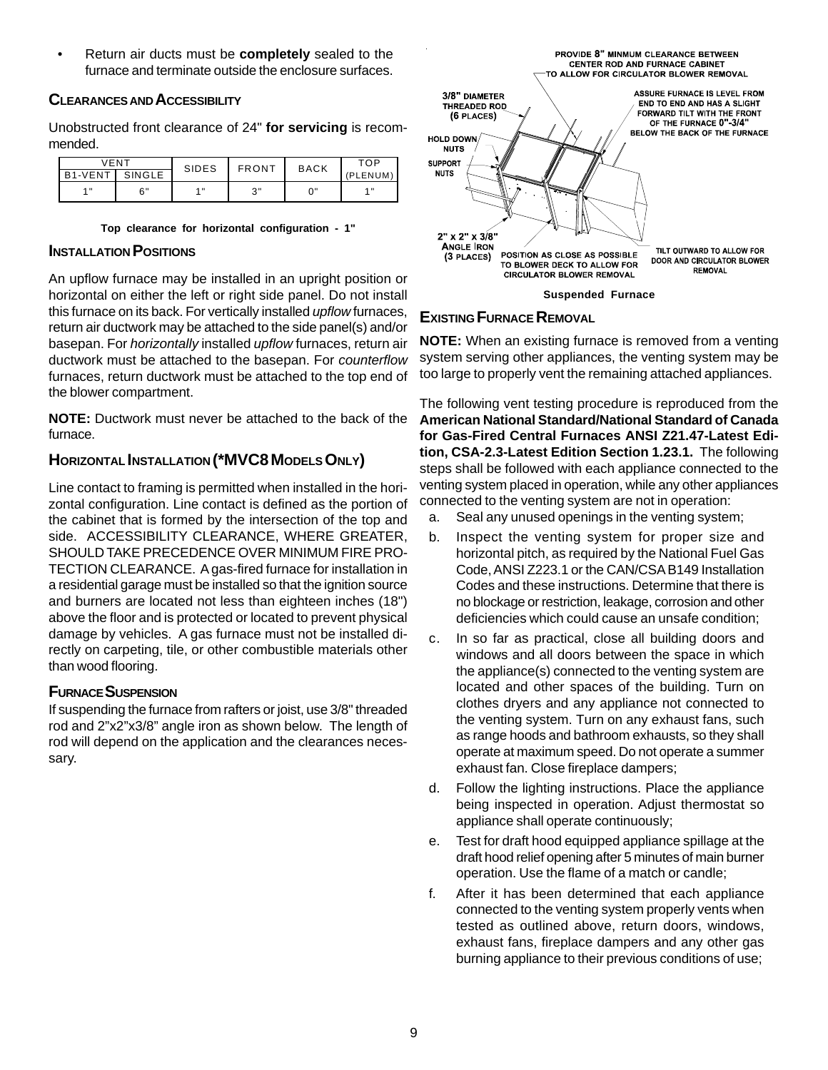- Return air ducts must be **completely** sealed to the furnace and terminate outside the enclosure surfaces.

## Clearances and Accessibility

Unobstructed front clearance of 24" **for servicing** is recommended.

| VENT | | SIDES | FRONT | BACK | TOP |
|---|---|---|---|---|---|
| B1-VENT | SINGLE | | | | (PLENUM) |
| 1" | 6" | 1" | 3" | 0" | 1" |

**Top clearance for horizontal configuration - 1"**

## Installation Positions

An upflow furnace may be installed in an upright position or horizontal on either the left or right side panel. Do not install this furnace on its back. For vertically installed *upflow* furnaces, return air ductwork may be attached to the side panel(s) and/or basepan. For *horizontally* installed *upflow* furnaces, return air ductwork must be attached to the basepan. For *counterflow* furnaces, return ductwork must be attached to the top end of the blower compartment.

**NOTE:** Ductwork must never be attached to the back of the furnace.

## Horizontal Installation (*MVC8 Models Only)

Line contact to framing is permitted when installed in the horizontal configuration. Line contact is defined as the portion of the cabinet that is formed by the intersection of the top and side. ACCESSIBILITY CLEARANCE, WHERE GREATER, SHOULD TAKE PRECEDENCE OVER MINIMUM FIRE PROTECTION CLEARANCE. A gas-fired furnace for installation in a residential garage must be installed so that the ignition source and burners are located not less than eighteen inches (18") above the floor and is protected or located to prevent physical damage by vehicles. A gas furnace must not be installed directly on carpeting, tile, or other combustible materials other than wood flooring.

## Furnace Suspension

If suspending the furnace from rafters or joist, use 3/8" threaded rod and 2"x2"x3/8" angle iron as shown below. The length of rod will depend on the application and the clearances necessary.

PROVIDE 8" MINMUM CLEARANCE BETWEEN CENTER ROD AND FURNACE CABINET TO ALLOW FOR CIRCULATOR BLOWER REMOVAL

3/8" DIAMETER THREADED ROD (6 PLACES)

ASSURE FURNACE IS LEVEL FROM END TO END AND HAS A SLIGHT FORWARD TILT WITH THE FRONT OF THE FURNACE 0"-3/4" BELOW THE BACK OF THE FURNACE

HOLD DOWN NUTS

SUPPORT NUTS

2" x 2" x 3/8" ANGLE IRON (3 PLACES)

POSITION AS CLOSE AS POSSIBLE TO BLOWER DECK TO ALLOW FOR CIRCULATOR BLOWER REMOVAL

TILT OUTWARD TO ALLOW FOR DOOR AND CIRCULATOR BLOWER REMOVAL

**Suspended Furnace**

## Existing Furnace Removal

**NOTE:** When an existing furnace is removed from a venting system serving other appliances, the venting system may be too large to properly vent the remaining attached appliances.

The following vent testing procedure is reproduced from the **American National Standard/National Standard of Canada for Gas-Fired Central Furnaces ANSI Z21.47-Latest Edition, CSA-2.3-Latest Edition Section 1.23.1.** The following steps shall be followed with each appliance connected to the venting system placed in operation, while any other appliances connected to the venting system are not in operation:

a. Seal any unused openings in the venting system;

b. Inspect the venting system for proper size and horizontal pitch, as required by the National Fuel Gas Code, ANSI Z223.1 or the CAN/CSA B149 Installation Codes and these instructions. Determine that there is no blockage or restriction, leakage, corrosion and other deficiencies which could cause an unsafe condition;

c. In so far as practical, close all building doors and windows and all doors between the space in which the appliance(s) connected to the venting system are located and other spaces of the building. Turn on clothes dryers and any appliance not connected to the venting system. Turn on any exhaust fans, such as range hoods and bathroom exhausts, so they shall operate at maximum speed. Do not operate a summer exhaust fan. Close fireplace dampers;

d. Follow the lighting instructions. Place the appliance being inspected in operation. Adjust thermostat so appliance shall operate continuously;

e. Test for draft hood equipped appliance spillage at the draft hood relief opening after 5 minutes of main burner operation. Use the flame of a match or candle;

f. After it has been determined that each appliance connected to the venting system properly vents when tested as outlined above, return doors, windows, exhaust fans, fireplace dampers and any other gas burning appliance to their previous conditions of use;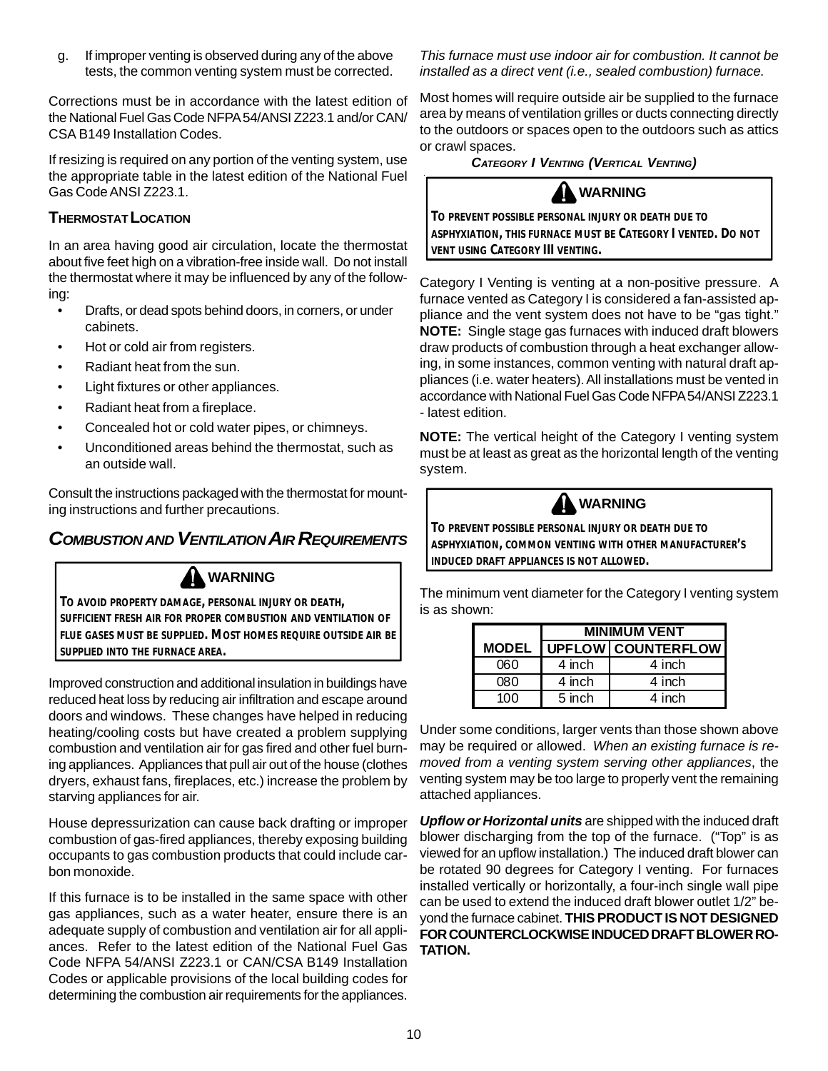g. If improper venting is observed during any of the above tests, the common venting system must be corrected.

Corrections must be in accordance with the latest edition of the National Fuel Gas Code NFPA 54/ANSI Z223.1 and/or CAN/CSA B149 Installation Codes.

If resizing is required on any portion of the venting system, use the appropriate table in the latest edition of the National Fuel Gas Code ANSI Z223.1.

### THERMOSTAT LOCATION

In an area having good air circulation, locate the thermostat about five feet high on a vibration-free inside wall. Do not install the thermostat where it may be influenced by any of the following:

- Drafts, or dead spots behind doors, in corners, or under cabinets.
- Hot or cold air from registers.
- Radiant heat from the sun.
- Light fixtures or other appliances.
- Radiant heat from a fireplace.
- Concealed hot or cold water pipes, or chimneys.
- Unconditioned areas behind the thermostat, such as an outside wall.

Consult the instructions packaged with the thermostat for mounting instructions and further precautions.

## COMBUSTION AND VENTILATION AIR REQUIREMENTS

**WARNING**

**TO AVOID PROPERTY DAMAGE, PERSONAL INJURY OR DEATH, SUFFICIENT FRESH AIR FOR PROPER COMBUSTION AND VENTILATION OF FLUE GASES MUST BE SUPPLIED. MOST HOMES REQUIRE OUTSIDE AIR BE SUPPLIED INTO THE FURNACE AREA.**

Improved construction and additional insulation in buildings have reduced heat loss by reducing air infiltration and escape around doors and windows. These changes have helped in reducing heating/cooling costs but have created a problem supplying combustion and ventilation air for gas fired and other fuel burning appliances. Appliances that pull air out of the house (clothes dryers, exhaust fans, fireplaces, etc.) increase the problem by starving appliances for air.

House depressurization can cause back drafting or improper combustion of gas-fired appliances, thereby exposing building occupants to gas combustion products that could include carbon monoxide.

If this furnace is to be installed in the same space with other gas appliances, such as a water heater, ensure there is an adequate supply of combustion and ventilation air for all appliances. Refer to the latest edition of the National Fuel Gas Code NFPA 54/ANSI Z223.1 or CAN/CSA B149 Installation Codes or applicable provisions of the local building codes for determining the combustion air requirements for the appliances.

*This furnace must use indoor air for combustion. It cannot be installed as a direct vent (i.e., sealed combustion) furnace.*

Most homes will require outside air be supplied to the furnace area by means of ventilation grilles or ducts connecting directly to the outdoors or spaces open to the outdoors such as attics or crawl spaces.

### *CATEGORY I VENTING (VERTICAL VENTING)*

**WARNING**

**TO PREVENT POSSIBLE PERSONAL INJURY OR DEATH DUE TO ASPHYXIATION, THIS FURNACE MUST BE CATEGORY I VENTED. DO NOT VENT USING CATEGORY III VENTING.**

Category I Venting is venting at a non-positive pressure. A furnace vented as Category I is considered a fan-assisted appliance and the vent system does not have to be "gas tight." **NOTE:** Single stage gas furnaces with induced draft blowers draw products of combustion through a heat exchanger allowing, in some instances, common venting with natural draft appliances (i.e. water heaters). All installations must be vented in accordance with National Fuel Gas Code NFPA 54/ANSI Z223.1 - latest edition.

**NOTE:** The vertical height of the Category I venting system must be at least as great as the horizontal length of the venting system.

**WARNING**

**TO PREVENT POSSIBLE PERSONAL INJURY OR DEATH DUE TO ASPHYXIATION, COMMON VENTING WITH OTHER MANUFACTURER'S INDUCED DRAFT APPLIANCES IS NOT ALLOWED.**

The minimum vent diameter for the Category I venting system is as shown:

| | MINIMUM VENT | |
|---|---|---|
| MODEL | UPFLOW | COUNTERFLOW |
| 060 | 4 inch | 4 inch |
| 080 | 4 inch | 4 inch |
| 100 | 5 inch | 4 inch |

Under some conditions, larger vents than those shown above may be required or allowed. *When an existing furnace is removed from a venting system serving other appliances*, the venting system may be too large to properly vent the remaining attached appliances.

***Upflow or Horizontal units*** are shipped with the induced draft blower discharging from the top of the furnace. ("Top" is as viewed for an upflow installation.) The induced draft blower can be rotated 90 degrees for Category I venting. For furnaces installed vertically or horizontally, a four-inch single wall pipe can be used to extend the induced draft blower outlet 1/2" beyond the furnace cabinet. **THIS PRODUCT IS NOT DESIGNED FOR COUNTERCLOCKWISE INDUCED DRAFT BLOWER ROTATION.**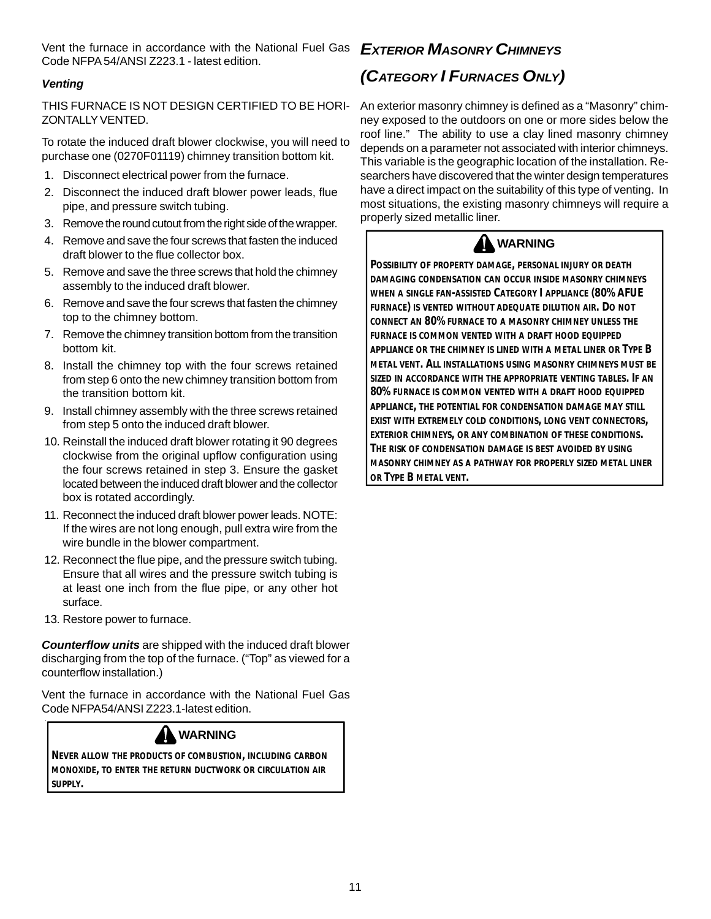Vent the furnace in accordance with the National Fuel Gas Code NFPA 54/ANSI Z223.1 - latest edition.

### *Venting*

THIS FURNACE IS NOT DESIGN CERTIFIED TO BE HORIZONTALLY VENTED.

To rotate the induced draft blower clockwise, you will need to purchase one (0270F01119) chimney transition bottom kit.

1. Disconnect electrical power from the furnace.
2. Disconnect the induced draft blower power leads, flue pipe, and pressure switch tubing.
3. Remove the round cutout from the right side of the wrapper.
4. Remove and save the four screws that fasten the induced draft blower to the flue collector box.
5. Remove and save the three screws that hold the chimney assembly to the induced draft blower.
6. Remove and save the four screws that fasten the chimney top to the chimney bottom.
7. Remove the chimney transition bottom from the transition bottom kit.
8. Install the chimney top with the four screws retained from step 6 onto the new chimney transition bottom from the transition bottom kit.
9. Install chimney assembly with the three screws retained from step 5 onto the induced draft blower.
10. Reinstall the induced draft blower rotating it 90 degrees clockwise from the original upflow configuration using the four screws retained in step 3. Ensure the gasket located between the induced draft blower and the collector box is rotated accordingly.
11. Reconnect the induced draft blower power leads. NOTE: If the wires are not long enough, pull extra wire from the wire bundle in the blower compartment.
12. Reconnect the flue pipe, and the pressure switch tubing. Ensure that all wires and the pressure switch tubing is at least one inch from the flue pipe, or any other hot surface.
13. Restore power to furnace.

***Counterflow units*** are shipped with the induced draft blower discharging from the top of the furnace. ("Top" as viewed for a counterflow installation.)

Vent the furnace in accordance with the National Fuel Gas Code NFPA54/ANSI Z223.1-latest edition.

**WARNING**

**NEVER ALLOW THE PRODUCTS OF COMBUSTION, INCLUDING CARBON MONOXIDE, TO ENTER THE RETURN DUCTWORK OR CIRCULATION AIR SUPPLY.**

## *EXTERIOR MASONRY CHIMNEYS (CATEGORY I FURNACES ONLY)*

An exterior masonry chimney is defined as a "Masonry" chimney exposed to the outdoors on one or more sides below the roof line." The ability to use a clay lined masonry chimney depends on a parameter not associated with interior chimneys. This variable is the geographic location of the installation. Researchers have discovered that the winter design temperatures have a direct impact on the suitability of this type of venting. In most situations, the existing masonry chimneys will require a properly sized metallic liner.

**WARNING**

**POSSIBILITY OF PROPERTY DAMAGE, PERSONAL INJURY OR DEATH DAMAGING CONDENSATION CAN OCCUR INSIDE MASONRY CHIMNEYS WHEN A SINGLE FAN-ASSISTED CATEGORY I APPLIANCE (80% AFUE FURNACE) IS VENTED WITHOUT ADEQUATE DILUTION AIR. DO NOT CONNECT AN 80% FURNACE TO A MASONRY CHIMNEY UNLESS THE FURNACE IS COMMON VENTED WITH A DRAFT HOOD EQUIPPED APPLIANCE OR THE CHIMNEY IS LINED WITH A METAL LINER OR TYPE B METAL VENT. ALL INSTALLATIONS USING MASONRY CHIMNEYS MUST BE SIZED IN ACCORDANCE WITH THE APPROPRIATE VENTING TABLES. IF AN 80% FURNACE IS COMMON VENTED WITH A DRAFT HOOD EQUIPPED APPLIANCE, THE POTENTIAL FOR CONDENSATION DAMAGE MAY STILL EXIST WITH EXTREMELY COLD CONDITIONS, LONG VENT CONNECTORS, EXTERIOR CHIMNEYS, OR ANY COMBINATION OF THESE CONDITIONS. THE RISK OF CONDENSATION DAMAGE IS BEST AVOIDED BY USING MASONRY CHIMNEY AS A PATHWAY FOR PROPERLY SIZED METAL LINER OR TYPE B METAL VENT.**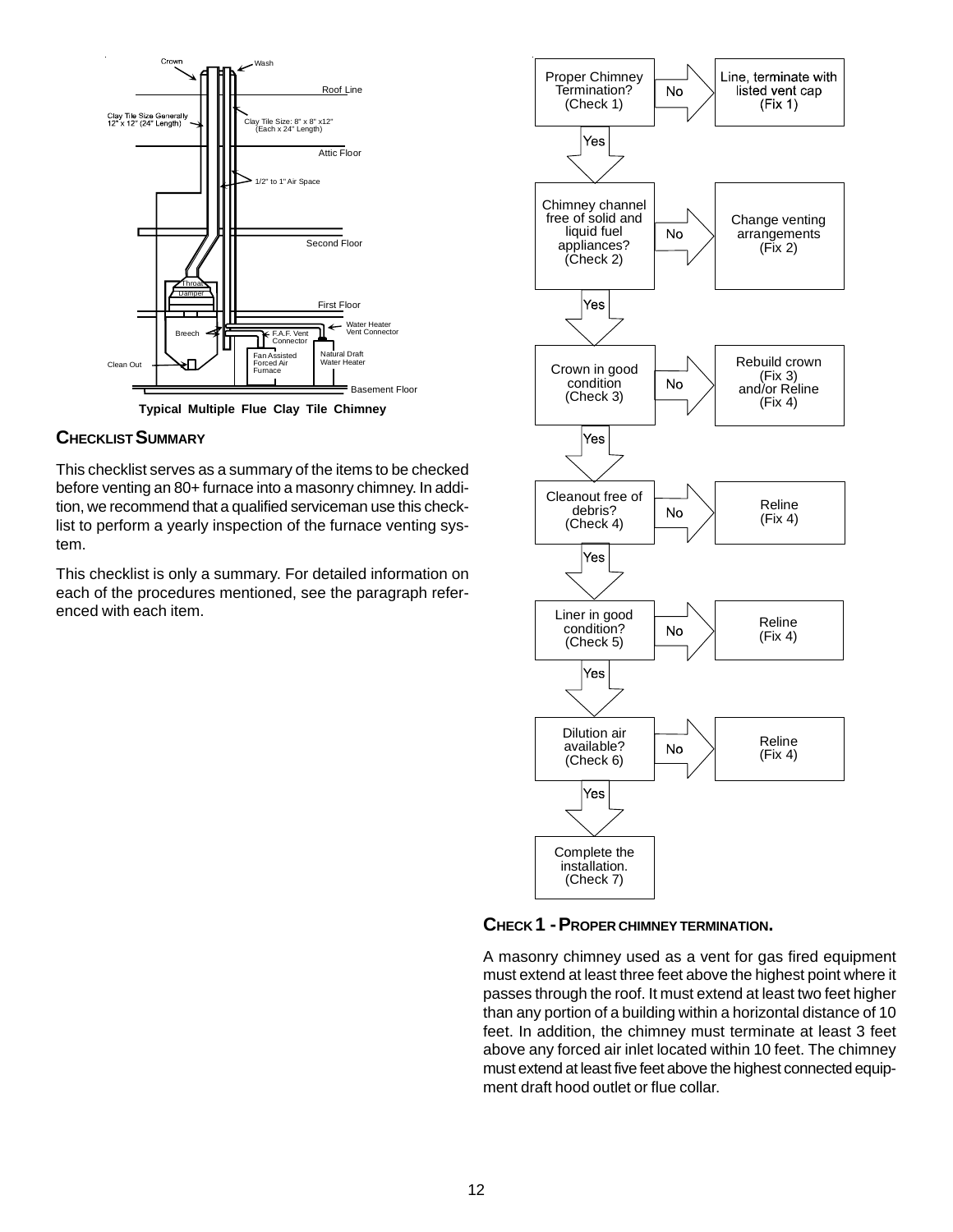Typical Multiple Flue Clay Tile Chimney

## CHECKLIST SUMMARY

This checklist serves as a summary of the items to be checked before venting an 80+ furnace into a masonry chimney. In addition, we recommend that a qualified serviceman use this checklist to perform a yearly inspection of the furnace venting system.

This checklist is only a summary. For detailed information on each of the procedures mentioned, see the paragraph referenced with each item.

| Check | If No |
| --- | --- |
| Proper Chimney Termination? (Check 1) | Line, terminate with listed vent cap (Fix 1) |
| Chimney channel free of solid and liquid fuel appliances? (Check 2) | Change venting arrangements (Fix 2) |
| Crown in good condition (Check 3) | Rebuild crown (Fix 3) and/or Reline (Fix 4) |
| Cleanout free of debris? (Check 4) | Reline (Fix 4) |
| Liner in good condition? (Check 5) | Reline (Fix 4) |
| Dilution air available? (Check 6) | Reline (Fix 4) |
| Yes → Complete the installation. (Check 7) | |

## CHECK 1 - PROPER CHIMNEY TERMINATION.

A masonry chimney used as a vent for gas fired equipment must extend at least three feet above the highest point where it passes through the roof. It must extend at least two feet higher than any portion of a building within a horizontal distance of 10 feet. In addition, the chimney must terminate at least 3 feet above any forced air inlet located within 10 feet. The chimney must extend at least five feet above the highest connected equipment draft hood outlet or flue collar.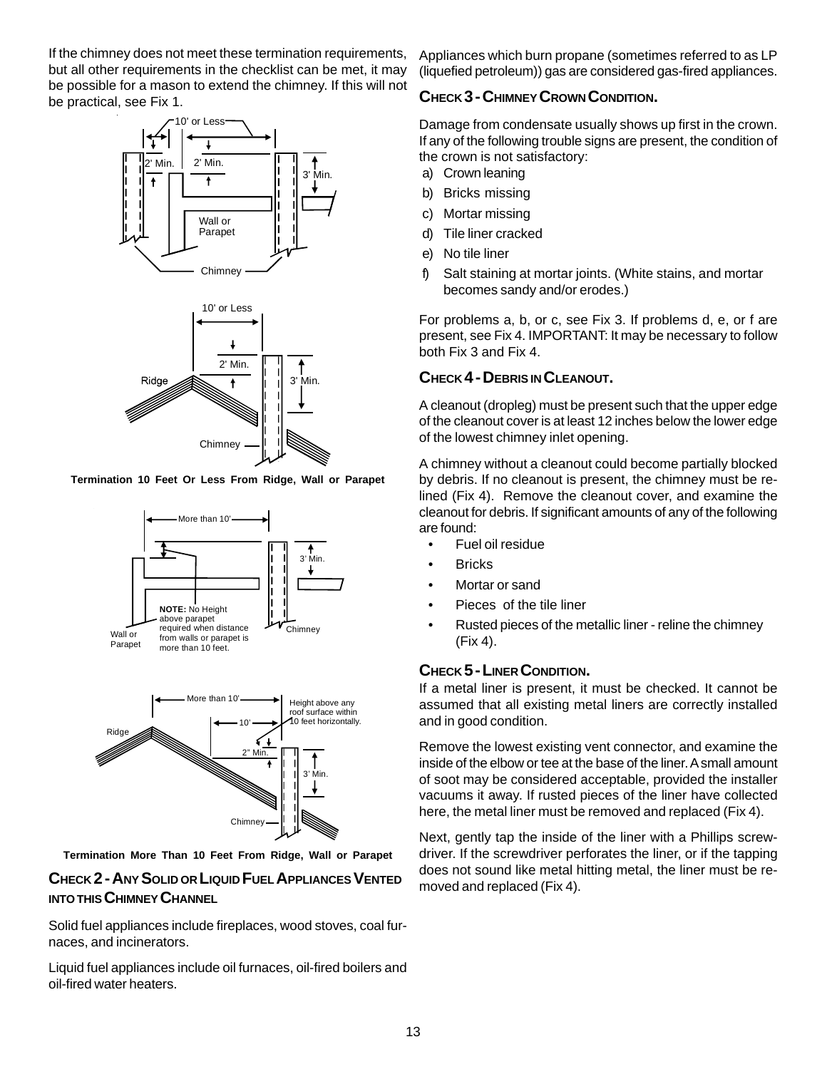If the chimney does not meet these termination requirements, but all other requirements in the checklist can be met, it may be possible for a mason to extend the chimney. If this will not be practical, see Fix 1.

10' or Less
2' Min.
2' Min.
3' Min.
Wall or Parapet
Chimney

10' or Less
2' Min.
Ridge
3' Min.
Chimney

**Termination 10 Feet Or Less From Ridge, Wall or Parapet**

More than 10'
3' Min.
**NOTE:** No Height above parapet required when distance from walls or parapet is more than 10 feet.
Wall or Parapet
Chimney

More than 10'
Height above any roof surface within 10 feet horizontally.
10'
Ridge
2" Min.
3' Min.
Chimney

**Termination More Than 10 Feet From Ridge, Wall or Parapet**

### Check 2 - Any Solid or Liquid Fuel Appliances Vented into this Chimney Channel

Solid fuel appliances include fireplaces, wood stoves, coal furnaces, and incinerators.

Liquid fuel appliances include oil furnaces, oil-fired boilers and oil-fired water heaters.

Appliances which burn propane (sometimes referred to as LP (liquefied petroleum)) gas are considered gas-fired appliances.

### Check 3 - Chimney Crown Condition.

Damage from condensate usually shows up first in the crown. If any of the following trouble signs are present, the condition of the crown is not satisfactory:

a) Crown leaning
b) Bricks missing
c) Mortar missing
d) Tile liner cracked
e) No tile liner
f) Salt staining at mortar joints. (White stains, and mortar becomes sandy and/or erodes.)

For problems a, b, or c, see Fix 3. If problems d, e, or f are present, see Fix 4. IMPORTANT: It may be necessary to follow both Fix 3 and Fix 4.

### Check 4 - Debris in Cleanout.

A cleanout (dropleg) must be present such that the upper edge of the cleanout cover is at least 12 inches below the lower edge of the lowest chimney inlet opening.

A chimney without a cleanout could become partially blocked by debris. If no cleanout is present, the chimney must be relined (Fix 4). Remove the cleanout cover, and examine the cleanout for debris. If significant amounts of any of the following are found:

- Fuel oil residue
- Bricks
- Mortar or sand
- Pieces of the tile liner
- Rusted pieces of the metallic liner - reline the chimney (Fix 4).

### Check 5 - Liner Condition.

If a metal liner is present, it must be checked. It cannot be assumed that all existing metal liners are correctly installed and in good condition.

Remove the lowest existing vent connector, and examine the inside of the elbow or tee at the base of the liner. A small amount of soot may be considered acceptable, provided the installer vacuums it away. If rusted pieces of the liner have collected here, the metal liner must be removed and replaced (Fix 4).

Next, gently tap the inside of the liner with a Phillips screwdriver. If the screwdriver perforates the liner, or if the tapping does not sound like metal hitting metal, the liner must be removed and replaced (Fix 4).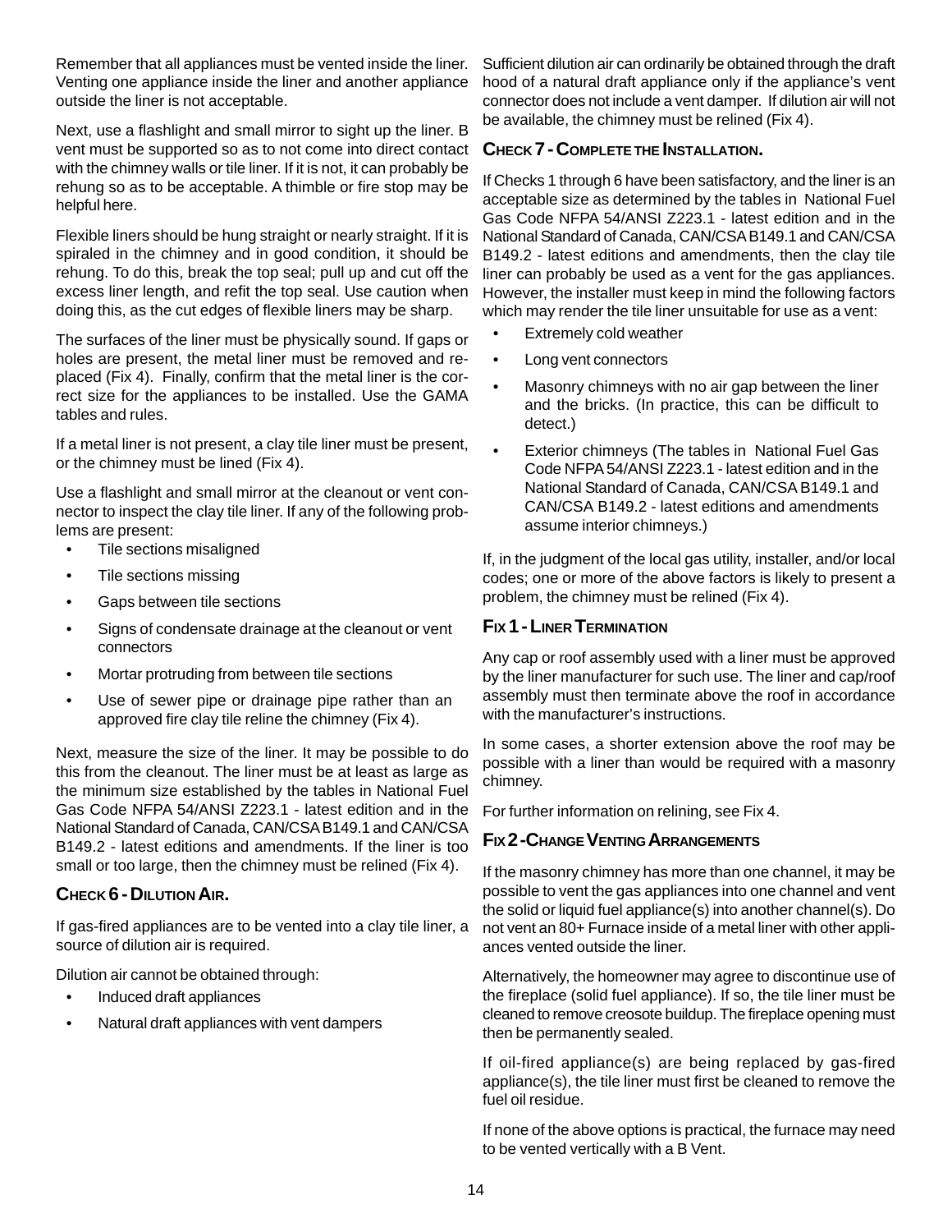Remember that all appliances must be vented inside the liner. Venting one appliance inside the liner and another appliance outside the liner is not acceptable.

Next, use a flashlight and small mirror to sight up the liner. B vent must be supported so as to not come into direct contact with the chimney walls or tile liner. If it is not, it can probably be rehung so as to be acceptable. A thimble or fire stop may be helpful here.

Flexible liners should be hung straight or nearly straight. If it is spiraled in the chimney and in good condition, it should be rehung. To do this, break the top seal; pull up and cut off the excess liner length, and refit the top seal. Use caution when doing this, as the cut edges of flexible liners may be sharp.

The surfaces of the liner must be physically sound. If gaps or holes are present, the metal liner must be removed and replaced (Fix 4). Finally, confirm that the metal liner is the correct size for the appliances to be installed. Use the GAMA tables and rules.

If a metal liner is not present, a clay tile liner must be present, or the chimney must be lined (Fix 4).

Use a flashlight and small mirror at the cleanout or vent connector to inspect the clay tile liner. If any of the following problems are present:

- Tile sections misaligned
- Tile sections missing
- Gaps between tile sections
- Signs of condensate drainage at the cleanout or vent connectors
- Mortar protruding from between tile sections
- Use of sewer pipe or drainage pipe rather than an approved fire clay tile reline the chimney (Fix 4).

Next, measure the size of the liner. It may be possible to do this from the cleanout. The liner must be at least as large as the minimum size established by the tables in National Fuel Gas Code NFPA 54/ANSI Z223.1 - latest edition and in the National Standard of Canada, CAN/CSA B149.1 and CAN/CSA B149.2 - latest editions and amendments. If the liner is too small or too large, then the chimney must be relined (Fix 4).

## CHECK 6 - DILUTION AIR.

If gas-fired appliances are to be vented into a clay tile liner, a source of dilution air is required.

Dilution air cannot be obtained through:

- Induced draft appliances
- Natural draft appliances with vent dampers

Sufficient dilution air can ordinarily be obtained through the draft hood of a natural draft appliance only if the appliance's vent connector does not include a vent damper. If dilution air will not be available, the chimney must be relined (Fix 4).

## CHECK 7 - COMPLETE THE INSTALLATION.

If Checks 1 through 6 have been satisfactory, and the liner is an acceptable size as determined by the tables in National Fuel Gas Code NFPA 54/ANSI Z223.1 - latest edition and in the National Standard of Canada, CAN/CSA B149.1 and CAN/CSA B149.2 - latest editions and amendments, then the clay tile liner can probably be used as a vent for the gas appliances. However, the installer must keep in mind the following factors which may render the tile liner unsuitable for use as a vent:

- Extremely cold weather
- Long vent connectors
- Masonry chimneys with no air gap between the liner and the bricks. (In practice, this can be difficult to detect.)
- Exterior chimneys (The tables in National Fuel Gas Code NFPA 54/ANSI Z223.1 - latest edition and in the National Standard of Canada, CAN/CSA B149.1 and CAN/CSA B149.2 - latest editions and amendments assume interior chimneys.)

If, in the judgment of the local gas utility, installer, and/or local codes; one or more of the above factors is likely to present a problem, the chimney must be relined (Fix 4).

## FIX 1 - LINER TERMINATION

Any cap or roof assembly used with a liner must be approved by the liner manufacturer for such use. The liner and cap/roof assembly must then terminate above the roof in accordance with the manufacturer's instructions.

In some cases, a shorter extension above the roof may be possible with a liner than would be required with a masonry chimney.

For further information on relining, see Fix 4.

## FIX 2 - CHANGE VENTING ARRANGEMENTS

If the masonry chimney has more than one channel, it may be possible to vent the gas appliances into one channel and vent the solid or liquid fuel appliance(s) into another channel(s). Do not vent an 80+ Furnace inside of a metal liner with other appliances vented outside the liner.

Alternatively, the homeowner may agree to discontinue use of the fireplace (solid fuel appliance). If so, the tile liner must be cleaned to remove creosote buildup. The fireplace opening must then be permanently sealed.

If oil-fired appliance(s) are being replaced by gas-fired appliance(s), the tile liner must first be cleaned to remove the fuel oil residue.

If none of the above options is practical, the furnace may need to be vented vertically with a B Vent.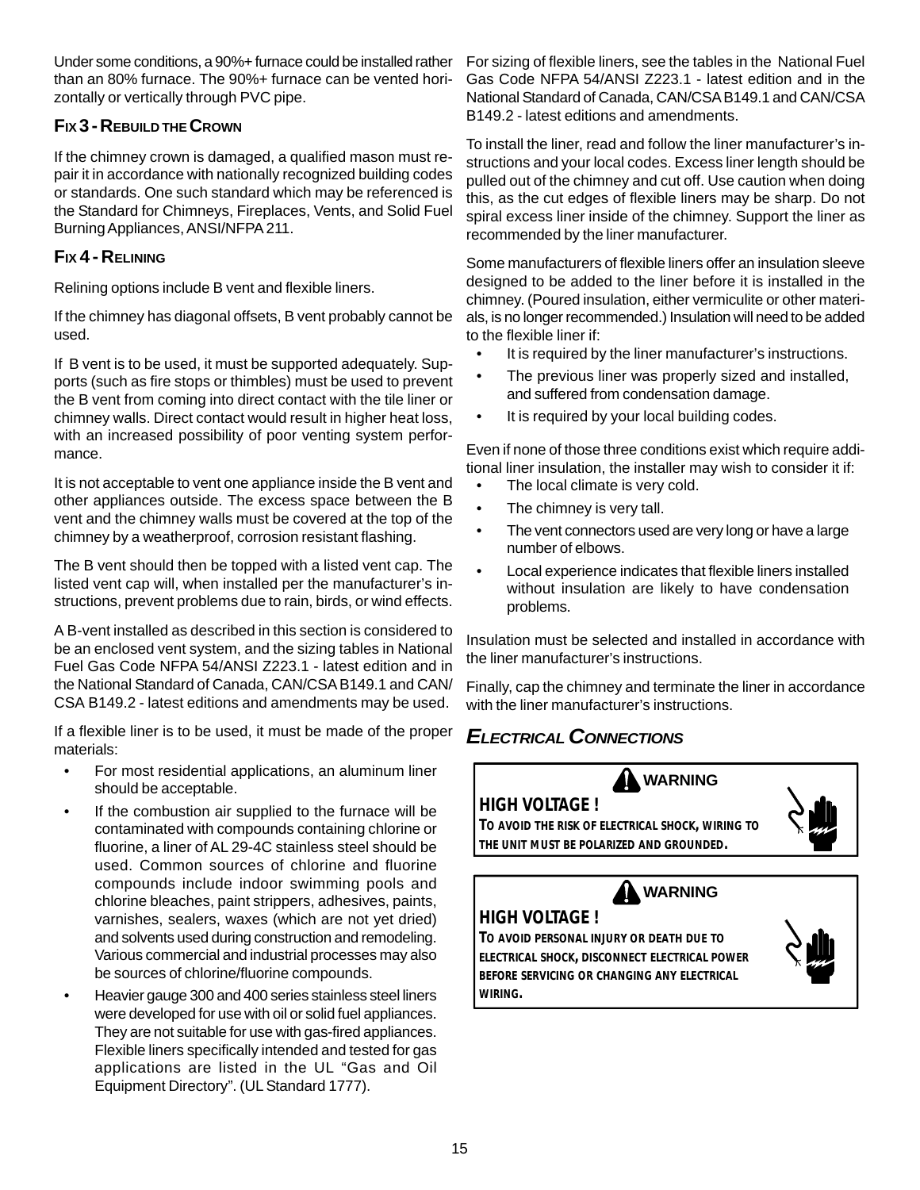Under some conditions, a 90%+ furnace could be installed rather than an 80% furnace. The 90%+ furnace can be vented horizontally or vertically through PVC pipe.

### Fix 3 - Rebuild the Crown

If the chimney crown is damaged, a qualified mason must repair it in accordance with nationally recognized building codes or standards. One such standard which may be referenced is the Standard for Chimneys, Fireplaces, Vents, and Solid Fuel Burning Appliances, ANSI/NFPA 211.

### Fix 4 - Relining

Relining options include B vent and flexible liners.

If the chimney has diagonal offsets, B vent probably cannot be used.

If B vent is to be used, it must be supported adequately. Supports (such as fire stops or thimbles) must be used to prevent the B vent from coming into direct contact with the tile liner or chimney walls. Direct contact would result in higher heat loss, with an increased possibility of poor venting system performance.

It is not acceptable to vent one appliance inside the B vent and other appliances outside. The excess space between the B vent and the chimney walls must be covered at the top of the chimney by a weatherproof, corrosion resistant flashing.

The B vent should then be topped with a listed vent cap. The listed vent cap will, when installed per the manufacturer's instructions, prevent problems due to rain, birds, or wind effects.

A B-vent installed as described in this section is considered to be an enclosed vent system, and the sizing tables in National Fuel Gas Code NFPA 54/ANSI Z223.1 - latest edition and in the National Standard of Canada, CAN/CSA B149.1 and CAN/CSA B149.2 - latest editions and amendments may be used.

If a flexible liner is to be used, it must be made of the proper materials:

- For most residential applications, an aluminum liner should be acceptable.
- If the combustion air supplied to the furnace will be contaminated with compounds containing chlorine or fluorine, a liner of AL 29-4C stainless steel should be used. Common sources of chlorine and fluorine compounds include indoor swimming pools and chlorine bleaches, paint strippers, adhesives, paints, varnishes, sealers, waxes (which are not yet dried) and solvents used during construction and remodeling. Various commercial and industrial processes may also be sources of chlorine/fluorine compounds.
- Heavier gauge 300 and 400 series stainless steel liners were developed for use with oil or solid fuel appliances. They are not suitable for use with gas-fired appliances. Flexible liners specifically intended and tested for gas applications are listed in the UL "Gas and Oil Equipment Directory". (UL Standard 1777).

For sizing of flexible liners, see the tables in the National Fuel Gas Code NFPA 54/ANSI Z223.1 - latest edition and in the National Standard of Canada, CAN/CSA B149.1 and CAN/CSA B149.2 - latest editions and amendments.

To install the liner, read and follow the liner manufacturer's instructions and your local codes. Excess liner length should be pulled out of the chimney and cut off. Use caution when doing this, as the cut edges of flexible liners may be sharp. Do not spiral excess liner inside of the chimney. Support the liner as recommended by the liner manufacturer.

Some manufacturers of flexible liners offer an insulation sleeve designed to be added to the liner before it is installed in the chimney. (Poured insulation, either vermiculite or other materials, is no longer recommended.) Insulation will need to be added to the flexible liner if:

- It is required by the liner manufacturer's instructions.
- The previous liner was properly sized and installed, and suffered from condensation damage.
- It is required by your local building codes.

Even if none of those three conditions exist which require additional liner insulation, the installer may wish to consider it if:

- The local climate is very cold.
- The chimney is very tall.
- The vent connectors used are very long or have a large number of elbows.
- Local experience indicates that flexible liners installed without insulation are likely to have condensation problems.

Insulation must be selected and installed in accordance with the liner manufacturer's instructions.

Finally, cap the chimney and terminate the liner in accordance with the liner manufacturer's instructions.

## *Electrical Connections*

**WARNING**

**HIGH VOLTAGE !**

**To avoid the risk of electrical shock, wiring to the unit must be polarized and grounded.**

**WARNING**

**HIGH VOLTAGE !**

**To avoid personal injury or death due to electrical shock, disconnect electrical power before servicing or changing any electrical wiring.**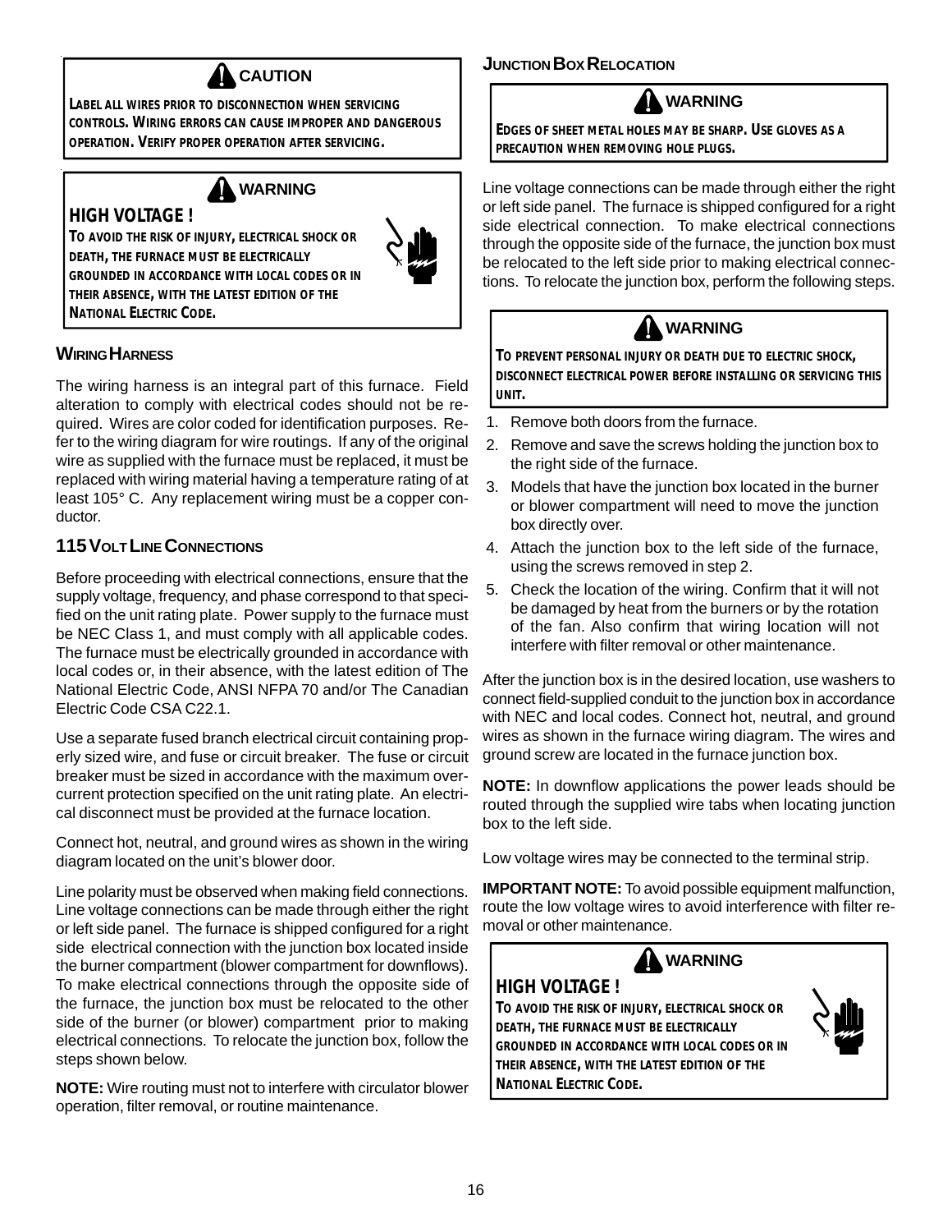**CAUTION**

**LABEL ALL WIRES PRIOR TO DISCONNECTION WHEN SERVICING CONTROLS. WIRING ERRORS CAN CAUSE IMPROPER AND DANGEROUS OPERATION. VERIFY PROPER OPERATION AFTER SERVICING.**

**WARNING**

**HIGH VOLTAGE !**

**TO AVOID THE RISK OF INJURY, ELECTRICAL SHOCK OR DEATH, THE FURNACE MUST BE ELECTRICALLY GROUNDED IN ACCORDANCE WITH LOCAL CODES OR IN THEIR ABSENCE, WITH THE LATEST EDITION OF THE NATIONAL ELECTRIC CODE.**

### WIRING HARNESS

The wiring harness is an integral part of this furnace. Field alteration to comply with electrical codes should not be required. Wires are color coded for identification purposes. Refer to the wiring diagram for wire routings. If any of the original wire as supplied with the furnace must be replaced, it must be replaced with wiring material having a temperature rating of at least 105° C. Any replacement wiring must be a copper conductor.

### 115 VOLT LINE CONNECTIONS

Before proceeding with electrical connections, ensure that the supply voltage, frequency, and phase correspond to that specified on the unit rating plate. Power supply to the furnace must be NEC Class 1, and must comply with all applicable codes. The furnace must be electrically grounded in accordance with local codes or, in their absence, with the latest edition of The National Electric Code, ANSI NFPA 70 and/or The Canadian Electric Code CSA C22.1.

Use a separate fused branch electrical circuit containing properly sized wire, and fuse or circuit breaker. The fuse or circuit breaker must be sized in accordance with the maximum overcurrent protection specified on the unit rating plate. An electrical disconnect must be provided at the furnace location.

Connect hot, neutral, and ground wires as shown in the wiring diagram located on the unit's blower door.

Line polarity must be observed when making field connections. Line voltage connections can be made through either the right or left side panel. The furnace is shipped configured for a right side electrical connection with the junction box located inside the burner compartment (blower compartment for downflows). To make electrical connections through the opposite side of the furnace, the junction box must be relocated to the other side of the burner (or blower) compartment prior to making electrical connections. To relocate the junction box, follow the steps shown below.

**NOTE:** Wire routing must not to interfere with circulator blower operation, filter removal, or routine maintenance.

### JUNCTION BOX RELOCATION

**WARNING**

**EDGES OF SHEET METAL HOLES MAY BE SHARP. USE GLOVES AS A PRECAUTION WHEN REMOVING HOLE PLUGS.**

Line voltage connections can be made through either the right or left side panel. The furnace is shipped configured for a right side electrical connection. To make electrical connections through the opposite side of the furnace, the junction box must be relocated to the left side prior to making electrical connections. To relocate the junction box, perform the following steps.

**WARNING**

**TO PREVENT PERSONAL INJURY OR DEATH DUE TO ELECTRIC SHOCK, DISCONNECT ELECTRICAL POWER BEFORE INSTALLING OR SERVICING THIS UNIT.**

1. Remove both doors from the furnace.
2. Remove and save the screws holding the junction box to the right side of the furnace.
3. Models that have the junction box located in the burner or blower compartment will need to move the junction box directly over.
4. Attach the junction box to the left side of the furnace, using the screws removed in step 2.
5. Check the location of the wiring. Confirm that it will not be damaged by heat from the burners or by the rotation of the fan. Also confirm that wiring location will not interfere with filter removal or other maintenance.

After the junction box is in the desired location, use washers to connect field-supplied conduit to the junction box in accordance with NEC and local codes. Connect hot, neutral, and ground wires as shown in the furnace wiring diagram. The wires and ground screw are located in the furnace junction box.

**NOTE:** In downflow applications the power leads should be routed through the supplied wire tabs when locating junction box to the left side.

Low voltage wires may be connected to the terminal strip.

**IMPORTANT NOTE:** To avoid possible equipment malfunction, route the low voltage wires to avoid interference with filter removal or other maintenance.

**WARNING**

**HIGH VOLTAGE !**

**TO AVOID THE RISK OF INJURY, ELECTRICAL SHOCK OR DEATH, THE FURNACE MUST BE ELECTRICALLY GROUNDED IN ACCORDANCE WITH LOCAL CODES OR IN THEIR ABSENCE, WITH THE LATEST EDITION OF THE NATIONAL ELECTRIC CODE.**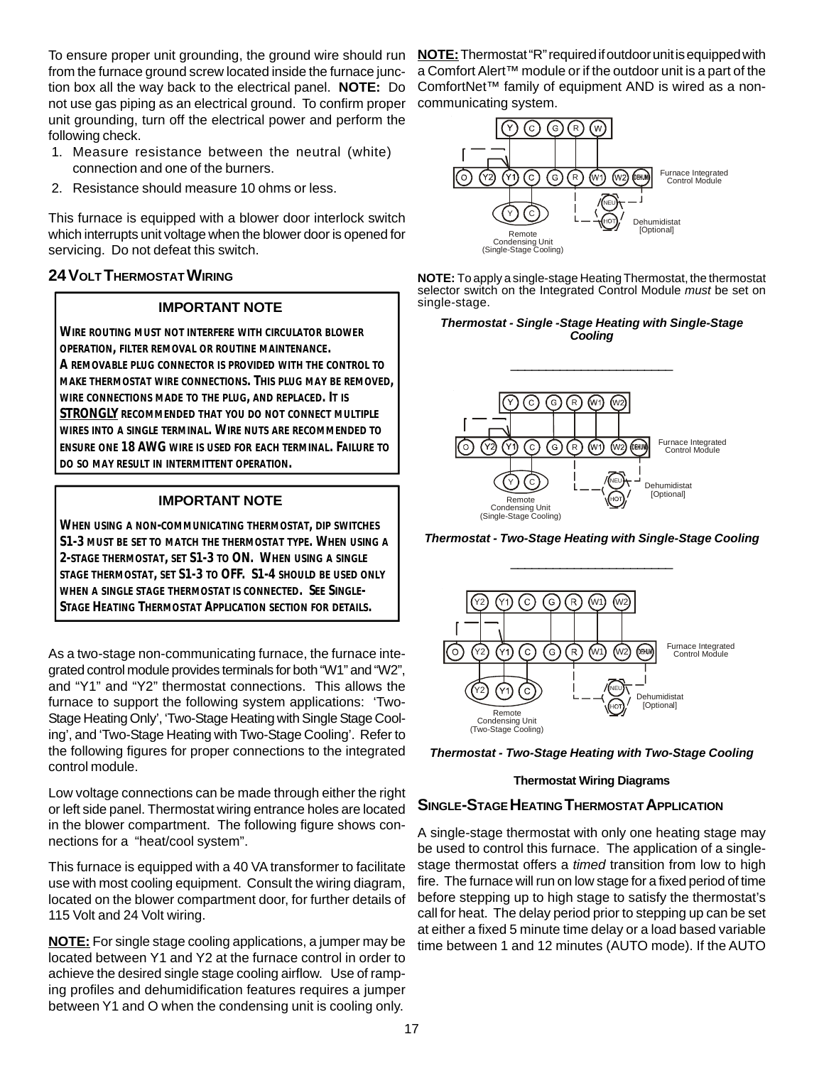To ensure proper unit grounding, the ground wire should run from the furnace ground screw located inside the furnace junction box all the way back to the electrical panel. **NOTE:** Do not use gas piping as an electrical ground. To confirm proper unit grounding, turn off the electrical power and perform the following check.

1. Measure resistance between the neutral (white) connection and one of the burners.
2. Resistance should measure 10 ohms or less.

This furnace is equipped with a blower door interlock switch which interrupts unit voltage when the blower door is opened for servicing. Do not defeat this switch.

## 24 Volt Thermostat Wiring

> **IMPORTANT NOTE**
>
> **WIRE ROUTING MUST NOT INTERFERE WITH CIRCULATOR BLOWER OPERATION, FILTER REMOVAL OR ROUTINE MAINTENANCE.**
> **A REMOVABLE PLUG CONNECTOR IS PROVIDED WITH THE CONTROL TO MAKE THERMOSTAT WIRE CONNECTIONS. THIS PLUG MAY BE REMOVED, WIRE CONNECTIONS MADE TO THE PLUG, AND REPLACED. IT IS <u>STRONGLY</u> RECOMMENDED THAT YOU DO NOT CONNECT MULTIPLE WIRES INTO A SINGLE TERMINAL. WIRE NUTS ARE RECOMMENDED TO ENSURE ONE 18 AWG WIRE IS USED FOR EACH TERMINAL. FAILURE TO DO SO MAY RESULT IN INTERMITTENT OPERATION.**

> **IMPORTANT NOTE**
>
> **WHEN USING A NON-COMMUNICATING THERMOSTAT, DIP SWITCHES S1-3 MUST BE SET TO MATCH THE THERMOSTAT TYPE. WHEN USING A 2-STAGE THERMOSTAT, SET S1-3 TO ON. WHEN USING A SINGLE STAGE THERMOSTAT, SET S1-3 TO OFF. S1-4 SHOULD BE USED ONLY WHEN A SINGLE STAGE THERMOSTAT IS CONNECTED. SEE SINGLE-STAGE HEATING THERMOSTAT APPLICATION SECTION FOR DETAILS.**

As a two-stage non-communicating furnace, the furnace integrated control module provides terminals for both "W1" and "W2", and "Y1" and "Y2" thermostat connections. This allows the furnace to support the following system applications: 'Two-Stage Heating Only', 'Two-Stage Heating with Single Stage Cooling', and 'Two-Stage Heating with Two-Stage Cooling'. Refer to the following figures for proper connections to the integrated control module.

Low voltage connections can be made through either the right or left side panel. Thermostat wiring entrance holes are located in the blower compartment. The following figure shows connections for a "heat/cool system".

This furnace is equipped with a 40 VA transformer to facilitate use with most cooling equipment. Consult the wiring diagram, located on the blower compartment door, for further details of 115 Volt and 24 Volt wiring.

**NOTE:** For single stage cooling applications, a jumper may be located between Y1 and Y2 at the furnace control in order to achieve the desired single stage cooling airflow. Use of ramping profiles and dehumidification features requires a jumper between Y1 and O when the condensing unit is cooling only.

**NOTE:** Thermostat "R" required if outdoor unit is equipped with a Comfort Alert™ module or if the outdoor unit is a part of the ComfortNet™ family of equipment AND is wired as a non-communicating system.

Y C G R W
O Y2 Y1 C G R W1 W2 DEHUM
Furnace Integrated Control Module
NEU
HOT
Dehumidistat [Optional]
Y C
Remote Condensing Unit (Single-Stage Cooling)

**NOTE:** To apply a single-stage Heating Thermostat, the thermostat selector switch on the Integrated Control Module *must* be set on single-stage.

***Thermostat - Single -Stage Heating with Single-Stage Cooling***

Y C G R W1 W2
O Y2 Y1 C G R W1 W2 DEHUM
Furnace Integrated Control Module
NEU
HOT
Dehumidistat [Optional]
Y C
Remote Condensing Unit (Single-Stage Cooling)

***Thermostat - Two-Stage Heating with Single-Stage Cooling***

Y2 Y1 C G R W1 W2
O Y2 Y1 C G R W1 W2 DEHUM
Furnace Integrated Control Module
NEU
HOT
Dehumidistat [Optional]
Y2 Y1 C
Remote Condensing Unit (Two-Stage Cooling)

***Thermostat - Two-Stage Heating with Two-Stage Cooling***

**Thermostat Wiring Diagrams**

## Single-Stage Heating Thermostat Application

A single-stage thermostat with only one heating stage may be used to control this furnace. The application of a single-stage thermostat offers a *timed* transition from low to high fire. The furnace will run on low stage for a fixed period of time before stepping up to high stage to satisfy the thermostat's call for heat. The delay period prior to stepping up can be set at either a fixed 5 minute time delay or a load based variable time between 1 and 12 minutes (AUTO mode). If the AUTO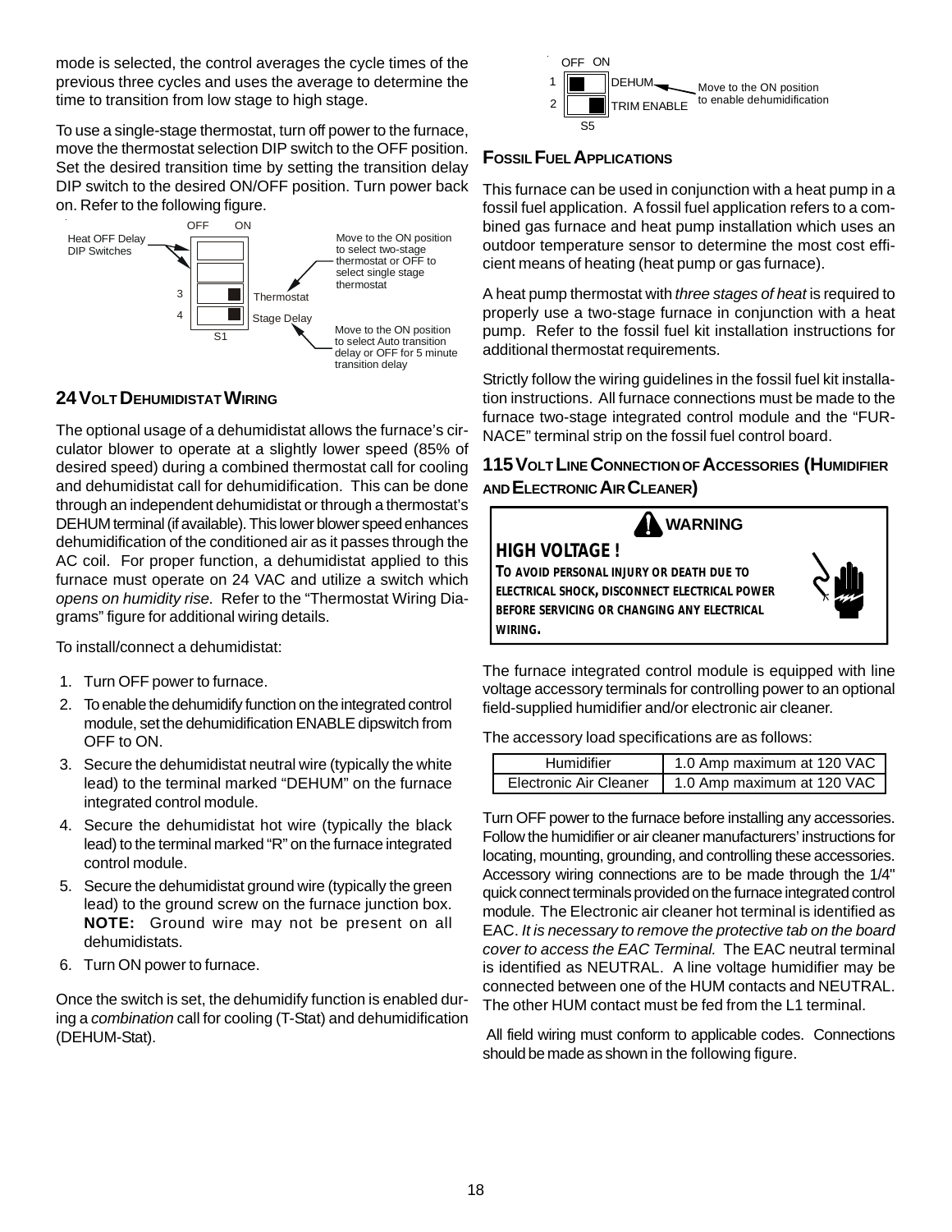mode is selected, the control averages the cycle times of the previous three cycles and uses the average to determine the time to transition from low stage to high stage.

To use a single-stage thermostat, turn off power to the furnace, move the thermostat selection DIP switch to the OFF position. Set the desired transition time by setting the transition delay DIP switch to the desired ON/OFF position. Turn power back on. Refer to the following figure.

OFF ON

Heat OFF Delay DIP Switches

3

4

S1

Thermostat

Stage Delay

Move to the ON position to select two-stage thermostat or OFF to select single stage thermostat

Move to the ON position to select Auto transition delay or OFF for 5 minute transition delay

## 24 Volt Dehumidistat Wiring

The optional usage of a dehumidistat allows the furnace's circulator blower to operate at a slightly lower speed (85% of desired speed) during a combined thermostat call for cooling and dehumidistat call for dehumidification. This can be done through an independent dehumidistat or through a thermostat's DEHUM terminal (if available). This lower blower speed enhances dehumidification of the conditioned air as it passes through the AC coil. For proper function, a dehumidistat applied to this furnace must operate on 24 VAC and utilize a switch which *opens on humidity rise.* Refer to the "Thermostat Wiring Diagrams" figure for additional wiring details.

To install/connect a dehumidistat:

1. Turn OFF power to furnace.
2. To enable the dehumidify function on the integrated control module, set the dehumidification ENABLE dipswitch from OFF to ON.
3. Secure the dehumidistat neutral wire (typically the white lead) to the terminal marked "DEHUM" on the furnace integrated control module.
4. Secure the dehumidistat hot wire (typically the black lead) to the terminal marked "R" on the furnace integrated control module.
5. Secure the dehumidistat ground wire (typically the green lead) to the ground screw on the furnace junction box. **NOTE:** Ground wire may not be present on all dehumidistats.
6. Turn ON power to furnace.

Once the switch is set, the dehumidify function is enabled during a *combination* call for cooling (T-Stat) and dehumidification (DEHUM-Stat).

OFF ON

1 DEHUM

2 TRIM ENABLE

S5

Move to the ON position to enable dehumidification

## Fossil Fuel Applications

This furnace can be used in conjunction with a heat pump in a fossil fuel application. A fossil fuel application refers to a combined gas furnace and heat pump installation which uses an outdoor temperature sensor to determine the most cost efficient means of heating (heat pump or gas furnace).

A heat pump thermostat with *three stages of heat* is required to properly use a two-stage furnace in conjunction with a heat pump. Refer to the fossil fuel kit installation instructions for additional thermostat requirements.

Strictly follow the wiring guidelines in the fossil fuel kit installation instructions. All furnace connections must be made to the furnace two-stage integrated control module and the "FURNACE" terminal strip on the fossil fuel control board.

## 115 Volt Line Connection of Accessories (Humidifier and Electronic Air Cleaner)

**WARNING**

**HIGH VOLTAGE !**

**TO AVOID PERSONAL INJURY OR DEATH DUE TO ELECTRICAL SHOCK, DISCONNECT ELECTRICAL POWER BEFORE SERVICING OR CHANGING ANY ELECTRICAL WIRING.**

The furnace integrated control module is equipped with line voltage accessory terminals for controlling power to an optional field-supplied humidifier and/or electronic air cleaner.

The accessory load specifications are as follows:

| | |
|---|---|
| Humidifier | 1.0 Amp maximum at 120 VAC |
| Electronic Air Cleaner | 1.0 Amp maximum at 120 VAC |

Turn OFF power to the furnace before installing any accessories. Follow the humidifier or air cleaner manufacturers' instructions for locating, mounting, grounding, and controlling these accessories. Accessory wiring connections are to be made through the 1/4" quick connect terminals provided on the furnace integrated control module. The Electronic air cleaner hot terminal is identified as EAC. *It is necessary to remove the protective tab on the board cover to access the EAC Terminal.* The EAC neutral terminal is identified as NEUTRAL. A line voltage humidifier may be connected between one of the HUM contacts and NEUTRAL. The other HUM contact must be fed from the L1 terminal.

All field wiring must conform to applicable codes. Connections should be made as shown in the following figure.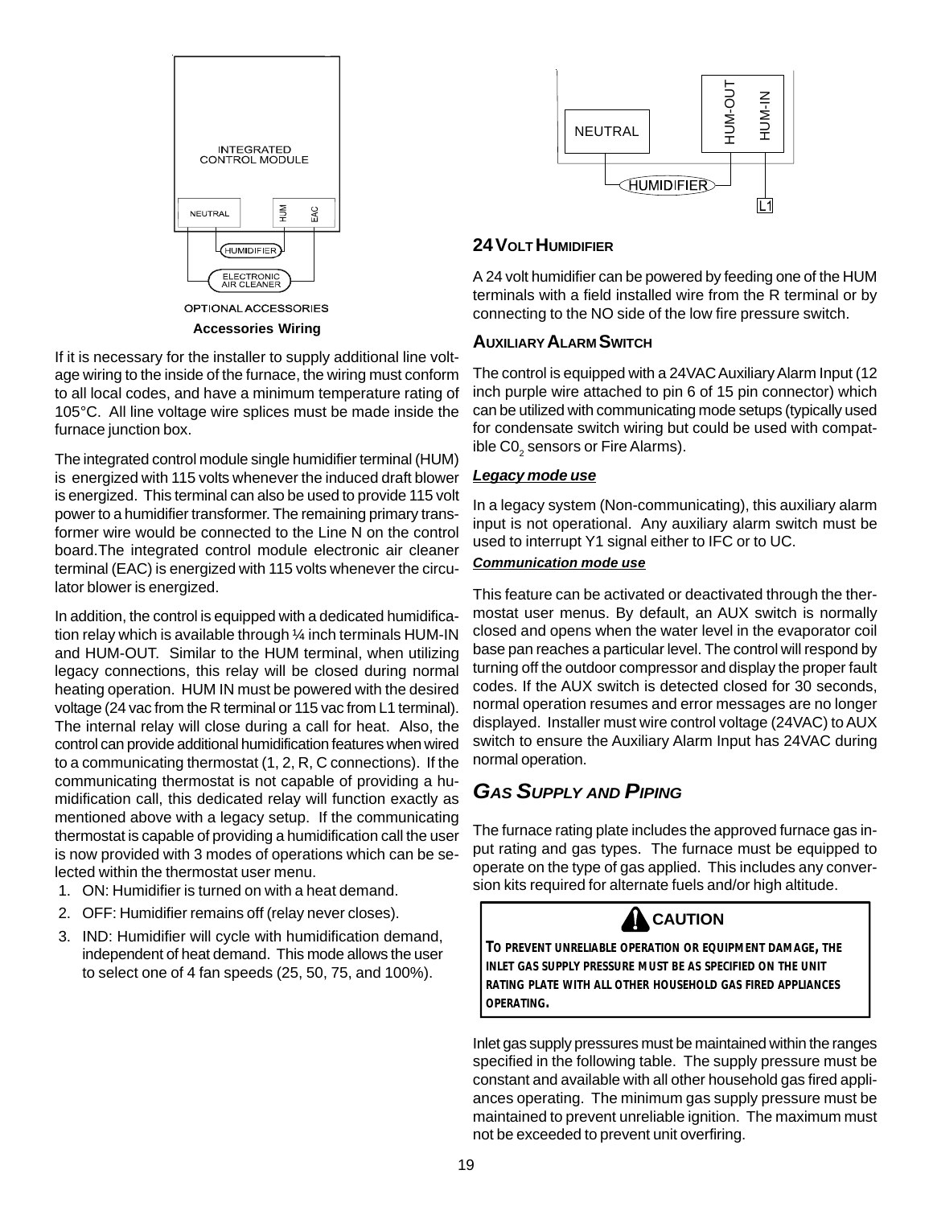INTEGRATED CONTROL MODULE

NEUTRAL HUM EAC

HUMIDIFIER

ELECTRONIC AIR CLEANER

OPTIONAL ACCESSORIES

**Accessories Wiring**

If it is necessary for the installer to supply additional line voltage wiring to the inside of the furnace, the wiring must conform to all local codes, and have a minimum temperature rating of 105°C. All line voltage wire splices must be made inside the furnace junction box.

The integrated control module single humidifier terminal (HUM) is energized with 115 volts whenever the induced draft blower is energized. This terminal can also be used to provide 115 volt power to a humidifier transformer. The remaining primary transformer wire would be connected to the Line N on the control board.The integrated control module electronic air cleaner terminal (EAC) is energized with 115 volts whenever the circulator blower is energized.

In addition, the control is equipped with a dedicated humidification relay which is available through ¼ inch terminals HUM-IN and HUM-OUT. Similar to the HUM terminal, when utilizing legacy connections, this relay will be closed during normal heating operation. HUM IN must be powered with the desired voltage (24 vac from the R terminal or 115 vac from L1 terminal). The internal relay will close during a call for heat. Also, the control can provide additional humidification features when wired to a communicating thermostat (1, 2, R, C connections). If the communicating thermostat is not capable of providing a humidification call, this dedicated relay will function exactly as mentioned above with a legacy setup. If the communicating thermostat is capable of providing a humidification call the user is now provided with 3 modes of operations which can be selected within the thermostat user menu.

1. ON: Humidifier is turned on with a heat demand.
2. OFF: Humidifier remains off (relay never closes).
3. IND: Humidifier will cycle with humidification demand, independent of heat demand. This mode allows the user to select one of 4 fan speeds (25, 50, 75, and 100%).

NEUTRAL HUM-OUT HUM-IN

HUMIDIFIER

L1

### 24 Volt Humidifier

A 24 volt humidifier can be powered by feeding one of the HUM terminals with a field installed wire from the R terminal or by connecting to the NO side of the low fire pressure switch.

### Auxiliary Alarm Switch

The control is equipped with a 24VAC Auxiliary Alarm Input (12 inch purple wire attached to pin 6 of 15 pin connector) which can be utilized with communicating mode setups (typically used for condensate switch wiring but could be used with compatible $C0_2$ sensors or Fire Alarms).

***Legacy mode use***

In a legacy system (Non-communicating), this auxiliary alarm input is not operational. Any auxiliary alarm switch must be used to interrupt Y1 signal either to IFC or to UC.

***Communication mode use***

This feature can be activated or deactivated through the thermostat user menus. By default, an AUX switch is normally closed and opens when the water level in the evaporator coil base pan reaches a particular level. The control will respond by turning off the outdoor compressor and display the proper fault codes. If the AUX switch is detected closed for 30 seconds, normal operation resumes and error messages are no longer displayed. Installer must wire control voltage (24VAC) to AUX switch to ensure the Auxiliary Alarm Input has 24VAC during normal operation.

## *Gas Supply and Piping*

The furnace rating plate includes the approved furnace gas input rating and gas types. The furnace must be equipped to operate on the type of gas applied. This includes any conversion kits required for alternate fuels and/or high altitude.

**CAUTION**

**TO PREVENT UNRELIABLE OPERATION OR EQUIPMENT DAMAGE, THE INLET GAS SUPPLY PRESSURE MUST BE AS SPECIFIED ON THE UNIT RATING PLATE WITH ALL OTHER HOUSEHOLD GAS FIRED APPLIANCES OPERATING.**

Inlet gas supply pressures must be maintained within the ranges specified in the following table. The supply pressure must be constant and available with all other household gas fired appliances operating. The minimum gas supply pressure must be maintained to prevent unreliable ignition. The maximum must not be exceeded to prevent unit overfiring.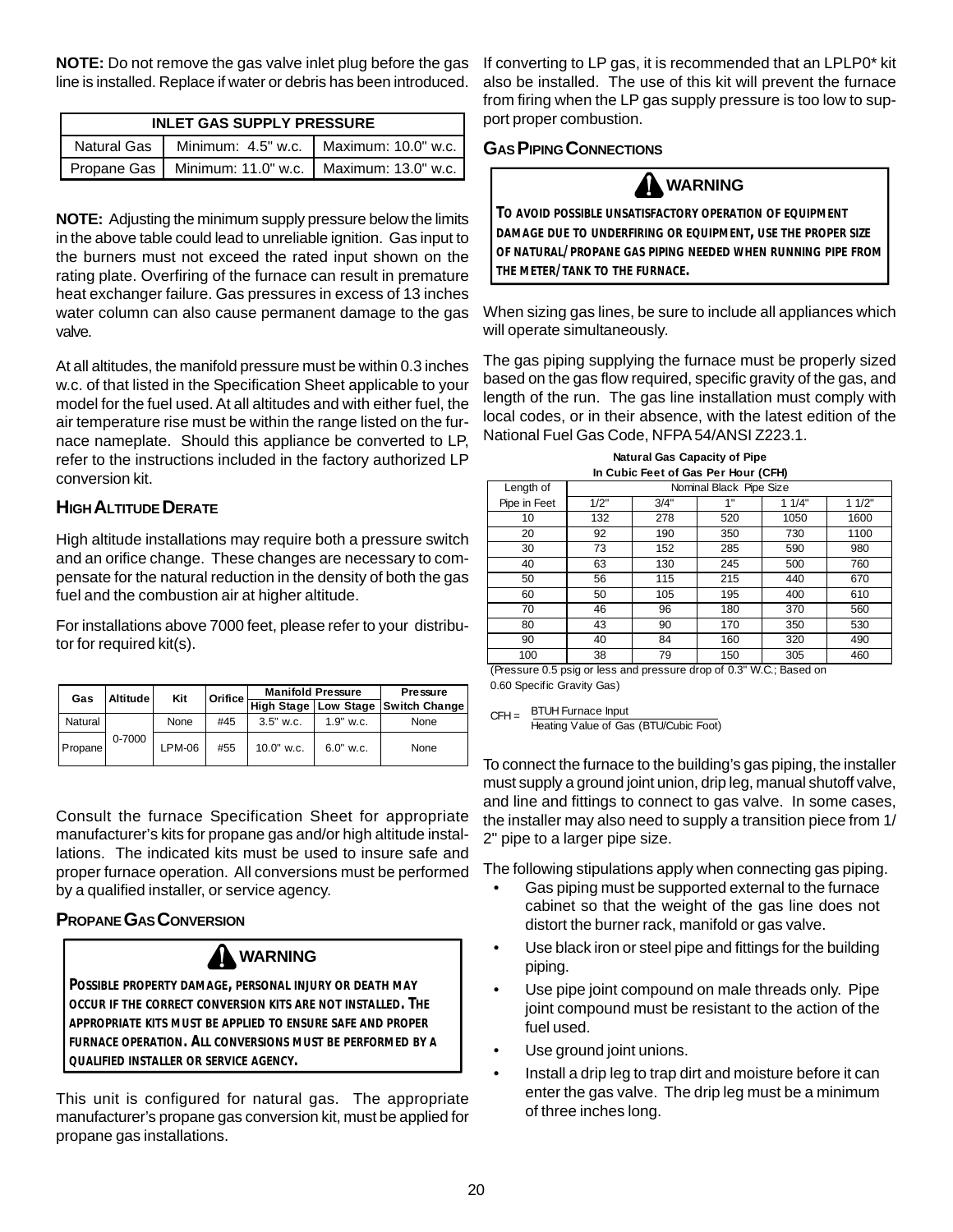**NOTE:** Do not remove the gas valve inlet plug before the gas line is installed. Replace if water or debris has been introduced.

| INLET GAS SUPPLY PRESSURE | | |
|---|---|---|
| Natural Gas | Minimum: 4.5" w.c. | Maximum: 10.0" w.c. |
| Propane Gas | Minimum: 11.0" w.c. | Maximum: 13.0" w.c. |

**NOTE:** Adjusting the minimum supply pressure below the limits in the above table could lead to unreliable ignition. Gas input to the burners must not exceed the rated input shown on the rating plate. Overfiring of the furnace can result in premature heat exchanger failure. Gas pressures in excess of 13 inches water column can also cause permanent damage to the gas valve.

At all altitudes, the manifold pressure must be within 0.3 inches w.c. of that listed in the Specification Sheet applicable to your model for the fuel used. At all altitudes and with either fuel, the air temperature rise must be within the range listed on the furnace nameplate. Should this appliance be converted to LP, refer to the instructions included in the factory authorized LP conversion kit.

## HIGH ALTITUDE DERATE

High altitude installations may require both a pressure switch and an orifice change. These changes are necessary to compensate for the natural reduction in the density of both the gas fuel and the combustion air at higher altitude.

For installations above 7000 feet, please refer to your distributor for required kit(s).

| Gas | Altitude | Kit | Orifice | Manifold Pressure | | Pressure |
|---|---|---|---|---|---|---|
| | | | | High Stage | Low Stage | Switch Change |
| Natural | 0-7000 | None | #45 | 3.5" w.c. | 1.9" w.c. | None |
| Propane | | LPM-06 | #55 | 10.0" w.c. | 6.0" w.c. | None |

Consult the furnace Specification Sheet for appropriate manufacturer's kits for propane gas and/or high altitude installations. The indicated kits must be used to insure safe and proper furnace operation. All conversions must be performed by a qualified installer, or service agency.

## PROPANE GAS CONVERSION

**WARNING**

**POSSIBLE PROPERTY DAMAGE, PERSONAL INJURY OR DEATH MAY OCCUR IF THE CORRECT CONVERSION KITS ARE NOT INSTALLED. THE APPROPRIATE KITS MUST BE APPLIED TO ENSURE SAFE AND PROPER FURNACE OPERATION. ALL CONVERSIONS MUST BE PERFORMED BY A QUALIFIED INSTALLER OR SERVICE AGENCY.**

This unit is configured for natural gas. The appropriate manufacturer's propane gas conversion kit, must be applied for propane gas installations.

If converting to LP gas, it is recommended that an LPLP0* kit also be installed. The use of this kit will prevent the furnace from firing when the LP gas supply pressure is too low to support proper combustion.

## GAS PIPING CONNECTIONS

**WARNING**

**TO AVOID POSSIBLE UNSATISFACTORY OPERATION OF EQUIPMENT DAMAGE DUE TO UNDERFIRING OR EQUIPMENT, USE THE PROPER SIZE OF NATURAL/PROPANE GAS PIPING NEEDED WHEN RUNNING PIPE FROM THE METER/TANK TO THE FURNACE.**

When sizing gas lines, be sure to include all appliances which will operate simultaneously.

The gas piping supplying the furnace must be properly sized based on the gas flow required, specific gravity of the gas, and length of the run. The gas line installation must comply with local codes, or in their absence, with the latest edition of the National Fuel Gas Code, NFPA 54/ANSI Z223.1.

**Natural Gas Capacity of Pipe**
**In Cubic Feet of Gas Per Hour (CFH)**

| Length of | Nominal Black Pipe Size | | | | |
|---|---|---|---|---|---|
| Pipe in Feet | 1/2" | 3/4" | 1" | 1 1/4" | 1 1/2" |
| 10 | 132 | 278 | 520 | 1050 | 1600 |
| 20 | 92 | 190 | 350 | 730 | 1100 |
| 30 | 73 | 152 | 285 | 590 | 980 |
| 40 | 63 | 130 | 245 | 500 | 760 |
| 50 | 56 | 115 | 215 | 440 | 670 |
| 60 | 50 | 105 | 195 | 400 | 610 |
| 70 | 46 | 96 | 180 | 370 | 560 |
| 80 | 43 | 90 | 170 | 350 | 530 |
| 90 | 40 | 84 | 160 | 320 | 490 |
| 100 | 38 | 79 | 150 | 305 | 460 |

(Pressure 0.5 psig or less and pressure drop of 0.3" W.C.; Based on 0.60 Specific Gravity Gas)

$$CFH = \frac{\text{BTUH Furnace Input}}{\text{Heating Value of Gas (BTU/Cubic Foot)}}$$

To connect the furnace to the building's gas piping, the installer must supply a ground joint union, drip leg, manual shutoff valve, and line and fittings to connect to gas valve. In some cases, the installer may also need to supply a transition piece from 1/2" pipe to a larger pipe size.

The following stipulations apply when connecting gas piping.

- Gas piping must be supported external to the furnace cabinet so that the weight of the gas line does not distort the burner rack, manifold or gas valve.
- Use black iron or steel pipe and fittings for the building piping.
- Use pipe joint compound on male threads only. Pipe joint compound must be resistant to the action of the fuel used.
- Use ground joint unions.
- Install a drip leg to trap dirt and moisture before it can enter the gas valve. The drip leg must be a minimum of three inches long.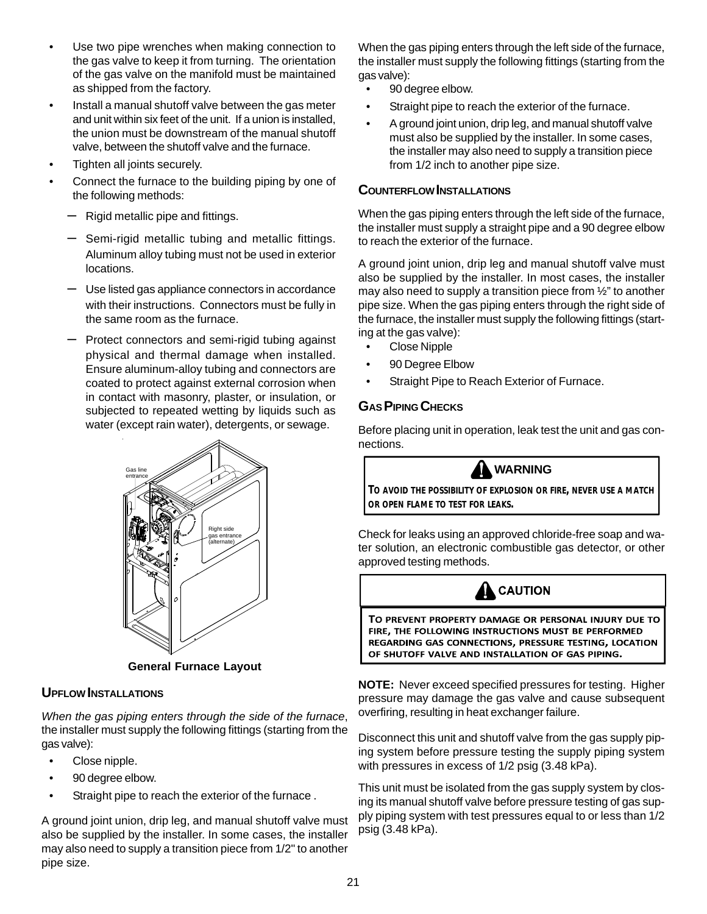- Use two pipe wrenches when making connection to the gas valve to keep it from turning. The orientation of the gas valve on the manifold must be maintained as shipped from the factory.
- Install a manual shutoff valve between the gas meter and unit within six feet of the unit. If a union is installed, the union must be downstream of the manual shutoff valve, between the shutoff valve and the furnace.
- Tighten all joints securely.
- Connect the furnace to the building piping by one of the following methods:
  - Rigid metallic pipe and fittings.
  - Semi-rigid metallic tubing and metallic fittings. Aluminum alloy tubing must not be used in exterior locations.
  - Use listed gas appliance connectors in accordance with their instructions. Connectors must be fully in the same room as the furnace.
  - Protect connectors and semi-rigid tubing against physical and thermal damage when installed. Ensure aluminum-alloy tubing and connectors are coated to protect against external corrosion when in contact with masonry, plaster, or insulation, or subjected to repeated wetting by liquids such as water (except rain water), detergents, or sewage.

Gas line entrance

Right side gas entrance (alternate)

**General Furnace Layout**

### Upflow Installations

*When the gas piping enters through the side of the furnace*, the installer must supply the following fittings (starting from the gas valve):

- Close nipple.
- 90 degree elbow.
- Straight pipe to reach the exterior of the furnace .

A ground joint union, drip leg, and manual shutoff valve must also be supplied by the installer. In some cases, the installer may also need to supply a transition piece from 1/2" to another pipe size.

When the gas piping enters through the left side of the furnace, the installer must supply the following fittings (starting from the gas valve):

- 90 degree elbow.
- Straight pipe to reach the exterior of the furnace.
- A ground joint union, drip leg, and manual shutoff valve must also be supplied by the installer. In some cases, the installer may also need to supply a transition piece from 1/2 inch to another pipe size.

### Counterflow Installations

When the gas piping enters through the left side of the furnace, the installer must supply a straight pipe and a 90 degree elbow to reach the exterior of the furnace.

A ground joint union, drip leg and manual shutoff valve must also be supplied by the installer. In most cases, the installer may also need to supply a transition piece from ½" to another pipe size. When the gas piping enters through the right side of the furnace, the installer must supply the following fittings (starting at the gas valve):

- Close Nipple
- 90 Degree Elbow
- Straight Pipe to Reach Exterior of Furnace.

### Gas Piping Checks

Before placing unit in operation, leak test the unit and gas connections.

**WARNING**

**TO AVOID THE POSSIBILITY OF EXPLOSION OR FIRE, NEVER USE A MATCH OR OPEN FLAME TO TEST FOR LEAKS.**

Check for leaks using an approved chloride-free soap and water solution, an electronic combustible gas detector, or other approved testing methods.

**CAUTION**

**TO PREVENT PROPERTY DAMAGE OR PERSONAL INJURY DUE TO FIRE, THE FOLLOWING INSTRUCTIONS MUST BE PERFORMED REGARDING GAS CONNECTIONS, PRESSURE TESTING, LOCATION OF SHUTOFF VALVE AND INSTALLATION OF GAS PIPING.**

**NOTE:** Never exceed specified pressures for testing. Higher pressure may damage the gas valve and cause subsequent overfiring, resulting in heat exchanger failure.

Disconnect this unit and shutoff valve from the gas supply piping system before pressure testing the supply piping system with pressures in excess of 1/2 psig (3.48 kPa).

This unit must be isolated from the gas supply system by closing its manual shutoff valve before pressure testing of gas supply piping system with test pressures equal to or less than 1/2 psig (3.48 kPa).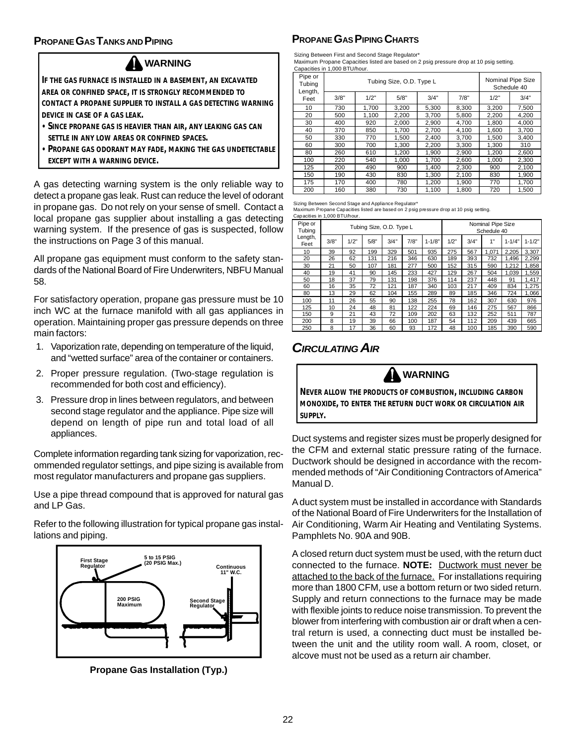## Propane Gas Tanks and Piping

> **⚠ WARNING**
>
> **If the gas furnace is installed in a basement, an excavated area or confined space, it is strongly recommended to contact a propane supplier to install a gas detecting warning device in case of a gas leak.**
>
> - **Since propane gas is heavier than air, any leaking gas can settle in any low areas or confined spaces.**
> - **Propane gas odorant may fade, making the gas undetectable except with a warning device.**

A gas detecting warning system is the only reliable way to detect a propane gas leak. Rust can reduce the level of odorant in propane gas. Do not rely on your sense of smell. Contact a local propane gas supplier about installing a gas detecting warning system. If the presence of gas is suspected, follow the instructions on Page 3 of this manual.

All propane gas equipment must conform to the safety standards of the National Board of Fire Underwriters, NBFU Manual 58.

For satisfactory operation, propane gas pressure must be 10 inch WC at the furnace manifold with all gas appliances in operation. Maintaining proper gas pressure depends on three main factors:

1. Vaporization rate, depending on temperature of the liquid, and "wetted surface" area of the container or containers.
2. Proper pressure regulation. (Two-stage regulation is recommended for both cost and efficiency).
3. Pressure drop in lines between regulators, and between second stage regulator and the appliance. Pipe size will depend on length of pipe run and total load of all appliances.

Complete information regarding tank sizing for vaporization, recommended regulator settings, and pipe sizing is available from most regulator manufacturers and propane gas suppliers.

Use a pipe thread compound that is approved for natural gas and LP Gas.

Refer to the following illustration for typical propane gas installations and piping.

First Stage Regulator — 5 to 15 PSIG (20 PSIG Max.) — Continuous 11" W.C. — 200 PSIG Maximum — Second Stage Regulator

**Propane Gas Installation (Typ.)**

## Propane Gas Piping Charts

Sizing Between First and Second Stage Regulator*
Maximum Propane Capacities listed are based on 2 psig pressure drop at 10 psig setting.
Capacities in 1,000 BTU/hour.

| Pipe or Tubing Length, Feet | Tubing Size, O.D. Type L | | | | | Nominal Pipe Size Schedule 40 | |
|---|---|---|---|---|---|---|---|
| | 3/8" | 1/2" | 5/8" | 3/4" | 7/8" | 1/2" | 3/4" |
| 10 | 730 | 1,700 | 3,200 | 5,300 | 8,300 | 3,200 | 7,500 |
| 20 | 500 | 1,100 | 2,200 | 3,700 | 5,800 | 2,200 | 4,200 |
| 30 | 400 | 920 | 2,000 | 2,900 | 4,700 | 1,800 | 4,000 |
| 40 | 370 | 850 | 1,700 | 2,700 | 4,100 | 1,600 | 3,700 |
| 50 | 330 | 770 | 1,500 | 2,400 | 3,700 | 1,500 | 3,400 |
| 60 | 300 | 700 | 1,300 | 2,200 | 3,300 | 1,300 | 310 |
| 80 | 260 | 610 | 1,200 | 1,900 | 2,900 | 1,200 | 2,600 |
| 100 | 220 | 540 | 1,000 | 1,700 | 2,600 | 1,000 | 2,300 |
| 125 | 200 | 490 | 900 | 1,400 | 2,300 | 900 | 2,100 |
| 150 | 190 | 430 | 830 | 1,300 | 2,100 | 830 | 1,900 |
| 175 | 170 | 400 | 780 | 1,200 | 1,900 | 770 | 1,700 |
| 200 | 160 | 380 | 730 | 1,100 | 1,800 | 720 | 1,500 |

Sizing Between Second Stage and Appliance Regulator*
Maximum Propane Capacities listed are based on 2 psig pressure drop at 10 psig setting.
Capacities in 1,000 BTU/hour.

| Pipe or Tubing Length, Feet | Tubing Size, O.D. Type L | | | | | | Nominal Pipe Size Schedule 40 | | | | |
|---|---|---|---|---|---|---|---|---|---|---|---|
| | 3/8" | 1/2" | 5/8" | 3/4" | 7/8" | 1-1/8" | 1/2" | 3/4" | 1" | 1-1/4" | 1-1/2" |
| 10 | 39 | 92 | 199 | 329 | 501 | 935 | 275 | 567 | 1,071 | 2,205 | 3,307 |
| 20 | 26 | 62 | 131 | 216 | 346 | 630 | 189 | 393 | 732 | 1,496 | 2,299 |
| 30 | 21 | 50 | 107 | 181 | 277 | 500 | 152 | 315 | 590 | 1,212 | 1,858 |
| 40 | 19 | 41 | 90 | 145 | 233 | 427 | 129 | 267 | 504 | 1,039 | 1,559 |
| 50 | 18 | 37 | 79 | 131 | 198 | 376 | 114 | 237 | 448 | 91 | 1,417 |
| 60 | 16 | 35 | 72 | 121 | 187 | 340 | 103 | 217 | 409 | 834 | 1,275 |
| 80 | 13 | 29 | 62 | 104 | 155 | 289 | 89 | 185 | 346 | 724 | 1,066 |
| 100 | 11 | 26 | 55 | 90 | 138 | 255 | 78 | 162 | 307 | 630 | 976 |
| 125 | 10 | 24 | 48 | 81 | 122 | 224 | 69 | 146 | 275 | 567 | 866 |
| 150 | 9 | 21 | 43 | 72 | 109 | 202 | 63 | 132 | 252 | 511 | 787 |
| 200 | 8 | 19 | 39 | 66 | 100 | 187 | 54 | 112 | 209 | 439 | 665 |
| 250 | 8 | 17 | 36 | 60 | 93 | 172 | 48 | 100 | 185 | 390 | 590 |

## *Circulating Air*

> **⚠ WARNING**
>
> **Never allow the products of combustion, including carbon monoxide, to enter the return duct work or circulation air supply.**

Duct systems and register sizes must be properly designed for the CFM and external static pressure rating of the furnace. Ductwork should be designed in accordance with the recommended methods of "Air Conditioning Contractors of America" Manual D.

A duct system must be installed in accordance with Standards of the National Board of Fire Underwriters for the Installation of Air Conditioning, Warm Air Heating and Ventilating Systems. Pamphlets No. 90A and 90B.

A closed return duct system must be used, with the return duct connected to the furnace. **NOTE:** Ductwork must never be attached to the back of the furnace. For installations requiring more than 1800 CFM, use a bottom return or two sided return. Supply and return connections to the furnace may be made with flexible joints to reduce noise transmission. To prevent the blower from interfering with combustion air or draft when a central return is used, a connecting duct must be installed between the unit and the utility room wall. A room, closet, or alcove must not be used as a return air chamber.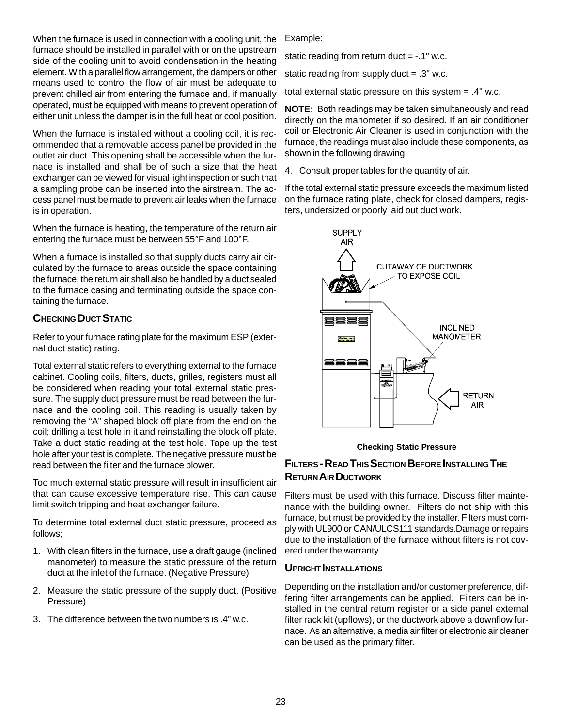When the furnace is used in connection with a cooling unit, the furnace should be installed in parallel with or on the upstream side of the cooling unit to avoid condensation in the heating element. With a parallel flow arrangement, the dampers or other means used to control the flow of air must be adequate to prevent chilled air from entering the furnace and, if manually operated, must be equipped with means to prevent operation of either unit unless the damper is in the full heat or cool position.

When the furnace is installed without a cooling coil, it is recommended that a removable access panel be provided in the outlet air duct. This opening shall be accessible when the furnace is installed and shall be of such a size that the heat exchanger can be viewed for visual light inspection or such that a sampling probe can be inserted into the airstream. The access panel must be made to prevent air leaks when the furnace is in operation.

When the furnace is heating, the temperature of the return air entering the furnace must be between 55°F and 100°F.

When a furnace is installed so that supply ducts carry air circulated by the furnace to areas outside the space containing the furnace, the return air shall also be handled by a duct sealed to the furnace casing and terminating outside the space containing the furnace.

### CHECKING DUCT STATIC

Refer to your furnace rating plate for the maximum ESP (external duct static) rating.

Total external static refers to everything external to the furnace cabinet. Cooling coils, filters, ducts, grilles, registers must all be considered when reading your total external static pressure. The supply duct pressure must be read between the furnace and the cooling coil. This reading is usually taken by removing the "A" shaped block off plate from the end on the coil; drilling a test hole in it and reinstalling the block off plate. Take a duct static reading at the test hole. Tape up the test hole after your test is complete. The negative pressure must be read between the filter and the furnace blower.

Too much external static pressure will result in insufficient air that can cause excessive temperature rise. This can cause limit switch tripping and heat exchanger failure.

To determine total external duct static pressure, proceed as follows;

1. With clean filters in the furnace, use a draft gauge (inclined manometer) to measure the static pressure of the return duct at the inlet of the furnace. (Negative Pressure)
2. Measure the static pressure of the supply duct. (Positive Pressure)
3. The difference between the two numbers is .4" w.c.

Example:

static reading from return duct = -.1" w.c.

static reading from supply duct = .3" w.c.

total external static pressure on this system = .4" w.c.

**NOTE:** Both readings may be taken simultaneously and read directly on the manometer if so desired. If an air conditioner coil or Electronic Air Cleaner is used in conjunction with the furnace, the readings must also include these components, as shown in the following drawing.

4. Consult proper tables for the quantity of air.

If the total external static pressure exceeds the maximum listed on the furnace rating plate, check for closed dampers, registers, undersized or poorly laid out duct work.

SUPPLY AIR

CUTAWAY OF DUCTWORK TO EXPOSE COIL

INCLINED MANOMETER

RETURN AIR

**Checking Static Pressure**

### FILTERS - READ THIS SECTION BEFORE INSTALLING THE RETURN AIR DUCTWORK

Filters must be used with this furnace. Discuss filter maintenance with the building owner. Filters do not ship with this furnace, but must be provided by the installer. Filters must comply with UL900 or CAN/ULCS111 standards.Damage or repairs due to the installation of the furnace without filters is not covered under the warranty.

### UPRIGHT INSTALLATIONS

Depending on the installation and/or customer preference, differing filter arrangements can be applied. Filters can be installed in the central return register or a side panel external filter rack kit (upflows), or the ductwork above a downflow furnace. As an alternative, a media air filter or electronic air cleaner can be used as the primary filter.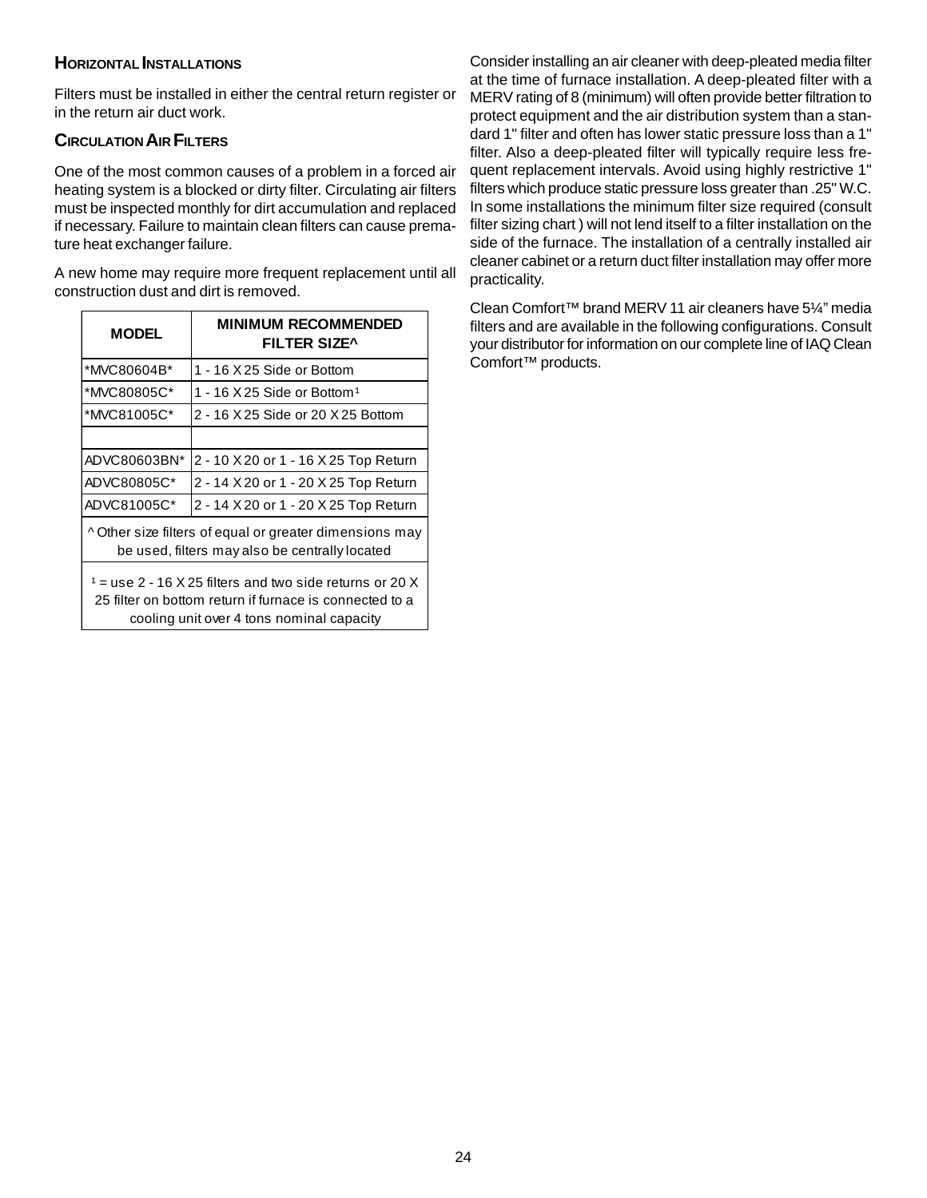### HORIZONTAL INSTALLATIONS

Filters must be installed in either the central return register or in the return air duct work.

### CIRCULATION AIR FILTERS

One of the most common causes of a problem in a forced air heating system is a blocked or dirty filter. Circulating air filters must be inspected monthly for dirt accumulation and replaced if necessary. Failure to maintain clean filters can cause premature heat exchanger failure.

A new home may require more frequent replacement until all construction dust and dirt is removed.

| MODEL | MINIMUM RECOMMENDED FILTER SIZE^ |
|---|---|
| *MVC80604B* | 1 - 16 X 25 Side or Bottom |
| *MVC80805C* | 1 - 16 X 25 Side or Bottom[1] |
| *MVC81005C* | 2 - 16 X 25 Side or 20 X 25 Bottom |
| | |
| ADVC80603BN* | 2 - 10 X 20 or 1 - 16 X 25 Top Return |
| ADVC80805C* | 2 - 14 X 20 or 1 - 20 X 25 Top Return |
| ADVC81005C* | 2 - 14 X 20 or 1 - 20 X 25 Top Return |

^ Other size filters of equal or greater dimensions may be used, filters may also be centrally located

[1] = use 2 - 16 X 25 filters and two side returns or 20 X 25 filter on bottom return if furnace is connected to a cooling unit over 4 tons nominal capacity

Consider installing an air cleaner with deep-pleated media filter at the time of furnace installation. A deep-pleated filter with a MERV rating of 8 (minimum) will often provide better filtration to protect equipment and the air distribution system than a standard 1" filter and often has lower static pressure loss than a 1" filter. Also a deep-pleated filter will typically require less frequent replacement intervals. Avoid using highly restrictive 1" filters which produce static pressure loss greater than .25" W.C. In some installations the minimum filter size required (consult filter sizing chart ) will not lend itself to a filter installation on the side of the furnace. The installation of a centrally installed air cleaner cabinet or a return duct filter installation may offer more practicality.

Clean Comfort™ brand MERV 11 air cleaners have 5¼" media filters and are available in the following configurations. Consult your distributor for information on our complete line of IAQ Clean Comfort™ products.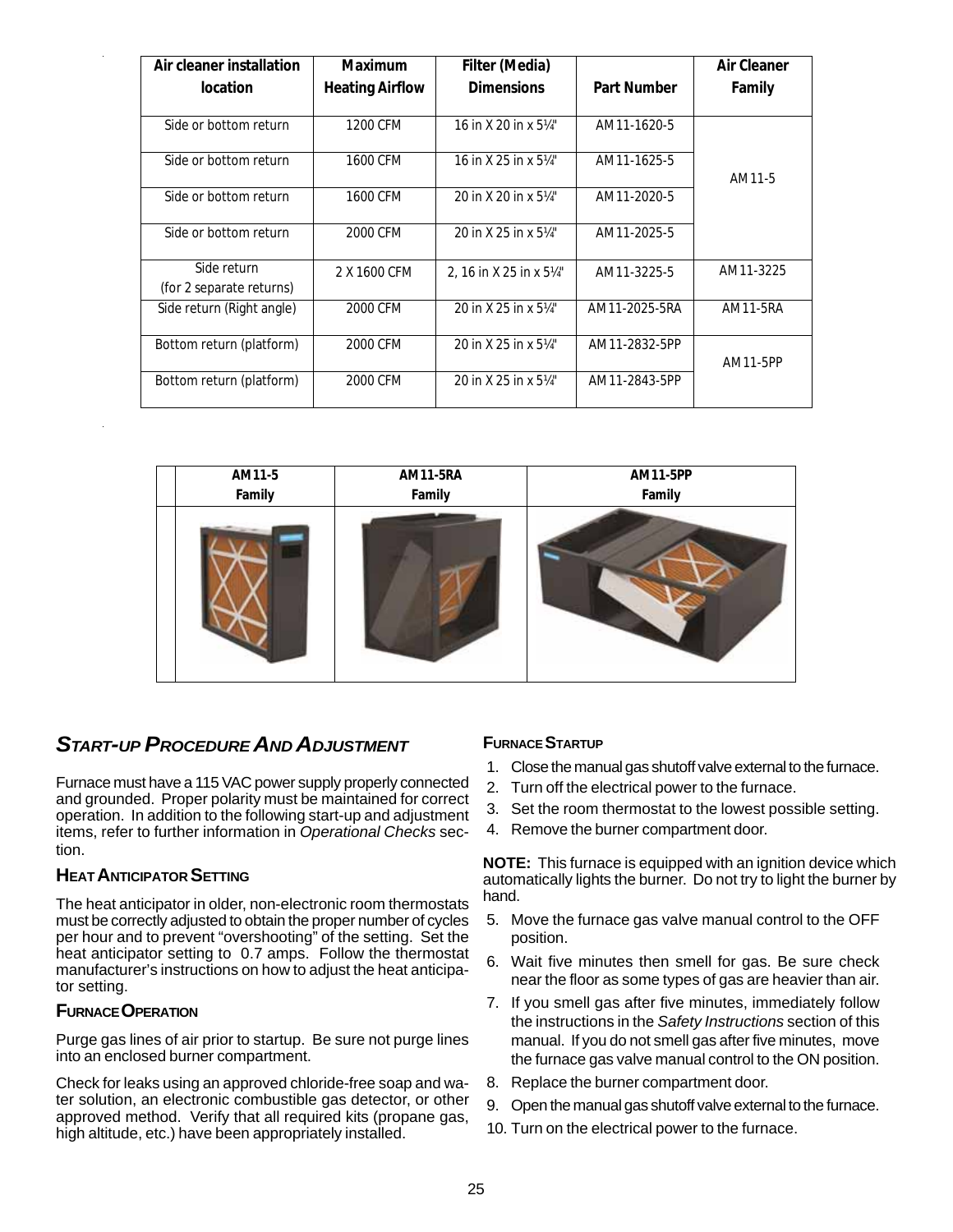| Air cleaner installation location | Maximum Heating Airflow | Filter (Media) Dimensions | Part Number | Air Cleaner Family |
|---|---|---|---|---|
| Side or bottom return | 1200 CFM | 16 in X 20 in x 5¼" | AM11-1620-5 | AM11-5 |
| Side or bottom return | 1600 CFM | 16 in X 25 in x 5¼" | AM11-1625-5 | |
| Side or bottom return | 1600 CFM | 20 in X 20 in x 5¼" | AM11-2020-5 | |
| Side or bottom return | 2000 CFM | 20 in X 25 in x 5¼" | AM11-2025-5 | |
| Side return (for 2 separate returns) | 2 X 1600 CFM | 2, 16 in X 25 in x 5¼" | AM11-3225-5 | AM11-3225 |
| Side return (Right angle) | 2000 CFM | 20 in X 25 in x 5¼" | AM11-2025-5RA | AM11-5RA |
| Bottom return (platform) | 2000 CFM | 20 in X 25 in x 5¼" | AM11-2832-5PP | AM11-5PP |
| Bottom return (platform) | 2000 CFM | 20 in X 25 in x 5¼" | AM11-2843-5PP | |

| | AM11-5 Family | AM11-5RA Family | AM11-5PP Family |
|---|---|---|---|

## START-UP PROCEDURE AND ADJUSTMENT

Furnace must have a 115 VAC power supply properly connected and grounded. Proper polarity must be maintained for correct operation. In addition to the following start-up and adjustment items, refer to further information in *Operational Checks* section.

### HEAT ANTICIPATOR SETTING

The heat anticipator in older, non-electronic room thermostats must be correctly adjusted to obtain the proper number of cycles per hour and to prevent "overshooting" of the setting. Set the heat anticipator setting to 0.7 amps. Follow the thermostat manufacturer's instructions on how to adjust the heat anticipator setting.

### FURNACE OPERATION

Purge gas lines of air prior to startup. Be sure not purge lines into an enclosed burner compartment.

Check for leaks using an approved chloride-free soap and water solution, an electronic combustible gas detector, or other approved method. Verify that all required kits (propane gas, high altitude, etc.) have been appropriately installed.

### FURNACE STARTUP

1. Close the manual gas shutoff valve external to the furnace.
2. Turn off the electrical power to the furnace.
3. Set the room thermostat to the lowest possible setting.
4. Remove the burner compartment door.

**NOTE:** This furnace is equipped with an ignition device which automatically lights the burner. Do not try to light the burner by hand.

5. Move the furnace gas valve manual control to the OFF position.
6. Wait five minutes then smell for gas. Be sure check near the floor as some types of gas are heavier than air.
7. If you smell gas after five minutes, immediately follow the instructions in the *Safety Instructions* section of this manual. If you do not smell gas after five minutes, move the furnace gas valve manual control to the ON position.
8. Replace the burner compartment door.
9. Open the manual gas shutoff valve external to the furnace.
10. Turn on the electrical power to the furnace.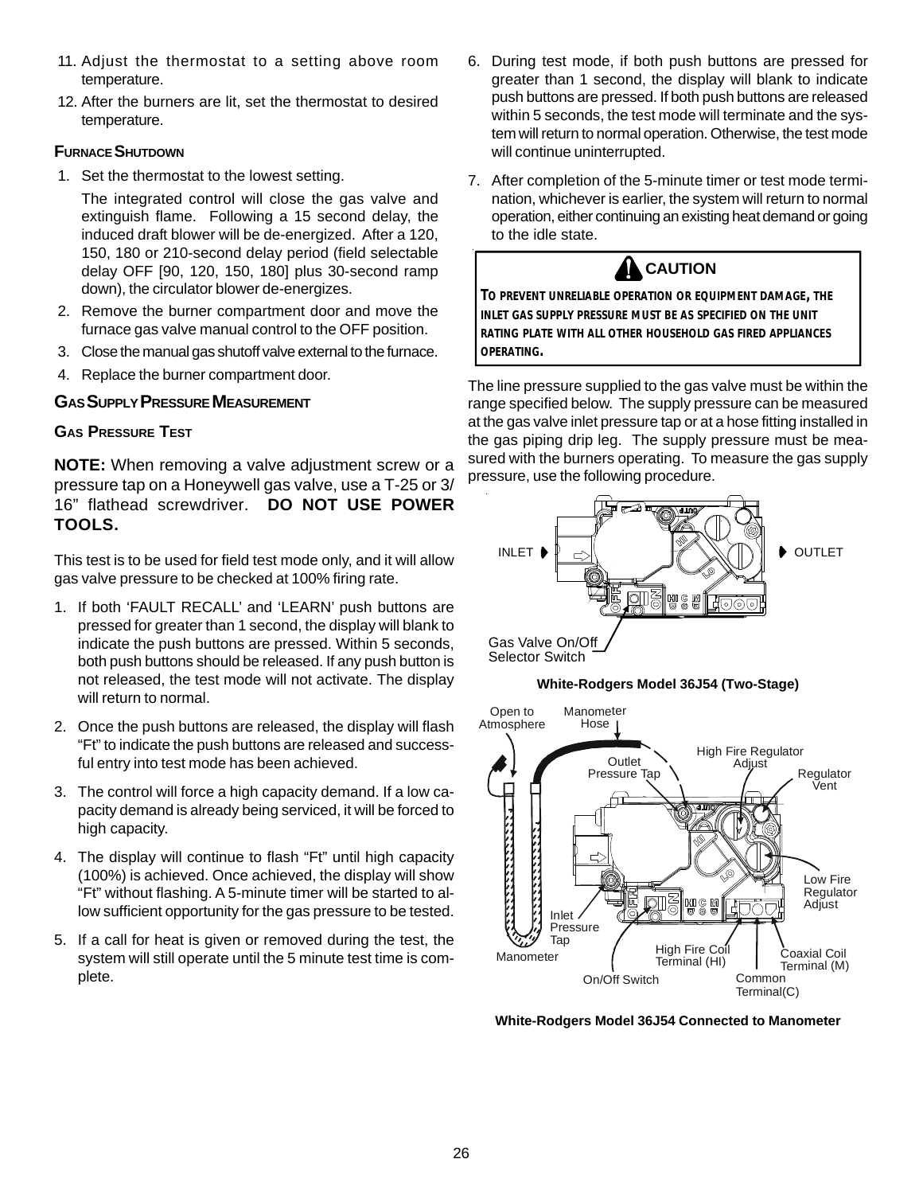11. Adjust the thermostat to a setting above room temperature.
12. After the burners are lit, set the thermostat to desired temperature.

### FURNACE SHUTDOWN

1. Set the thermostat to the lowest setting.

   The integrated control will close the gas valve and extinguish flame. Following a 15 second delay, the induced draft blower will be de-energized. After a 120, 150, 180 or 210-second delay period (field selectable delay OFF [90, 120, 150, 180] plus 30-second ramp down), the circulator blower de-energizes.
2. Remove the burner compartment door and move the furnace gas valve manual control to the OFF position.
3. Close the manual gas shutoff valve external to the furnace.
4. Replace the burner compartment door.

### GAS SUPPLY PRESSURE MEASUREMENT

### GAS PRESSURE TEST

**NOTE:** When removing a valve adjustment screw or a pressure tap on a Honeywell gas valve, use a T-25 or 3/16" flathead screwdriver. **DO NOT USE POWER TOOLS.**

This test is to be used for field test mode only, and it will allow gas valve pressure to be checked at 100% firing rate.

1. If both 'FAULT RECALL' and 'LEARN' push buttons are pressed for greater than 1 second, the display will blank to indicate the push buttons are pressed. Within 5 seconds, both push buttons should be released. If any push button is not released, the test mode will not activate. The display will return to normal.
2. Once the push buttons are released, the display will flash "Ft" to indicate the push buttons are released and successful entry into test mode has been achieved.
3. The control will force a high capacity demand. If a low capacity demand is already being serviced, it will be forced to high capacity.
4. The display will continue to flash "Ft" until high capacity (100%) is achieved. Once achieved, the display will show "Ft" without flashing. A 5-minute timer will be started to allow sufficient opportunity for the gas pressure to be tested.
5. If a call for heat is given or removed during the test, the system will still operate until the 5 minute test time is complete.
6. During test mode, if both push buttons are pressed for greater than 1 second, the display will blank to indicate push buttons are pressed. If both push buttons are released within 5 seconds, the test mode will terminate and the system will return to normal operation. Otherwise, the test mode will continue uninterrupted.
7. After completion of the 5-minute timer or test mode termination, whichever is earlier, the system will return to normal operation, either continuing an existing heat demand or going to the idle state.

> **CAUTION**
>
> **TO PREVENT UNRELIABLE OPERATION OR EQUIPMENT DAMAGE, THE INLET GAS SUPPLY PRESSURE MUST BE AS SPECIFIED ON THE UNIT RATING PLATE WITH ALL OTHER HOUSEHOLD GAS FIRED APPLIANCES OPERATING.**

The line pressure supplied to the gas valve must be within the range specified below. The supply pressure can be measured at the gas valve inlet pressure tap or at a hose fitting installed in the gas piping drip leg. The supply pressure must be measured with the burners operating. To measure the gas supply pressure, use the following procedure.

INLET OUTLET

Gas Valve On/Off Selector Switch

**White-Rodgers Model 36J54 (Two-Stage)**

Open to Atmosphere, Manometer Hose, Outlet Pressure Tap, High Fire Regulator Adjust, Regulator Vent, Low Fire Regulator Adjust, Inlet Pressure Tap, Manometer, High Fire Coil Terminal (HI), Coaxial Coil Terminal (M), On/Off Switch, Common Terminal(C)

**White-Rodgers Model 36J54 Connected to Manometer**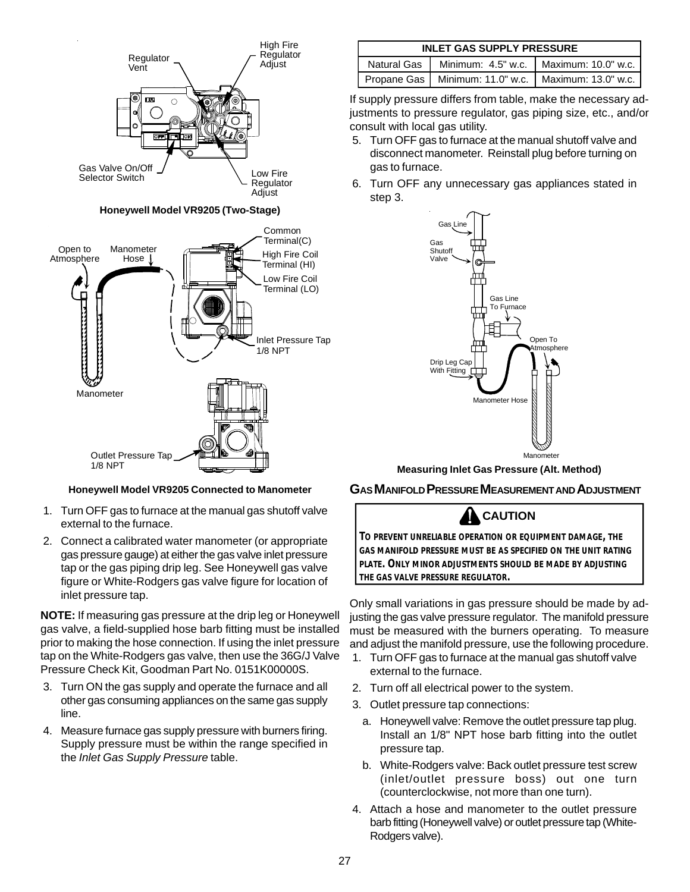Regulator Vent

High Fire Regulator Adjust

Gas Valve On/Off Selector Switch

Low Fire Regulator Adjust

**Honeywell Model VR9205 (Two-Stage)**

Open to Atmosphere

Manometer Hose

Common Terminal(C)

High Fire Coil Terminal (HI)

Low Fire Coil Terminal (LO)

Inlet Pressure Tap 1/8 NPT

Manometer

Outlet Pressure Tap 1/8 NPT

**Honeywell Model VR9205 Connected to Manometer**

1. Turn OFF gas to furnace at the manual gas shutoff valve external to the furnace.
2. Connect a calibrated water manometer (or appropriate gas pressure gauge) at either the gas valve inlet pressure tap or the gas piping drip leg. See Honeywell gas valve figure or White-Rodgers gas valve figure for location of inlet pressure tap.

**NOTE:** If measuring gas pressure at the drip leg or Honeywell gas valve, a field-supplied hose barb fitting must be installed prior to making the hose connection. If using the inlet pressure tap on the White-Rodgers gas valve, then use the 36G/J Valve Pressure Check Kit, Goodman Part No. 0151K00000S.

3. Turn ON the gas supply and operate the furnace and all other gas consuming appliances on the same gas supply line.
4. Measure furnace gas supply pressure with burners firing. Supply pressure must be within the range specified in the *Inlet Gas Supply Pressure* table.

| INLET GAS SUPPLY PRESSURE | | |
|---|---|---|
| Natural Gas | Minimum: 4.5" w.c. | Maximum: 10.0" w.c. |
| Propane Gas | Minimum: 11.0" w.c. | Maximum: 13.0" w.c. |

If supply pressure differs from table, make the necessary adjustments to pressure regulator, gas piping size, etc., and/or consult with local gas utility.

5. Turn OFF gas to furnace at the manual shutoff valve and disconnect manometer. Reinstall plug before turning on gas to furnace.
6. Turn OFF any unnecessary gas appliances stated in step 3.

Gas Line

Gas Shutoff Valve

Gas Line To Furnace

Open To Atmosphere

Drip Leg Cap With Fitting

Manometer Hose

Manometer

**Measuring Inlet Gas Pressure (Alt. Method)**

## GAS MANIFOLD PRESSURE MEASUREMENT AND ADJUSTMENT

**CAUTION**

**TO PREVENT UNRELIABLE OPERATION OR EQUIPMENT DAMAGE, THE GAS MANIFOLD PRESSURE MUST BE AS SPECIFIED ON THE UNIT RATING PLATE. ONLY MINOR ADJUSTMENTS SHOULD BE MADE BY ADJUSTING THE GAS VALVE PRESSURE REGULATOR.**

Only small variations in gas pressure should be made by adjusting the gas valve pressure regulator. The manifold pressure must be measured with the burners operating. To measure and adjust the manifold pressure, use the following procedure.

1. Turn OFF gas to furnace at the manual gas shutoff valve external to the furnace.
2. Turn off all electrical power to the system.
3. Outlet pressure tap connections:
   a. Honeywell valve: Remove the outlet pressure tap plug. Install an 1/8" NPT hose barb fitting into the outlet pressure tap.
   b. White-Rodgers valve: Back outlet pressure test screw (inlet/outlet pressure boss) out one turn (counterclockwise, not more than one turn).
4. Attach a hose and manometer to the outlet pressure barb fitting (Honeywell valve) or outlet pressure tap (White-Rodgers valve).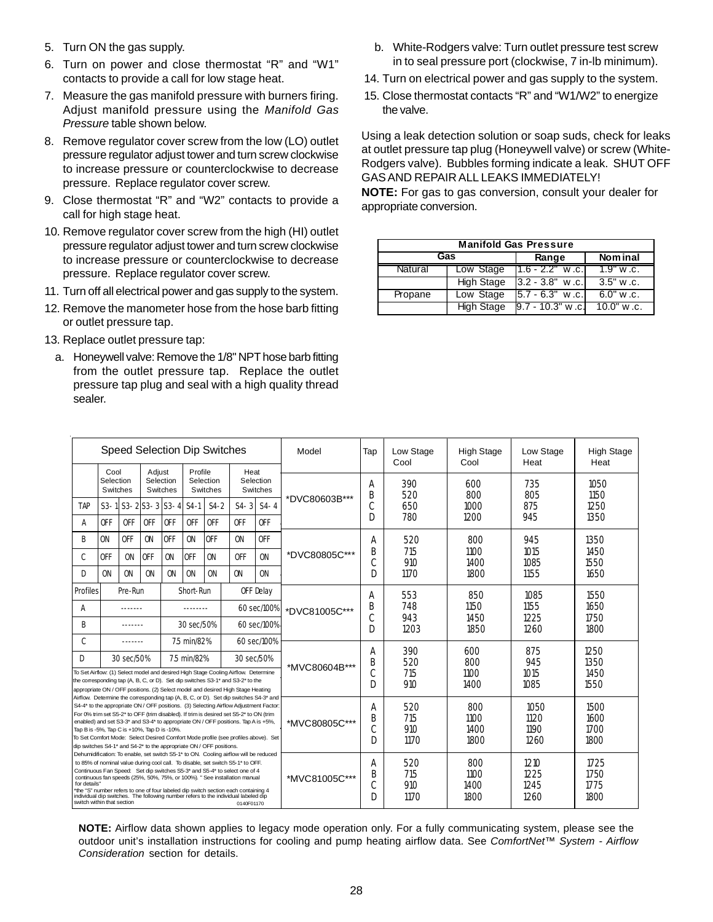5. Turn ON the gas supply.
6. Turn on power and close thermostat "R" and "W1" contacts to provide a call for low stage heat.
7. Measure the gas manifold pressure with burners firing. Adjust manifold pressure using the *Manifold Gas Pressure* table shown below.
8. Remove regulator cover screw from the low (LO) outlet pressure regulator adjust tower and turn screw clockwise to increase pressure or counterclockwise to decrease pressure. Replace regulator cover screw.
9. Close thermostat "R" and "W2" contacts to provide a call for high stage heat.
10. Remove regulator cover screw from the high (HI) outlet pressure regulator adjust tower and turn screw clockwise to increase pressure or counterclockwise to decrease pressure. Replace regulator cover screw.
11. Turn off all electrical power and gas supply to the system.
12. Remove the manometer hose from the hose barb fitting or outlet pressure tap.
13. Replace outlet pressure tap:
    a. Honeywell valve: Remove the 1/8" NPT hose barb fitting from the outlet pressure tap. Replace the outlet pressure tap plug and seal with a high quality thread sealer.
    b. White-Rodgers valve: Turn outlet pressure test screw in to seal pressure port (clockwise, 7 in-lb minimum).
14. Turn on electrical power and gas supply to the system.
15. Close thermostat contacts "R" and "W1/W2" to energize the valve.

Using a leak detection solution or soap suds, check for leaks at outlet pressure tap plug (Honeywell valve) or screw (White-Rodgers valve). Bubbles forming indicate a leak. SHUT OFF GAS AND REPAIR ALL LEAKS IMMEDIATELY!

**NOTE:** For gas to gas conversion, consult your dealer for appropriate conversion.

| Manifold Gas Pressure | | | |
|---|---|---|---|
| Gas | | Range | Nominal |
| Natural | Low Stage | 1.6 - 2.2" w.c. | 1.9" w.c. |
| | High Stage | 3.2 - 3.8" w.c. | 3.5" w.c. |
| Propane | Low Stage | 5.7 - 6.3" w.c. | 6.0" w.c. |
| | High Stage | 9.7 - 10.3" w.c. | 10.0" w.c. |

| Speed Selection Dip Switches | | | | | | | | |
|---|---|---|---|---|---|---|---|---|
| | Cool Selection Switches | | Adjust Selection Switches | | Profile Selection Switches | | Heat Selection Switches | |
| TAP | S3-1 | S3-2 | S3-3 | S3-4 | S4-1 | S4-2 | S4-3 | S4-4 |
| A | OFF | OFF | OFF | OFF | OFF | OFF | OFF | OFF |
| B | ON | OFF | ON | OFF | ON | OFF | ON | OFF |
| C | OFF | ON | OFF | ON | OFF | ON | OFF | ON |
| D | ON | ON | ON | ON | ON | ON | ON | ON |

| Profiles | Pre-Run | Short-Run | OFF Delay |
|---|---|---|---|
| A | ------- | -------- | 60 sec/100% |
| B | ------- | 30 sec/50% | 60 sec/100% |
| C | ------- | 7.5 min/82% | 60 sec/100% |
| D | 30 sec/50% | 7.5 min/82% | 30 sec/50% |

To Set Airflow: (1) Select model and desired High Stage Cooling Airflow. Determine the corresponding tap (A, B, C, or D). Set dip switches S3-1* and S3-2* to the appropriate ON / OFF positions. (2) Select model and desired High Stage Heating Airflow. Determine the corresponding tap (A, B, C, or D). Set dip switches S4-3* and S4-4* to the appropriate ON / OFF positions. (3) Selecting Airflow Adjustment Factor: For 0% trim set S5-2* to OFF (trim disabled). If trim is desired set S5-2* to ON (trim enabled) and set S3-3* and S3-4* to appropriate ON / OFF positions. Tap A is +5%, Tap B is -5%, Tap C is +10%, Tap D is -10%.
To Set Comfort Mode: Select Desired Comfort Mode profile (see profiles above). Set dip switches S4-1* and S4-2* to the appropriate ON / OFF positions.
Dehumidification: To enable, set switch S5-1* to ON. Cooling airflow will be reduced to 85% of nominal value during cool call. To disable, set switch S5-1* to OFF.
Continuous Fan Speed: Set dip switches S5-3* and S5-4* to select one of 4 continuous fan speeds (25%, 50%, 75%, or 100%). " See installation manual for details"
*the "S" number refers to one of four labeled dip switch section each containing 4 individual dip switches. The following number refers to the individual labeled dip switch within that section

0140F01170

| Model | Tap | Low Stage Cool | High Stage Cool | Low Stage Heat | High Stage Heat |
|---|---|---|---|---|---|
| *DVC80603B*** | A | 390 | 600 | 735 | 1050 |
| | B | 520 | 800 | 805 | 1150 |
| | C | 650 | 1000 | 875 | 1250 |
| | D | 780 | 1200 | 945 | 1350 |
| *DVC80805C*** | A | 520 | 800 | 945 | 1350 |
| | B | 715 | 1100 | 1015 | 1450 |
| | C | 910 | 1400 | 1085 | 1550 |
| | D | 1170 | 1800 | 1155 | 1650 |
| *DVC81005C*** | A | 553 | 850 | 1085 | 1550 |
| | B | 748 | 1150 | 1155 | 1650 |
| | C | 943 | 1450 | 1225 | 1750 |
| | D | 1203 | 1850 | 1260 | 1800 |
| *MVC80604B*** | A | 390 | 600 | 875 | 1250 |
| | B | 520 | 800 | 945 | 1350 |
| | C | 715 | 1100 | 1015 | 1450 |
| | D | 910 | 1400 | 1085 | 1550 |
| *MVC80805C*** | A | 520 | 800 | 1050 | 1500 |
| | B | 715 | 1100 | 1120 | 1600 |
| | C | 910 | 1400 | 1190 | 1700 |
| | D | 1170 | 1800 | 1260 | 1800 |
| *MVC81005C*** | A | 520 | 800 | 1210 | 1725 |
| | B | 715 | 1100 | 1225 | 1750 |
| | C | 910 | 1400 | 1245 | 1775 |
| | D | 1170 | 1800 | 1260 | 1800 |

**NOTE:** Airflow data shown applies to legacy mode operation only. For a fully communicating system, please see the outdoor unit's installation instructions for cooling and pump heating airflow data. See *ComfortNet™ System - Airflow Consideration* section for details.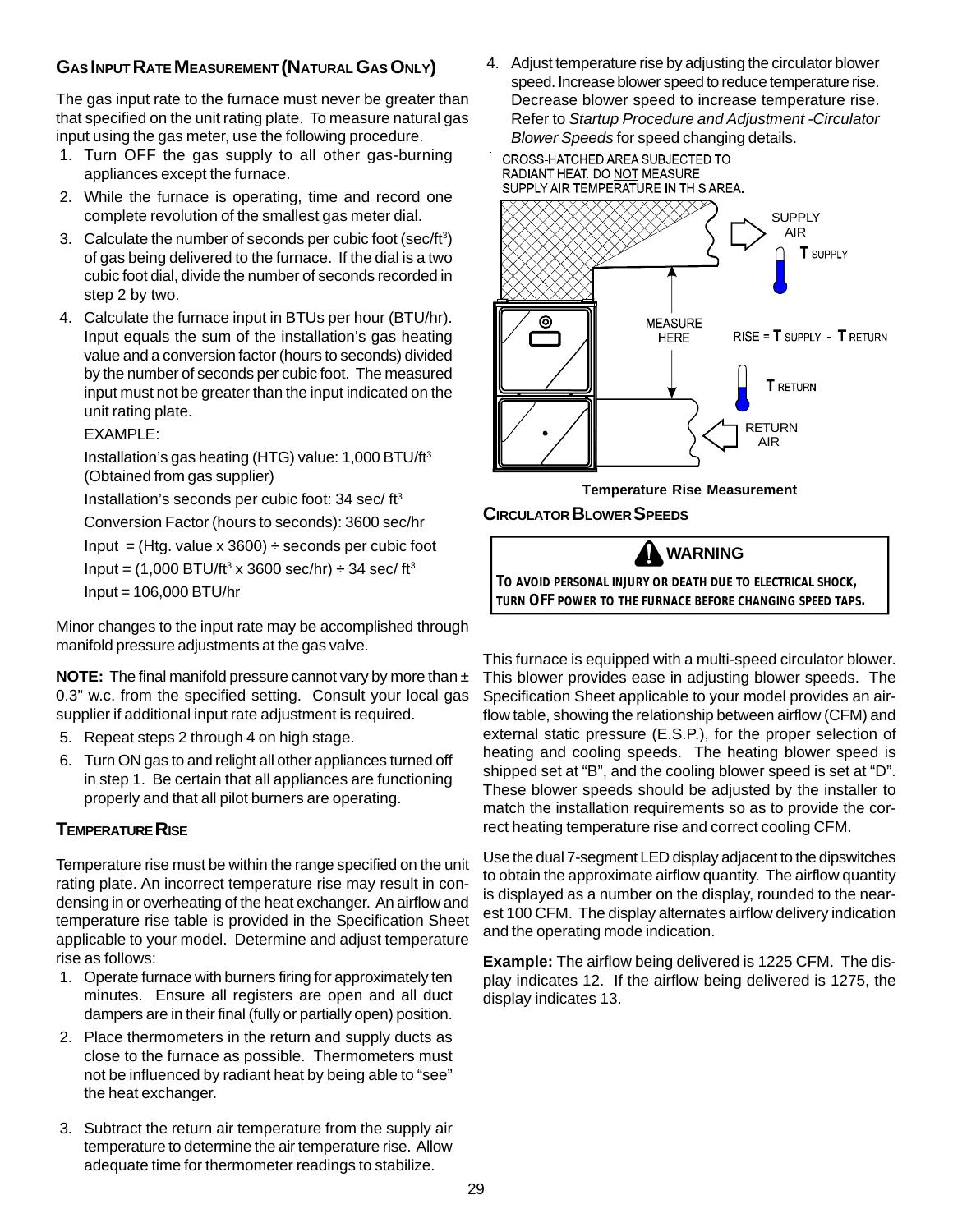## GAS INPUT RATE MEASUREMENT (NATURAL GAS ONLY)

The gas input rate to the furnace must never be greater than that specified on the unit rating plate. To measure natural gas input using the gas meter, use the following procedure.

1. Turn OFF the gas supply to all other gas-burning appliances except the furnace.
2. While the furnace is operating, time and record one complete revolution of the smallest gas meter dial.
3. Calculate the number of seconds per cubic foot (sec/ft$^3$) of gas being delivered to the furnace. If the dial is a two cubic foot dial, divide the number of seconds recorded in step 2 by two.
4. Calculate the furnace input in BTUs per hour (BTU/hr). Input equals the sum of the installation's gas heating value and a conversion factor (hours to seconds) divided by the number of seconds per cubic foot. The measured input must not be greater than the input indicated on the unit rating plate.

   EXAMPLE:

   Installation's gas heating (HTG) value: 1,000 BTU/ft$^3$ (Obtained from gas supplier)

   Installation's seconds per cubic foot: 34 sec/ ft$^3$

   Conversion Factor (hours to seconds): 3600 sec/hr

   Input = (Htg. value x 3600) ÷ seconds per cubic foot

   Input = (1,000 BTU/ft$^3$ x 3600 sec/hr) ÷ 34 sec/ ft$^3$

   Input = 106,000 BTU/hr

Minor changes to the input rate may be accomplished through manifold pressure adjustments at the gas valve.

**NOTE:** The final manifold pressure cannot vary by more than ± 0.3" w.c. from the specified setting. Consult your local gas supplier if additional input rate adjustment is required.

5. Repeat steps 2 through 4 on high stage.
6. Turn ON gas to and relight all other appliances turned off in step 1. Be certain that all appliances are functioning properly and that all pilot burners are operating.

## TEMPERATURE RISE

Temperature rise must be within the range specified on the unit rating plate. An incorrect temperature rise may result in condensing in or overheating of the heat exchanger. An airflow and temperature rise table is provided in the Specification Sheet applicable to your model. Determine and adjust temperature rise as follows:

1. Operate furnace with burners firing for approximately ten minutes. Ensure all registers are open and all duct dampers are in their final (fully or partially open) position.
2. Place thermometers in the return and supply ducts as close to the furnace as possible. Thermometers must not be influenced by radiant heat by being able to "see" the heat exchanger.
3. Subtract the return air temperature from the supply air temperature to determine the air temperature rise. Allow adequate time for thermometer readings to stabilize.
4. Adjust temperature rise by adjusting the circulator blower speed. Increase blower speed to reduce temperature rise. Decrease blower speed to increase temperature rise. Refer to *Startup Procedure and Adjustment -Circulator Blower Speeds* for speed changing details.

CROSS-HATCHED AREA SUBJECTED TO RADIANT HEAT. DO NOT MEASURE SUPPLY AIR TEMPERATURE IN THIS AREA.

SUPPLY AIR

T SUPPLY

MEASURE HERE

RISE = T SUPPLY - T RETURN

T RETURN

RETURN AIR

**Temperature Rise Measurement**

## CIRCULATOR BLOWER SPEEDS

> **WARNING**
>
> **TO AVOID PERSONAL INJURY OR DEATH DUE TO ELECTRICAL SHOCK, TURN OFF POWER TO THE FURNACE BEFORE CHANGING SPEED TAPS.**

This furnace is equipped with a multi-speed circulator blower. This blower provides ease in adjusting blower speeds. The Specification Sheet applicable to your model provides an airflow table, showing the relationship between airflow (CFM) and external static pressure (E.S.P.), for the proper selection of heating and cooling speeds. The heating blower speed is shipped set at "B", and the cooling blower speed is set at "D". These blower speeds should be adjusted by the installer to match the installation requirements so as to provide the correct heating temperature rise and correct cooling CFM.

Use the dual 7-segment LED display adjacent to the dipswitches to obtain the approximate airflow quantity. The airflow quantity is displayed as a number on the display, rounded to the nearest 100 CFM. The display alternates airflow delivery indication and the operating mode indication.

**Example:** The airflow being delivered is 1225 CFM. The display indicates 12. If the airflow being delivered is 1275, the display indicates 13.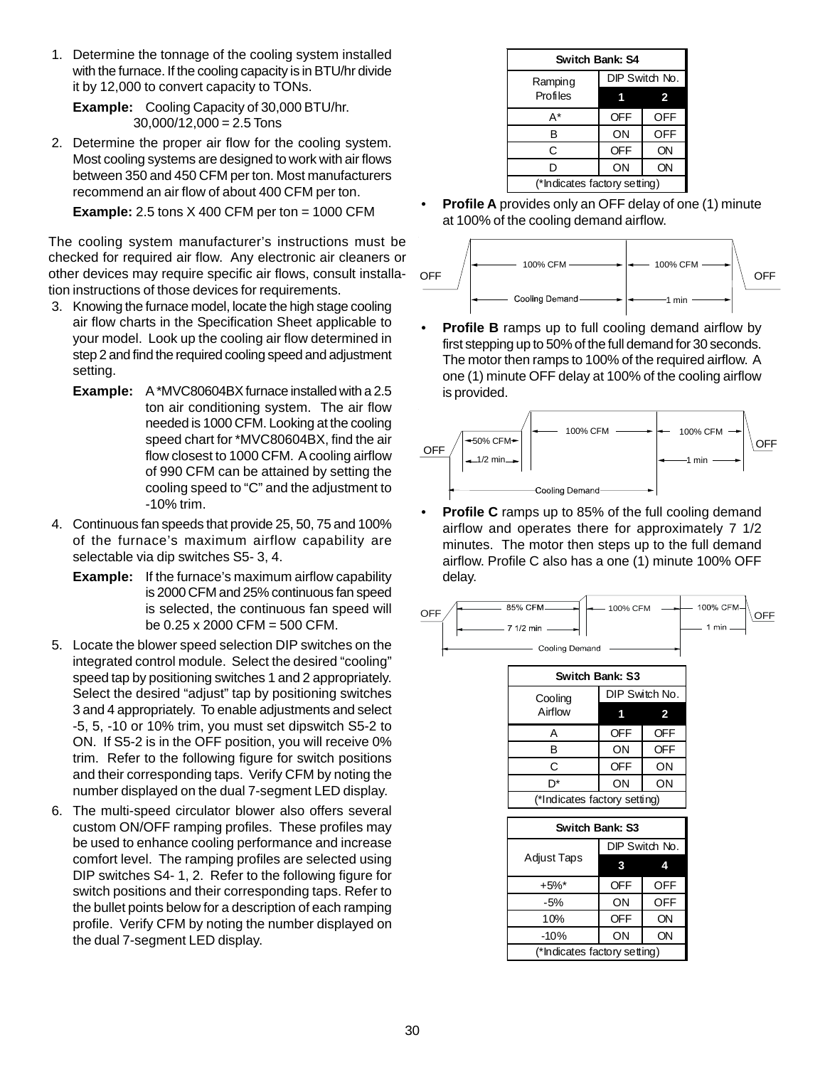1. Determine the tonnage of the cooling system installed with the furnace. If the cooling capacity is in BTU/hr divide it by 12,000 to convert capacity to TONs.

   **Example:** Cooling Capacity of 30,000 BTU/hr. 30,000/12,000 = 2.5 Tons

2. Determine the proper air flow for the cooling system. Most cooling systems are designed to work with air flows between 350 and 450 CFM per ton. Most manufacturers recommend an air flow of about 400 CFM per ton.

   **Example:** 2.5 tons X 400 CFM per ton = 1000 CFM

The cooling system manufacturer's instructions must be checked for required air flow. Any electronic air cleaners or other devices may require specific air flows, consult installation instructions of those devices for requirements.

3. Knowing the furnace model, locate the high stage cooling air flow charts in the Specification Sheet applicable to your model. Look up the cooling air flow determined in step 2 and find the required cooling speed and adjustment setting.

   **Example:** A *MVC80604BX furnace installed with a 2.5 ton air conditioning system. The air flow needed is 1000 CFM. Looking at the cooling speed chart for *MVC80604BX, find the air flow closest to 1000 CFM. A cooling airflow of 990 CFM can be attained by setting the cooling speed to "C" and the adjustment to -10% trim.

4. Continuous fan speeds that provide 25, 50, 75 and 100% of the furnace's maximum airflow capability are selectable via dip switches S5- 3, 4.

   **Example:** If the furnace's maximum airflow capability is 2000 CFM and 25% continuous fan speed is selected, the continuous fan speed will be 0.25 x 2000 CFM = 500 CFM.

5. Locate the blower speed selection DIP switches on the integrated control module. Select the desired "cooling" speed tap by positioning switches 1 and 2 appropriately. Select the desired "adjust" tap by positioning switches 3 and 4 appropriately. To enable adjustments and select -5, 5, -10 or 10% trim, you must set dipswitch S5-2 to ON. If S5-2 is in the OFF position, you will receive 0% trim. Refer to the following figure for switch positions and their corresponding taps. Verify CFM by noting the number displayed on the dual 7-segment LED display.

6. The multi-speed circulator blower also offers several custom ON/OFF ramping profiles. These profiles may be used to enhance cooling performance and increase comfort level. The ramping profiles are selected using DIP switches S4- 1, 2. Refer to the following figure for switch positions and their corresponding taps. Refer to the bullet points below for a description of each ramping profile. Verify CFM by noting the number displayed on the dual 7-segment LED display.

| Switch Bank: S4 | | |
|---|---|---|
| Ramping Profiles | DIP Switch No. | |
| | 1 | 2 |
| A* | OFF | OFF |
| B | ON | OFF |
| C | OFF | ON |
| D | ON | ON |
| (*Indicates factory setting) | | |

- **Profile A** provides only an OFF delay of one (1) minute at 100% of the cooling demand airflow.

OFF
100% CFM
100% CFM
OFF
Cooling Demand
1 min

- **Profile B** ramps up to full cooling demand airflow by first stepping up to 50% of the full demand for 30 seconds. The motor then ramps to 100% of the required airflow. A one (1) minute OFF delay at 100% of the cooling airflow is provided.

OFF
50% CFM
1/2 min
100% CFM
100% CFM
OFF
1 min
Cooling Demand

- **Profile C** ramps up to 85% of the full cooling demand airflow and operates there for approximately 7 1/2 minutes. The motor then steps up to the full demand airflow. Profile C also has a one (1) minute 100% OFF delay.

OFF
85% CFM
7 1/2 min
100% CFM
100% CFM
1 min
OFF
Cooling Demand

| Switch Bank: S3 | | |
|---|---|---|
| Cooling Airflow | DIP Switch No. | |
| | 1 | 2 |
| A | OFF | OFF |
| B | ON | OFF |
| C | OFF | ON |
| D* | ON | ON |
| (*Indicates factory setting) | | |

| Switch Bank: S3 | | |
|---|---|---|
| Adjust Taps | DIP Switch No. | |
| | 3 | 4 |
| +5%* | OFF | OFF |
| -5% | ON | OFF |
| 10% | OFF | ON |
| -10% | ON | ON |
| (*Indicates factory setting) | | |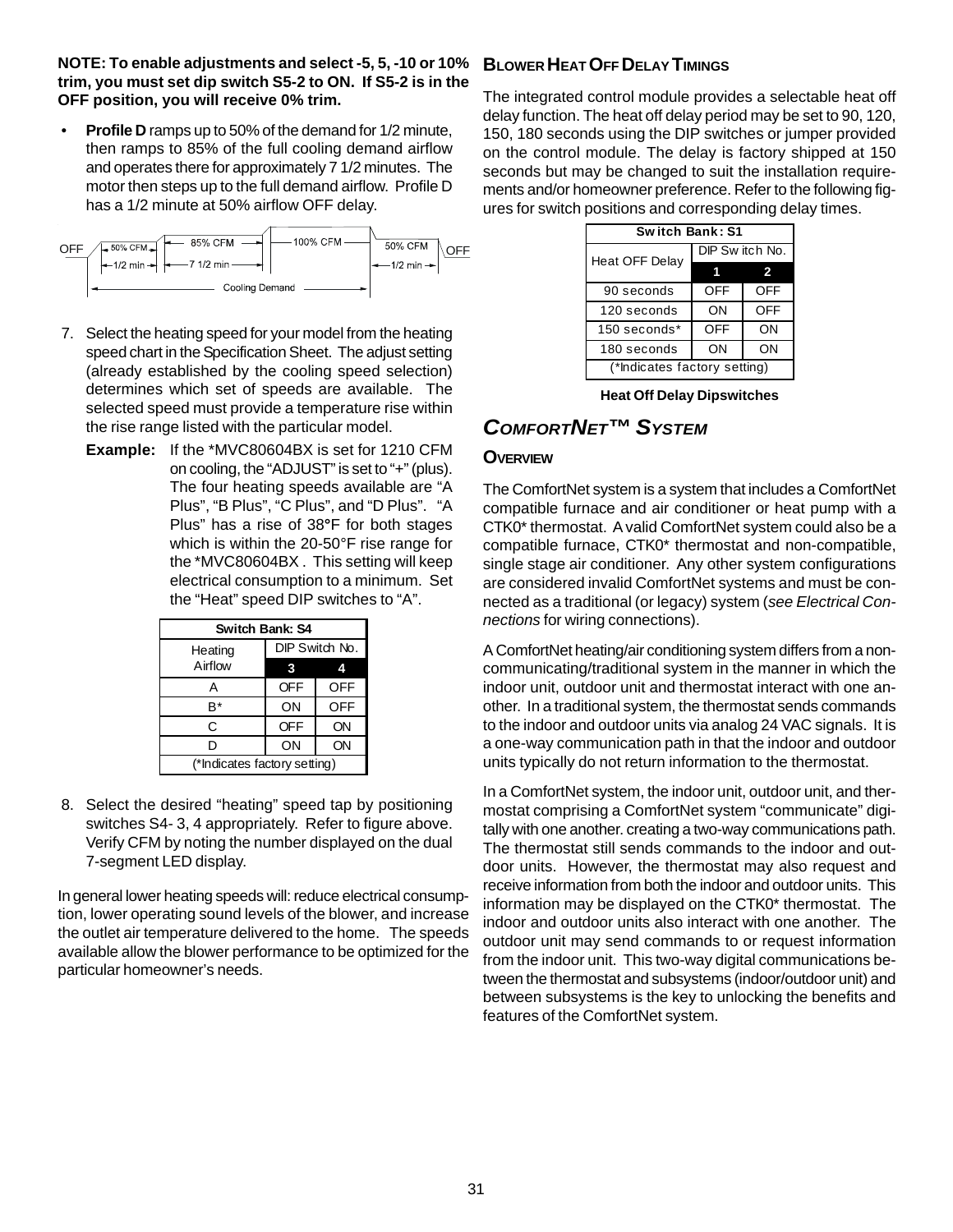**NOTE: To enable adjustments and select -5, 5, -10 or 10% trim, you must set dip switch S5-2 to ON. If S5-2 is in the OFF position, you will receive 0% trim.**

- **Profile D** ramps up to 50% of the demand for 1/2 minute, then ramps to 85% of the full cooling demand airflow and operates there for approximately 7 1/2 minutes. The motor then steps up to the full demand airflow. Profile D has a 1/2 minute at 50% airflow OFF delay.

OFF
50% CFM
1/2 min
85% CFM
7 1/2 min
100% CFM
50% CFM
1/2 min
OFF
Cooling Demand

7. Select the heating speed for your model from the heating speed chart in the Specification Sheet. The adjust setting (already established by the cooling speed selection) determines which set of speeds are available. The selected speed must provide a temperature rise within the rise range listed with the particular model.

   **Example:** If the *MVC80604BX is set for 1210 CFM on cooling, the "ADJUST" is set to "+" (plus). The four heating speeds available are "A Plus", "B Plus", "C Plus", and "D Plus". "A Plus" has a rise of 38°F for both stages which is within the 20-50°F rise range for the *MVC80604BX . This setting will keep electrical consumption to a minimum. Set the "Heat" speed DIP switches to "A".

| Switch Bank: S4 | | |
|---|---|---|
| Heating Airflow | DIP Switch No. | |
| | 3 | 4 |
| A | OFF | OFF |
| B* | ON | OFF |
| C | OFF | ON |
| D | ON | ON |
| (*Indicates factory setting) | | |

8. Select the desired "heating" speed tap by positioning switches S4- 3, 4 appropriately. Refer to figure above. Verify CFM by noting the number displayed on the dual 7-segment LED display.

In general lower heating speeds will: reduce electrical consumption, lower operating sound levels of the blower, and increase the outlet air temperature delivered to the home. The speeds available allow the blower performance to be optimized for the particular homeowner's needs.

### Blower Heat Off Delay Timings

The integrated control module provides a selectable heat off delay function. The heat off delay period may be set to 90, 120, 150, 180 seconds using the DIP switches or jumper provided on the control module. The delay is factory shipped at 150 seconds but may be changed to suit the installation requirements and/or homeowner preference. Refer to the following figures for switch positions and corresponding delay times.

| Switch Bank: S1 | | |
|---|---|---|
| Heat OFF Delay | DIP Switch No. | |
| | 1 | 2 |
| 90 seconds | OFF | OFF |
| 120 seconds | ON | OFF |
| 150 seconds* | OFF | ON |
| 180 seconds | ON | ON |
| (*Indicates factory setting) | | |

**Heat Off Delay Dipswitches**

## *ComfortNet™ System*

### Overview

The ComfortNet system is a system that includes a ComfortNet compatible furnace and air conditioner or heat pump with a CTK0* thermostat. A valid ComfortNet system could also be a compatible furnace, CTK0* thermostat and non-compatible, single stage air conditioner. Any other system configurations are considered invalid ComfortNet systems and must be connected as a traditional (or legacy) system (*see Electrical Connections* for wiring connections).

A ComfortNet heating/air conditioning system differs from a non-communicating/traditional system in the manner in which the indoor unit, outdoor unit and thermostat interact with one another. In a traditional system, the thermostat sends commands to the indoor and outdoor units via analog 24 VAC signals. It is a one-way communication path in that the indoor and outdoor units typically do not return information to the thermostat.

In a ComfortNet system, the indoor unit, outdoor unit, and thermostat comprising a ComfortNet system "communicate" digitally with one another. creating a two-way communications path. The thermostat still sends commands to the indoor and outdoor units. However, the thermostat may also request and receive information from both the indoor and outdoor units. This information may be displayed on the CTK0* thermostat. The indoor and outdoor units also interact with one another. The outdoor unit may send commands to or request information from the indoor unit. This two-way digital communications between the thermostat and subsystems (indoor/outdoor unit) and between subsystems is the key to unlocking the benefits and features of the ComfortNet system.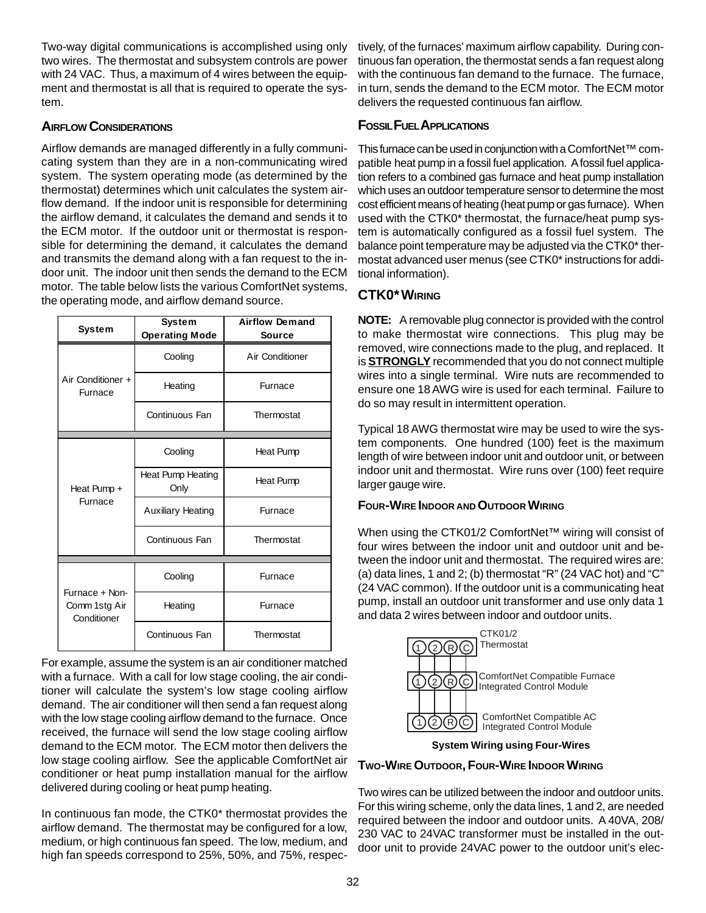Two-way digital communications is accomplished using only two wires. The thermostat and subsystem controls are power with 24 VAC. Thus, a maximum of 4 wires between the equipment and thermostat is all that is required to operate the system.

### AIRFLOW CONSIDERATIONS

Airflow demands are managed differently in a fully communicating system than they are in a non-communicating wired system. The system operating mode (as determined by the thermostat) determines which unit calculates the system airflow demand. If the indoor unit is responsible for determining the airflow demand, it calculates the demand and sends it to the ECM motor. If the outdoor unit or thermostat is responsible for determining the demand, it calculates the demand and transmits the demand along with a fan request to the indoor unit. The indoor unit then sends the demand to the ECM motor. The table below lists the various ComfortNet systems, the operating mode, and airflow demand source.

| System | System Operating Mode | Airflow Demand Source |
|---|---|---|
| Air Conditioner + Furnace | Cooling | Air Conditioner |
| | Heating | Furnace |
| | Continuous Fan | Thermostat |
| Heat Pump + Furnace | Cooling | Heat Pump |
| | Heat Pump Heating Only | Heat Pump |
| | Auxiliary Heating | Furnace |
| | Continuous Fan | Thermostat |
| Furnace + Non-Comm 1stg Air Conditioner | Cooling | Furnace |
| | Heating | Furnace |
| | Continuous Fan | Thermostat |

For example, assume the system is an air conditioner matched with a furnace. With a call for low stage cooling, the air conditioner will calculate the system's low stage cooling airflow demand. The air conditioner will then send a fan request along with the low stage cooling airflow demand to the furnace. Once received, the furnace will send the low stage cooling airflow demand to the ECM motor. The ECM motor then delivers the low stage cooling airflow. See the applicable ComfortNet air conditioner or heat pump installation manual for the airflow delivered during cooling or heat pump heating.

In continuous fan mode, the CTK0* thermostat provides the airflow demand. The thermostat may be configured for a low, medium, or high continuous fan speed. The low, medium, and high fan speeds correspond to 25%, 50%, and 75%, respectively, of the furnaces' maximum airflow capability. During continuous fan operation, the thermostat sends a fan request along with the continuous fan demand to the furnace. The furnace, in turn, sends the demand to the ECM motor. The ECM motor delivers the requested continuous fan airflow.

### FOSSIL FUEL APPLICATIONS

This furnace can be used in conjunction with a ComfortNet™ compatible heat pump in a fossil fuel application. A fossil fuel application refers to a combined gas furnace and heat pump installation which uses an outdoor temperature sensor to determine the most cost efficient means of heating (heat pump or gas furnace). When used with the CTK0* thermostat, the furnace/heat pump system is automatically configured as a fossil fuel system. The balance point temperature may be adjusted via the CTK0* thermostat advanced user menus (see CTK0* instructions for additional information).

## CTK0* WIRING

**NOTE:** A removable plug connector is provided with the control to make thermostat wire connections. This plug may be removed, wire connections made to the plug, and replaced. It is **STRONGLY** recommended that you do not connect multiple wires into a single terminal. Wire nuts are recommended to ensure one 18 AWG wire is used for each terminal. Failure to do so may result in intermittent operation.

Typical 18 AWG thermostat wire may be used to wire the system components. One hundred (100) feet is the maximum length of wire between indoor unit and outdoor unit, or between indoor unit and thermostat. Wire runs over (100) feet require larger gauge wire.

### FOUR-WIRE INDOOR AND OUTDOOR WIRING

When using the CTK01/2 ComfortNet™ wiring will consist of four wires between the indoor unit and outdoor unit and between the indoor unit and thermostat. The required wires are: (a) data lines, 1 and 2; (b) thermostat "R" (24 VAC hot) and "C" (24 VAC common). If the outdoor unit is a communicating heat pump, install an outdoor unit transformer and use only data 1 and data 2 wires between indoor and outdoor units.

1 2 R C
CTK01/2 Thermostat

1 2 R C
ComfortNet Compatible Furnace Integrated Control Module

1 2 R C
ComfortNet Compatible AC Integrated Control Module

**System Wiring using Four-Wires**

### TWO-WIRE OUTDOOR, FOUR-WIRE INDOOR WIRING

Two wires can be utilized between the indoor and outdoor units. For this wiring scheme, only the data lines, 1 and 2, are needed required between the indoor and outdoor units. A 40VA, 208/230 VAC to 24VAC transformer must be installed in the outdoor unit to provide 24VAC power to the outdoor unit's elec-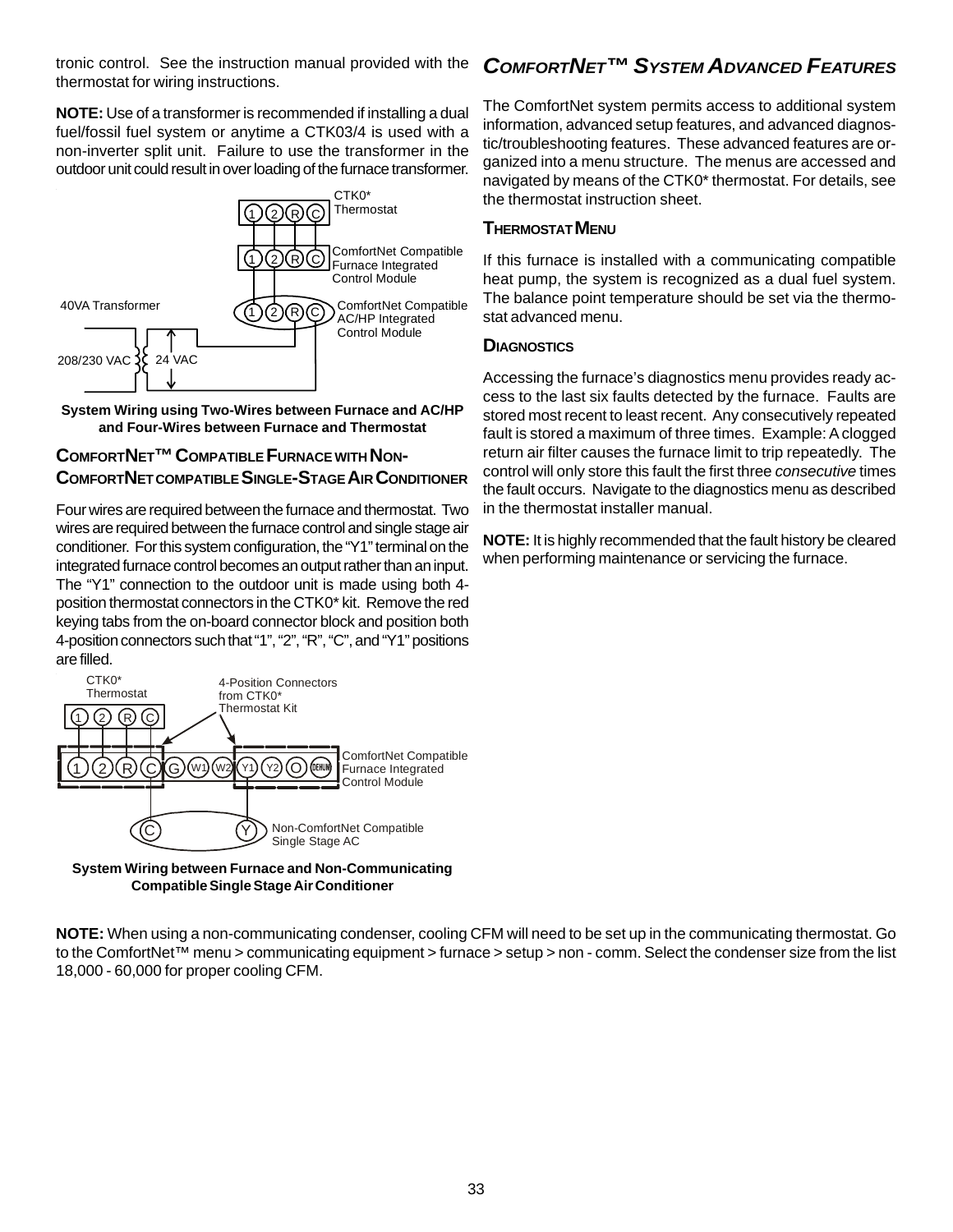tronic control. See the instruction manual provided with the thermostat for wiring instructions.

**NOTE:** Use of a transformer is recommended if installing a dual fuel/fossil fuel system or anytime a CTK03/4 is used with a non-inverter split unit. Failure to use the transformer in the outdoor unit could result in over loading of the furnace transformer.

**System Wiring using Two-Wires between Furnace and AC/HP and Four-Wires between Furnace and Thermostat**

### COMFORTNET™ COMPATIBLE FURNACE WITH NON-COMFORTNET COMPATIBLE SINGLE-STAGE AIR CONDITIONER

Four wires are required between the furnace and thermostat. Two wires are required between the furnace control and single stage air conditioner. For this system configuration, the "Y1" terminal on the integrated furnace control becomes an output rather than an input. The "Y1" connection to the outdoor unit is made using both 4-position thermostat connectors in the CTK0* kit. Remove the red keying tabs from the on-board connector block and position both 4-position connectors such that "1", "2", "R", "C", and "Y1" positions are filled.

**System Wiring between Furnace and Non-Communicating Compatible Single Stage Air Conditioner**

## COMFORTNET™ SYSTEM ADVANCED FEATURES

The ComfortNet system permits access to additional system information, advanced setup features, and advanced diagnostic/troubleshooting features. These advanced features are organized into a menu structure. The menus are accessed and navigated by means of the CTK0* thermostat. For details, see the thermostat instruction sheet.

### THERMOSTAT MENU

If this furnace is installed with a communicating compatible heat pump, the system is recognized as a dual fuel system. The balance point temperature should be set via the thermostat advanced menu.

### DIAGNOSTICS

Accessing the furnace's diagnostics menu provides ready access to the last six faults detected by the furnace. Faults are stored most recent to least recent. Any consecutively repeated fault is stored a maximum of three times. Example: A clogged return air filter causes the furnace limit to trip repeatedly. The control will only store this fault the first three *consecutive* times the fault occurs. Navigate to the diagnostics menu as described in the thermostat installer manual.

**NOTE:** It is highly recommended that the fault history be cleared when performing maintenance or servicing the furnace.

**NOTE:** When using a non-communicating condenser, cooling CFM will need to be set up in the communicating thermostat. Go to the ComfortNet™ menu > communicating equipment > furnace > setup > non - comm. Select the condenser size from the list 18,000 - 60,000 for proper cooling CFM.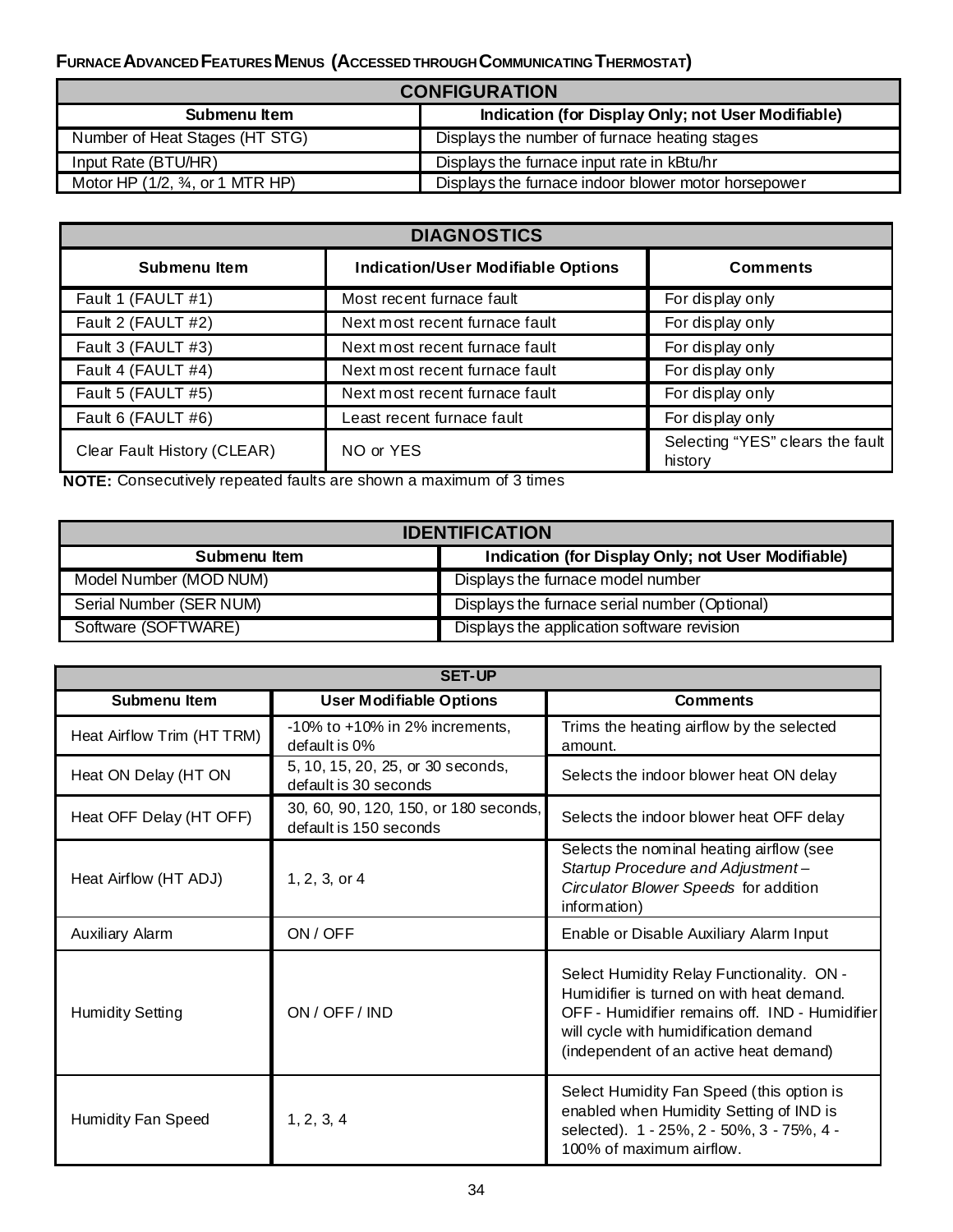## Furnace Advanced Features Menus (Accessed through Communicating Thermostat)

| CONFIGURATION | |
|---|---|
| **Submenu Item** | **Indication (for Display Only; not User Modifiable)** |
| Number of Heat Stages (HT STG) | Displays the number of furnace heating stages |
| Input Rate (BTU/HR) | Displays the furnace input rate in kBtu/hr |
| Motor HP (1/2, ¾, or 1 MTR HP) | Displays the furnace indoor blower motor horsepower |

| DIAGNOSTICS | | |
|---|---|---|
| **Submenu Item** | **Indication/User Modifiable Options** | **Comments** |
| Fault 1 (FAULT #1) | Most recent furnace fault | For display only |
| Fault 2 (FAULT #2) | Next most recent furnace fault | For display only |
| Fault 3 (FAULT #3) | Next most recent furnace fault | For display only |
| Fault 4 (FAULT #4) | Next most recent furnace fault | For display only |
| Fault 5 (FAULT #5) | Next most recent furnace fault | For display only |
| Fault 6 (FAULT #6) | Least recent furnace fault | For display only |
| Clear Fault History (CLEAR) | NO or YES | Selecting “YES” clears the fault history |

**NOTE:** Consecutively repeated faults are shown a maximum of 3 times

| IDENTIFICATION | |
|---|---|
| **Submenu Item** | **Indication (for Display Only; not User Modifiable)** |
| Model Number (MOD NUM) | Displays the furnace model number |
| Serial Number (SER NUM) | Displays the furnace serial number (Optional) |
| Software (SOFTWARE) | Displays the application software revision |

| SET-UP | | |
|---|---|---|
| **Submenu Item** | **User Modifiable Options** | **Comments** |
| Heat Airflow Trim (HT TRM) | -10% to +10% in 2% increments, default is 0% | Trims the heating airflow by the selected amount. |
| Heat ON Delay (HT ON | 5, 10, 15, 20, 25, or 30 seconds, default is 30 seconds | Selects the indoor blower heat ON delay |
| Heat OFF Delay (HT OFF) | 30, 60, 90, 120, 150, or 180 seconds, default is 150 seconds | Selects the indoor blower heat OFF delay |
| Heat Airflow (HT ADJ) | 1, 2, 3, or 4 | Selects the nominal heating airflow (see *Startup Procedure and Adjustment – Circulator Blower Speeds* for addition information) |
| Auxiliary Alarm | ON / OFF | Enable or Disable Auxiliary Alarm Input |
| Humidity Setting | ON / OFF / IND | Select Humidity Relay Functionality. ON - Humidifier is turned on with heat demand. OFF - Humidifier remains off. IND - Humidifier will cycle with humidification demand (independent of an active heat demand) |
| Humidity Fan Speed | 1, 2, 3, 4 | Select Humidity Fan Speed (this option is enabled when Humidity Setting of IND is selected). 1 - 25%, 2 - 50%, 3 - 75%, 4 - 100% of maximum airflow. |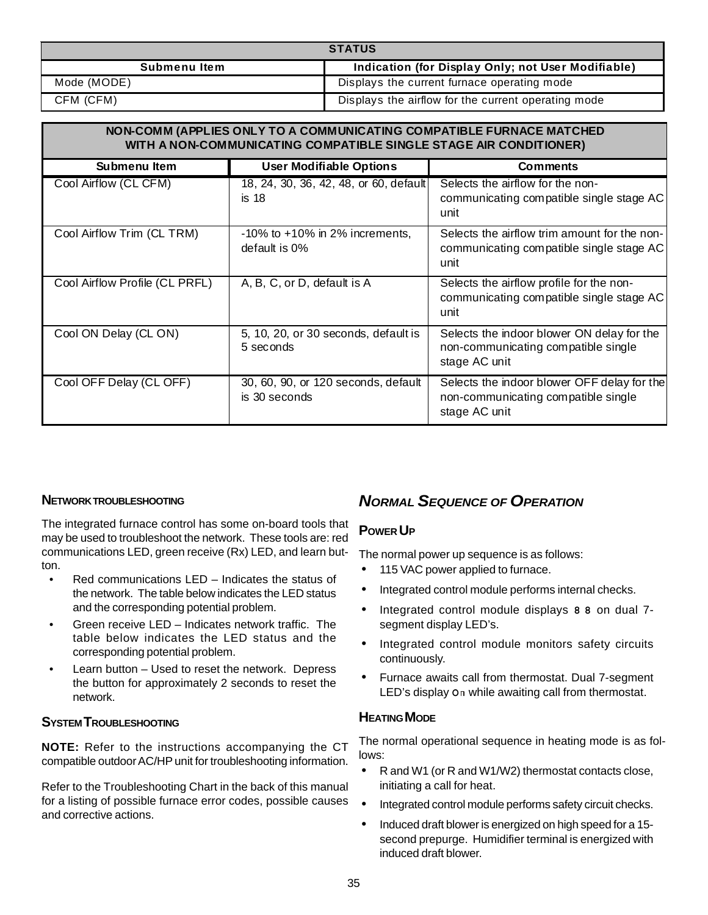| STATUS | |
|---|---|
| **Submenu Item** | **Indication (for Display Only; not User Modifiable)** |
| Mode (MODE) | Displays the current furnace operating mode |
| CFM (CFM) | Displays the airflow for the current operating mode |

| NON-COMM (APPLIES ONLY TO A COMMUNICATING COMPATIBLE FURNACE MATCHED WITH A NON-COMMUNICATING COMPATIBLE SINGLE STAGE AIR CONDITIONER) | | |
|---|---|---|
| **Submenu Item** | **User Modifiable Options** | **Comments** |
| Cool Airflow (CL CFM) | 18, 24, 30, 36, 42, 48, or 60, default is 18 | Selects the airflow for the non-communicating compatible single stage AC unit |
| Cool Airflow Trim (CL TRM) | -10% to +10% in 2% increments, default is 0% | Selects the airflow trim amount for the non-communicating compatible single stage AC unit |
| Cool Airflow Profile (CL PRFL) | A, B, C, or D, default is A | Selects the airflow profile for the non-communicating compatible single stage AC unit |
| Cool ON Delay (CL ON) | 5, 10, 20, or 30 seconds, default is 5 seconds | Selects the indoor blower ON delay for the non-communicating compatible single stage AC unit |
| Cool OFF Delay (CL OFF) | 30, 60, 90, or 120 seconds, default is 30 seconds | Selects the indoor blower OFF delay for the non-communicating compatible single stage AC unit |

### NETWORK TROUBLESHOOTING

The integrated furnace control has some on-board tools that may be used to troubleshoot the network. These tools are: red communications LED, green receive (Rx) LED, and learn button.

- Red communications LED – Indicates the status of the network. The table below indicates the LED status and the corresponding potential problem.
- Green receive LED – Indicates network traffic. The table below indicates the LED status and the corresponding potential problem.
- Learn button – Used to reset the network. Depress the button for approximately 2 seconds to reset the network.

### SYSTEM TROUBLESHOOTING

**NOTE:** Refer to the instructions accompanying the CT compatible outdoor AC/HP unit for troubleshooting information.

Refer to the Troubleshooting Chart in the back of this manual for a listing of possible furnace error codes, possible causes and corrective actions.

## *NORMAL SEQUENCE OF OPERATION*

### POWER UP

The normal power up sequence is as follows:

- 115 VAC power applied to furnace.
- Integrated control module performs internal checks.
- Integrated control module displays **8 8** on dual 7-segment display LED's.
- Integrated control module monitors safety circuits continuously.
- Furnace awaits call from thermostat. Dual 7-segment LED's display On while awaiting call from thermostat.

### HEATING MODE

The normal operational sequence in heating mode is as follows:

- R and W1 (or R and W1/W2) thermostat contacts close, initiating a call for heat.
- Integrated control module performs safety circuit checks.
- Induced draft blower is energized on high speed for a 15-second prepurge. Humidifier terminal is energized with induced draft blower.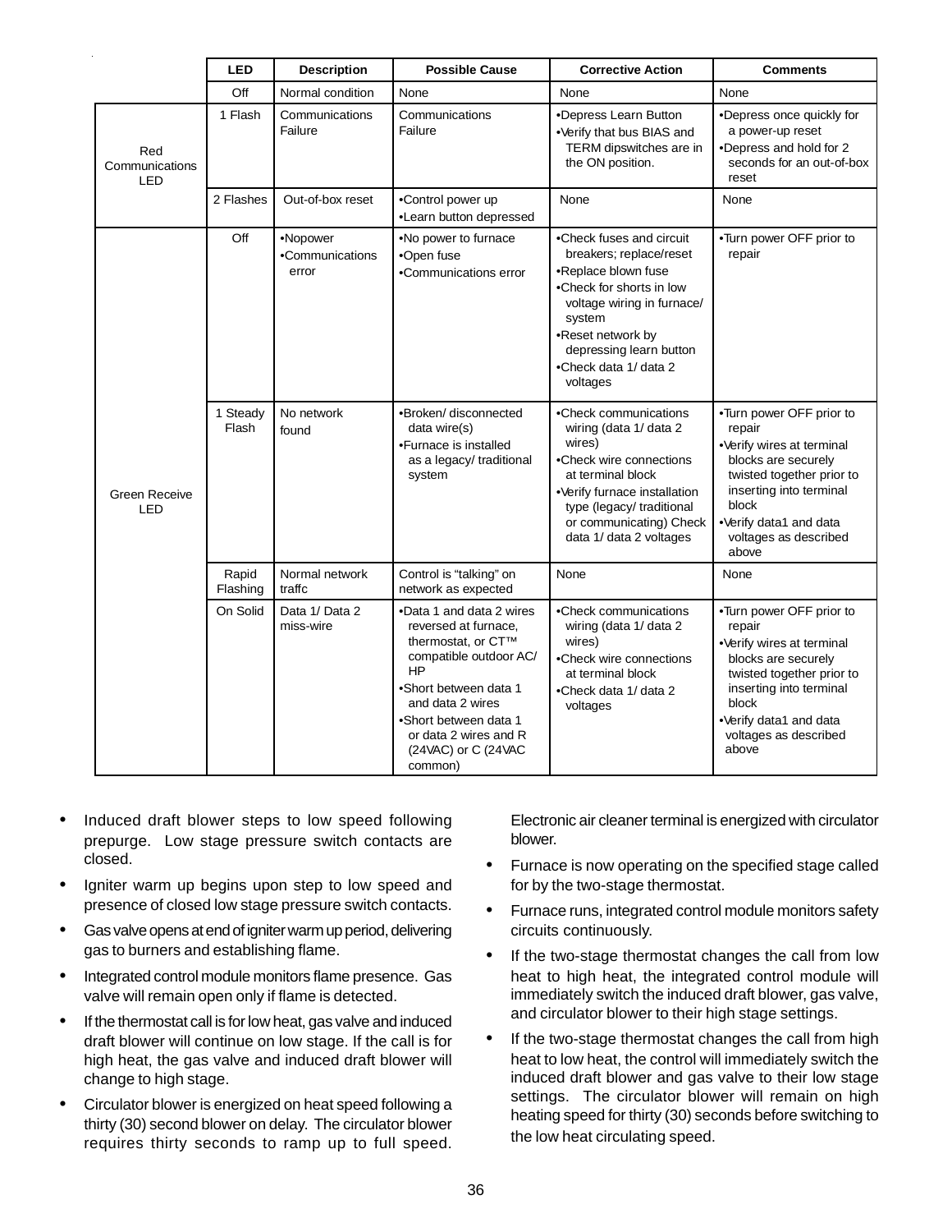| | LED | Description | Possible Cause | Corrective Action | Comments |
|---|---|---|---|---|---|
| | Off | Normal condition | None | None | None |
| Red Communications LED | 1 Flash | Communications Failure | Communications Failure | •Depress Learn Button<br>•Verify that bus BIAS and TERM dipswitches are in the ON position. | •Depress once quickly for a power-up reset<br>•Depress and hold for 2 seconds for an out-of-box reset |
| | 2 Flashes | Out-of-box reset | •Control power up<br>•Learn button depressed | None | None |
| Green Receive LED | Off | •Nopower<br>•Communications error | •No power to furnace<br>•Open fuse<br>•Communications error | •Check fuses and circuit breakers; replace/reset<br>•Replace blown fuse<br>•Check for shorts in low voltage wiring in furnace/ system<br>•Reset network by depressing learn button<br>•Check data 1/ data 2 voltages | •Turn power OFF prior to repair |
| | 1 Steady Flash | No network found | •Broken/ disconnected data wire(s)<br>•Furnace is installed as a legacy/ traditional system | •Check communications wiring (data 1/ data 2 wires)<br>•Check wire connections at terminal block<br>•Verify furnace installation type (legacy/ traditional or communicating) Check data 1/ data 2 voltages | •Turn power OFF prior to repair<br>•Verify wires at terminal blocks are securely twisted together prior to inserting into terminal block<br>•Verify data1 and data voltages as described above |
| | Rapid Flashing | Normal network traffc | Control is “talking” on network as expected | None | None |
| | On Solid | Data 1/ Data 2 miss-wire | •Data 1 and data 2 wires reversed at furnace, thermostat, or CT™ compatible outdoor AC/ HP<br>•Short between data 1 and data 2 wires<br>•Short between data 1 or data 2 wires and R (24VAC) or C (24VAC common) | •Check communications wiring (data 1/ data 2 wires)<br>•Check wire connections at terminal block<br>•Check data 1/ data 2 voltages | •Turn power OFF prior to repair<br>•Verify wires at terminal blocks are securely twisted together prior to inserting into terminal block<br>•Verify data1 and data voltages as described above |

- Induced draft blower steps to low speed following prepurge. Low stage pressure switch contacts are closed.
- Igniter warm up begins upon step to low speed and presence of closed low stage pressure switch contacts.
- Gas valve opens at end of igniter warm up period, delivering gas to burners and establishing flame.
- Integrated control module monitors flame presence. Gas valve will remain open only if flame is detected.
- If the thermostat call is for low heat, gas valve and induced draft blower will continue on low stage. If the call is for high heat, the gas valve and induced draft blower will change to high stage.
- Circulator blower is energized on heat speed following a thirty (30) second blower on delay. The circulator blower requires thirty seconds to ramp up to full speed. Electronic air cleaner terminal is energized with circulator blower.
- Furnace is now operating on the specified stage called for by the two-stage thermostat.
- Furnace runs, integrated control module monitors safety circuits continuously.
- If the two-stage thermostat changes the call from low heat to high heat, the integrated control module will immediately switch the induced draft blower, gas valve, and circulator blower to their high stage settings.
- If the two-stage thermostat changes the call from high heat to low heat, the control will immediately switch the induced draft blower and gas valve to their low stage settings. The circulator blower will remain on high heating speed for thirty (30) seconds before switching to the low heat circulating speed.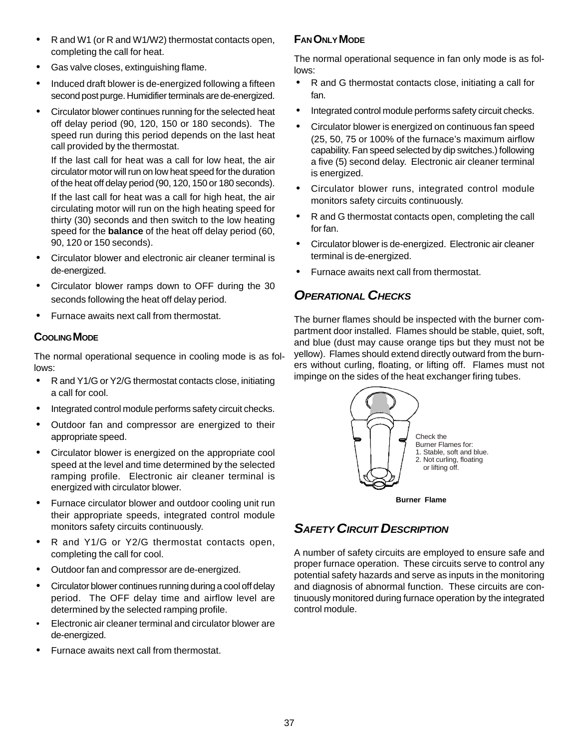- R and W1 (or R and W1/W2) thermostat contacts open, completing the call for heat.
- Gas valve closes, extinguishing flame.
- Induced draft blower is de-energized following a fifteen second post purge. Humidifier terminals are de-energized.
- Circulator blower continues running for the selected heat off delay period (90, 120, 150 or 180 seconds). The speed run during this period depends on the last heat call provided by the thermostat.

  If the last call for heat was a call for low heat, the air circulator motor will run on low heat speed for the duration of the heat off delay period (90, 120, 150 or 180 seconds).

  If the last call for heat was a call for high heat, the air circulating motor will run on the high heating speed for thirty (30) seconds and then switch to the low heating speed for the **balance** of the heat off delay period (60, 90, 120 or 150 seconds).
- Circulator blower and electronic air cleaner terminal is de-energized.
- Circulator blower ramps down to OFF during the 30 seconds following the heat off delay period.
- Furnace awaits next call from thermostat.

### COOLING MODE

The normal operational sequence in cooling mode is as follows:

- R and Y1/G or Y2/G thermostat contacts close, initiating a call for cool.
- Integrated control module performs safety circuit checks.
- Outdoor fan and compressor are energized to their appropriate speed.
- Circulator blower is energized on the appropriate cool speed at the level and time determined by the selected ramping profile. Electronic air cleaner terminal is energized with circulator blower.
- Furnace circulator blower and outdoor cooling unit run their appropriate speeds, integrated control module monitors safety circuits continuously.
- R and Y1/G or Y2/G thermostat contacts open, completing the call for cool.
- Outdoor fan and compressor are de-energized.
- Circulator blower continues running during a cool off delay period. The OFF delay time and airflow level are determined by the selected ramping profile.
- Electronic air cleaner terminal and circulator blower are de-energized.
- Furnace awaits next call from thermostat.

### FAN ONLY MODE

The normal operational sequence in fan only mode is as follows:

- R and G thermostat contacts close, initiating a call for fan.
- Integrated control module performs safety circuit checks.
- Circulator blower is energized on continuous fan speed (25, 50, 75 or 100% of the furnace's maximum airflow capability. Fan speed selected by dip switches.) following a five (5) second delay. Electronic air cleaner terminal is energized.
- Circulator blower runs, integrated control module monitors safety circuits continuously.
- R and G thermostat contacts open, completing the call for fan.
- Circulator blower is de-energized. Electronic air cleaner terminal is de-energized.
- Furnace awaits next call from thermostat.

## *OPERATIONAL CHECKS*

The burner flames should be inspected with the burner compartment door installed. Flames should be stable, quiet, soft, and blue (dust may cause orange tips but they must not be yellow). Flames should extend directly outward from the burners without curling, floating, or lifting off. Flames must not impinge on the sides of the heat exchanger firing tubes.

Check the Burner Flames for:
1. Stable, soft and blue.
2. Not curling, floating or lifting off.

**Burner Flame**

## *SAFETY CIRCUIT DESCRIPTION*

A number of safety circuits are employed to ensure safe and proper furnace operation. These circuits serve to control any potential safety hazards and serve as inputs in the monitoring and diagnosis of abnormal function. These circuits are continuously monitored during furnace operation by the integrated control module.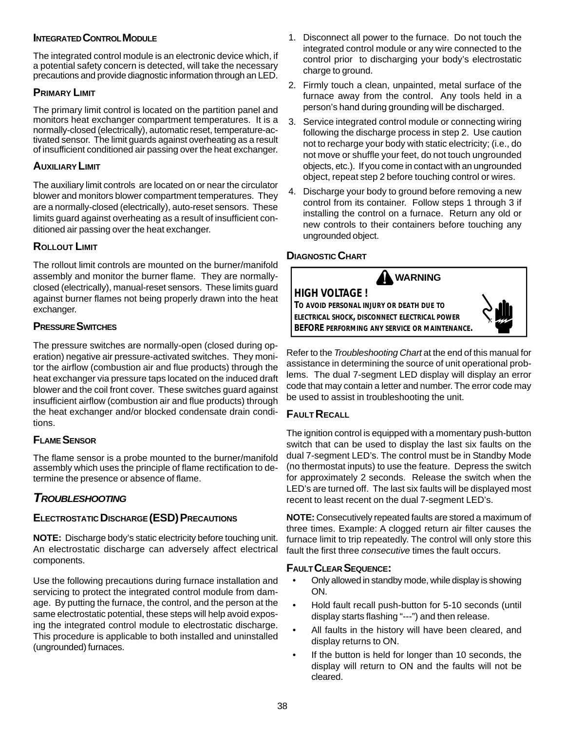### INTEGRATED CONTROL MODULE

The integrated control module is an electronic device which, if a potential safety concern is detected, will take the necessary precautions and provide diagnostic information through an LED.

### PRIMARY LIMIT

The primary limit control is located on the partition panel and monitors heat exchanger compartment temperatures. It is a normally-closed (electrically), automatic reset, temperature-activated sensor. The limit guards against overheating as a result of insufficient conditioned air passing over the heat exchanger.

### AUXILIARY LIMIT

The auxiliary limit controls are located on or near the circulator blower and monitors blower compartment temperatures. They are a normally-closed (electrically), auto-reset sensors. These limits guard against overheating as a result of insufficient conditioned air passing over the heat exchanger.

### ROLLOUT LIMIT

The rollout limit controls are mounted on the burner/manifold assembly and monitor the burner flame. They are normally-closed (electrically), manual-reset sensors. These limits guard against burner flames not being properly drawn into the heat exchanger.

### PRESSURE SWITCHES

The pressure switches are normally-open (closed during operation) negative air pressure-activated switches. They monitor the airflow (combustion air and flue products) through the heat exchanger via pressure taps located on the induced draft blower and the coil front cover. These switches guard against insufficient airflow (combustion air and flue products) through the heat exchanger and/or blocked condensate drain conditions.

### FLAME SENSOR

The flame sensor is a probe mounted to the burner/manifold assembly which uses the principle of flame rectification to determine the presence or absence of flame.

## *TROUBLESHOOTING*

### ELECTROSTATIC DISCHARGE (ESD) PRECAUTIONS

**NOTE:** Discharge body's static electricity before touching unit. An electrostatic discharge can adversely affect electrical components.

Use the following precautions during furnace installation and servicing to protect the integrated control module from damage. By putting the furnace, the control, and the person at the same electrostatic potential, these steps will help avoid exposing the integrated control module to electrostatic discharge. This procedure is applicable to both installed and uninstalled (ungrounded) furnaces.

1. Disconnect all power to the furnace. Do not touch the integrated control module or any wire connected to the control prior to discharging your body's electrostatic charge to ground.
2. Firmly touch a clean, unpainted, metal surface of the furnace away from the control. Any tools held in a person's hand during grounding will be discharged.
3. Service integrated control module or connecting wiring following the discharge process in step 2. Use caution not to recharge your body with static electricity; (i.e., do not move or shuffle your feet, do not touch ungrounded objects, etc.). If you come in contact with an ungrounded object, repeat step 2 before touching control or wires.
4. Discharge your body to ground before removing a new control from its container. Follow steps 1 through 3 if installing the control on a furnace. Return any old or new controls to their containers before touching any ungrounded object.

### DIAGNOSTIC CHART

**WARNING**

**HIGH VOLTAGE !**

**TO AVOID PERSONAL INJURY OR DEATH DUE TO ELECTRICAL SHOCK, DISCONNECT ELECTRICAL POWER BEFORE PERFORMING ANY SERVICE OR MAINTENANCE.**

Refer to the *Troubleshooting Chart* at the end of this manual for assistance in determining the source of unit operational problems. The dual 7-segment LED display will display an error code that may contain a letter and number. The error code may be used to assist in troubleshooting the unit.

### FAULT RECALL

The ignition control is equipped with a momentary push-button switch that can be used to display the last six faults on the dual 7-segment LED's. The control must be in Standby Mode (no thermostat inputs) to use the feature. Depress the switch for approximately 2 seconds. Release the switch when the LED's are turned off. The last six faults will be displayed most recent to least recent on the dual 7-segment LED's.

**NOTE:** Consecutively repeated faults are stored a maximum of three times. Example: A clogged return air filter causes the furnace limit to trip repeatedly. The control will only store this fault the first three *consecutive* times the fault occurs.

### FAULT CLEAR SEQUENCE:

- Only allowed in standby mode, while display is showing ON.
- Hold fault recall push-button for 5-10 seconds (until display starts flashing "---") and then release.
- All faults in the history will have been cleared, and display returns to ON.
- If the button is held for longer than 10 seconds, the display will return to ON and the faults will not be cleared.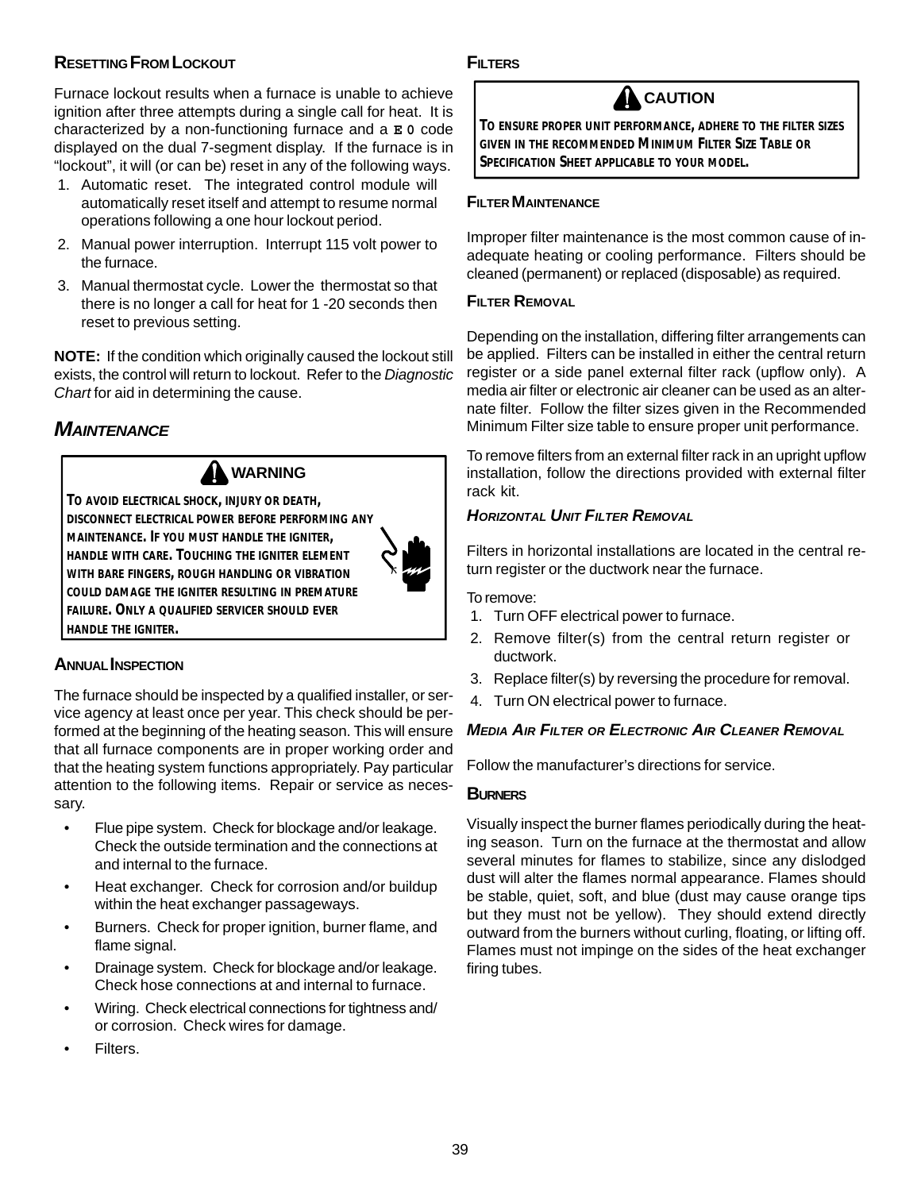### RESETTING FROM LOCKOUT

Furnace lockout results when a furnace is unable to achieve ignition after three attempts during a single call for heat. It is characterized by a non-functioning furnace and a **E 0** code displayed on the dual 7-segment display. If the furnace is in "lockout", it will (or can be) reset in any of the following ways.

1. Automatic reset. The integrated control module will automatically reset itself and attempt to resume normal operations following a one hour lockout period.
2. Manual power interruption. Interrupt 115 volt power to the furnace.
3. Manual thermostat cycle. Lower the thermostat so that there is no longer a call for heat for 1 -20 seconds then reset to previous setting.

**NOTE:** If the condition which originally caused the lockout still exists, the control will return to lockout. Refer to the *Diagnostic Chart* for aid in determining the cause.

## *MAINTENANCE*

**WARNING**

**TO AVOID ELECTRICAL SHOCK, INJURY OR DEATH, DISCONNECT ELECTRICAL POWER BEFORE PERFORMING ANY MAINTENANCE. IF YOU MUST HANDLE THE IGNITER, HANDLE WITH CARE. TOUCHING THE IGNITER ELEMENT WITH BARE FINGERS, ROUGH HANDLING OR VIBRATION COULD DAMAGE THE IGNITER RESULTING IN PREMATURE FAILURE. ONLY A QUALIFIED SERVICER SHOULD EVER HANDLE THE IGNITER.**

### ANNUAL INSPECTION

The furnace should be inspected by a qualified installer, or service agency at least once per year. This check should be performed at the beginning of the heating season. This will ensure that all furnace components are in proper working order and that the heating system functions appropriately. Pay particular attention to the following items. Repair or service as necessary.

- Flue pipe system. Check for blockage and/or leakage. Check the outside termination and the connections at and internal to the furnace.
- Heat exchanger. Check for corrosion and/or buildup within the heat exchanger passageways.
- Burners. Check for proper ignition, burner flame, and flame signal.
- Drainage system. Check for blockage and/or leakage. Check hose connections at and internal to furnace.
- Wiring. Check electrical connections for tightness and/or corrosion. Check wires for damage.
- Filters.

### FILTERS

**CAUTION**

**TO ENSURE PROPER UNIT PERFORMANCE, ADHERE TO THE FILTER SIZES GIVEN IN THE RECOMMENDED MINIMUM FILTER SIZE TABLE OR SPECIFICATION SHEET APPLICABLE TO YOUR MODEL.**

### FILTER MAINTENANCE

Improper filter maintenance is the most common cause of inadequate heating or cooling performance. Filters should be cleaned (permanent) or replaced (disposable) as required.

### FILTER REMOVAL

Depending on the installation, differing filter arrangements can be applied. Filters can be installed in either the central return register or a side panel external filter rack (upflow only). A media air filter or electronic air cleaner can be used as an alternate filter. Follow the filter sizes given in the Recommended Minimum Filter size table to ensure proper unit performance.

To remove filters from an external filter rack in an upright upflow installation, follow the directions provided with external filter rack kit.

#### *HORIZONTAL UNIT FILTER REMOVAL*

Filters in horizontal installations are located in the central return register or the ductwork near the furnace.

To remove:

1. Turn OFF electrical power to furnace.
2. Remove filter(s) from the central return register or ductwork.
3. Replace filter(s) by reversing the procedure for removal.
4. Turn ON electrical power to furnace.

#### *MEDIA AIR FILTER OR ELECTRONIC AIR CLEANER REMOVAL*

Follow the manufacturer's directions for service.

### BURNERS

Visually inspect the burner flames periodically during the heating season. Turn on the furnace at the thermostat and allow several minutes for flames to stabilize, since any dislodged dust will alter the flames normal appearance. Flames should be stable, quiet, soft, and blue (dust may cause orange tips but they must not be yellow). They should extend directly outward from the burners without curling, floating, or lifting off. Flames must not impinge on the sides of the heat exchanger firing tubes.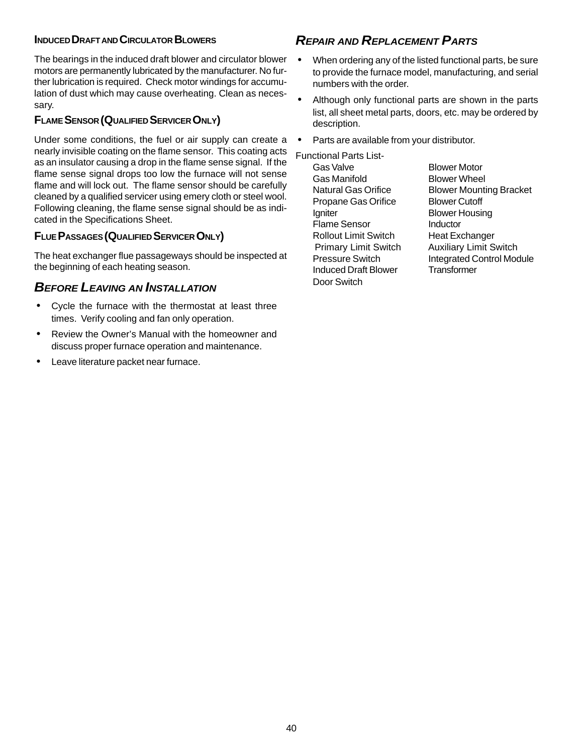#### INDUCED DRAFT AND CIRCULATOR BLOWERS

The bearings in the induced draft blower and circulator blower motors are permanently lubricated by the manufacturer. No further lubrication is required. Check motor windings for accumulation of dust which may cause overheating. Clean as necessary.

#### FLAME SENSOR (QUALIFIED SERVICER ONLY)

Under some conditions, the fuel or air supply can create a nearly invisible coating on the flame sensor. This coating acts as an insulator causing a drop in the flame sense signal. If the flame sense signal drops too low the furnace will not sense flame and will lock out. The flame sensor should be carefully cleaned by a qualified servicer using emery cloth or steel wool. Following cleaning, the flame sense signal should be as indicated in the Specifications Sheet.

#### FLUE PASSAGES (QUALIFIED SERVICER ONLY)

The heat exchanger flue passageways should be inspected at the beginning of each heating season.

## *BEFORE LEAVING AN INSTALLATION*

- Cycle the furnace with the thermostat at least three times. Verify cooling and fan only operation.
- Review the Owner's Manual with the homeowner and discuss proper furnace operation and maintenance.
- Leave literature packet near furnace.

## *REPAIR AND REPLACEMENT PARTS*

- When ordering any of the listed functional parts, be sure to provide the furnace model, manufacturing, and serial numbers with the order.
- Although only functional parts are shown in the parts list, all sheet metal parts, doors, etc. may be ordered by description.
- Parts are available from your distributor.

Functional Parts List-

| | |
|---|---|
| Gas Valve | Blower Motor |
| Gas Manifold | Blower Wheel |
| Natural Gas Orifice | Blower Mounting Bracket |
| Propane Gas Orifice | Blower Cutoff |
| Igniter | Blower Housing |
| Flame Sensor | Inductor |
| Rollout Limit Switch | Heat Exchanger |
| Primary Limit Switch | Auxiliary Limit Switch |
| Pressure Switch | Integrated Control Module |
| Induced Draft Blower | Transformer |
| Door Switch | |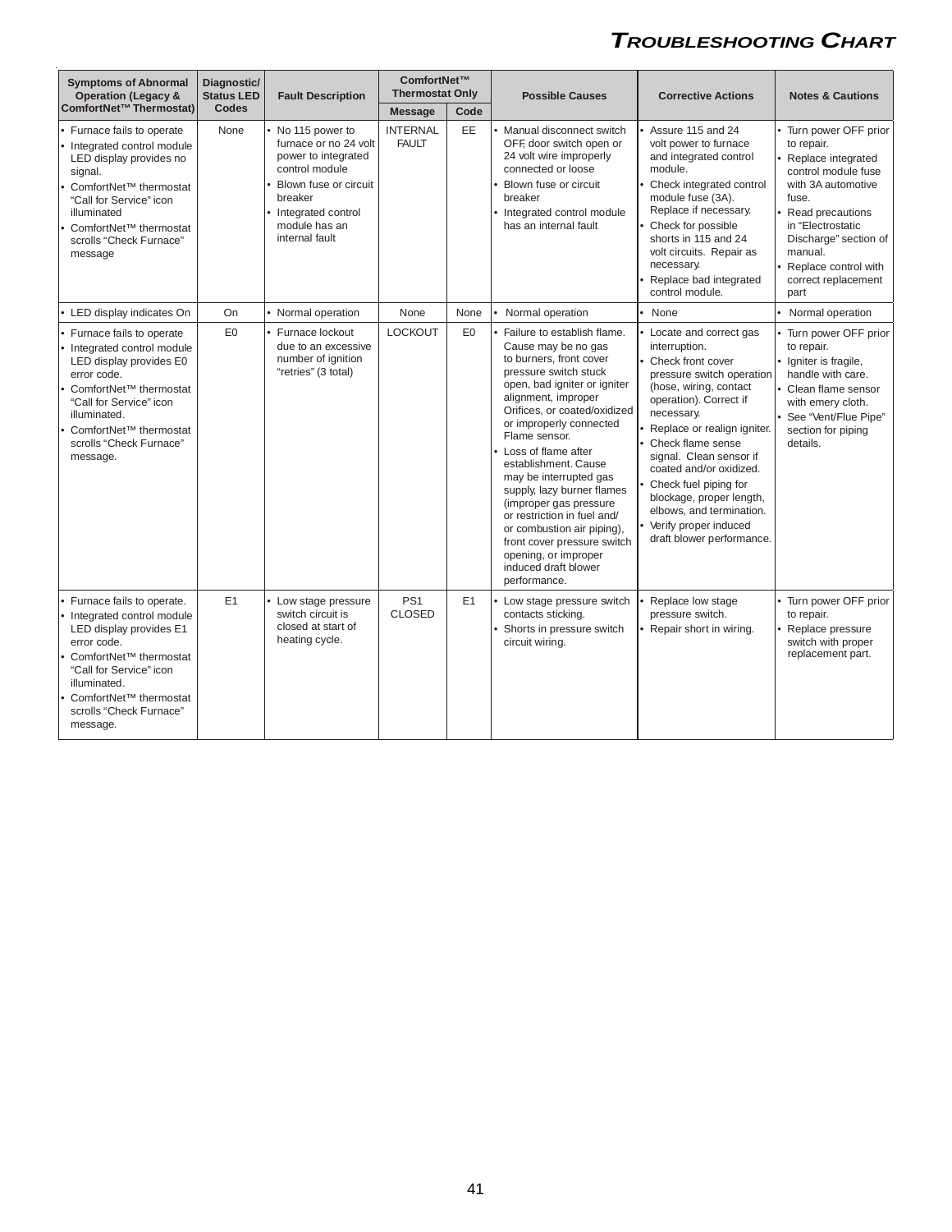# TROUBLESHOOTING CHART

| Symptoms of Abnormal Operation (Legacy & ComfortNet™ Thermostat) | Diagnostic/ Status LED Codes | Fault Description | ComfortNet™ Thermostat Only | | Possible Causes | Corrective Actions | Notes & Cautions |
|---|---|---|---|---|---|---|---|
| | | | Message | Code | | | |
| • Furnace fails to operate<br>• Integrated control module LED display provides no signal.<br>• ComfortNet™ thermostat "Call for Service" icon illuminated<br>• ComfortNet™ thermostat scrolls "Check Furnace" message | None | • No 115 power to furnace or no 24 volt power to integrated control module<br>• Blown fuse or circuit breaker<br>• Integrated control module has an internal fault | INTERNAL FAULT | EE | • Manual disconnect switch OFF, door switch open or 24 volt wire improperly connected or loose<br>• Blown fuse or circuit breaker<br>• Integrated control module has an internal fault | • Assure 115 and 24 volt power to furnace and integrated control module.<br>• Check integrated control module fuse (3A). Replace if necessary.<br>• Check for possible shorts in 115 and 24 volt circuits. Repair as necessary.<br>• Replace bad integrated control module. | • Turn power OFF prior to repair.<br>• Replace integrated control module fuse with 3A automotive fuse.<br>• Read precautions in "Electrostatic Discharge" section of manual.<br>• Replace control with correct replacement part |
| • LED display indicates On | On | • Normal operation | None | None | • Normal operation | • None | • Normal operation |
| • Furnace fails to operate<br>• Integrated control module LED display provides E0 error code.<br>• ComfortNet™ thermostat "Call for Service" icon illuminated.<br>• ComfortNet™ thermostat scrolls "Check Furnace" message. | E0 | • Furnace lockout due to an excessive number of ignition "retries" (3 total) | LOCKOUT | E0 | • Failure to establish flame. Cause may be no gas to burners, front cover pressure switch stuck open, bad igniter or igniter alignment, improper Orifices, or coated/oxidized or improperly connected Flame sensor.<br>• Loss of flame after establishment. Cause may be interrupted gas supply, lazy burner flames (improper gas pressure or restriction in fuel and/ or combustion air piping), front cover pressure switch opening, or improper induced draft blower performance. | • Locate and correct gas interruption.<br>• Check front cover pressure switch operation (hose, wiring, contact operation). Correct if necessary.<br>• Replace or realign igniter.<br>• Check flame sense signal. Clean sensor if coated and/or oxidized.<br>• Check fuel piping for blockage, proper length, elbows, and termination.<br>• Verify proper induced draft blower performance. | • Turn power OFF prior to repair.<br>• Igniter is fragile, handle with care.<br>• Clean flame sensor with emery cloth.<br>• See "Vent/Flue Pipe" section for piping details. |
| • Furnace fails to operate.<br>• Integrated control module LED display provides E1 error code.<br>• ComfortNet™ thermostat "Call for Service" icon illuminated.<br>• ComfortNet™ thermostat scrolls "Check Furnace" message. | E1 | • Low stage pressure switch circuit is closed at start of heating cycle. | PS1 CLOSED | E1 | • Low stage pressure switch contacts sticking.<br>• Shorts in pressure switch circuit wiring. | • Replace low stage pressure switch.<br>• Repair short in wiring. | • Turn power OFF prior to repair.<br>• Replace pressure switch with proper replacement part. |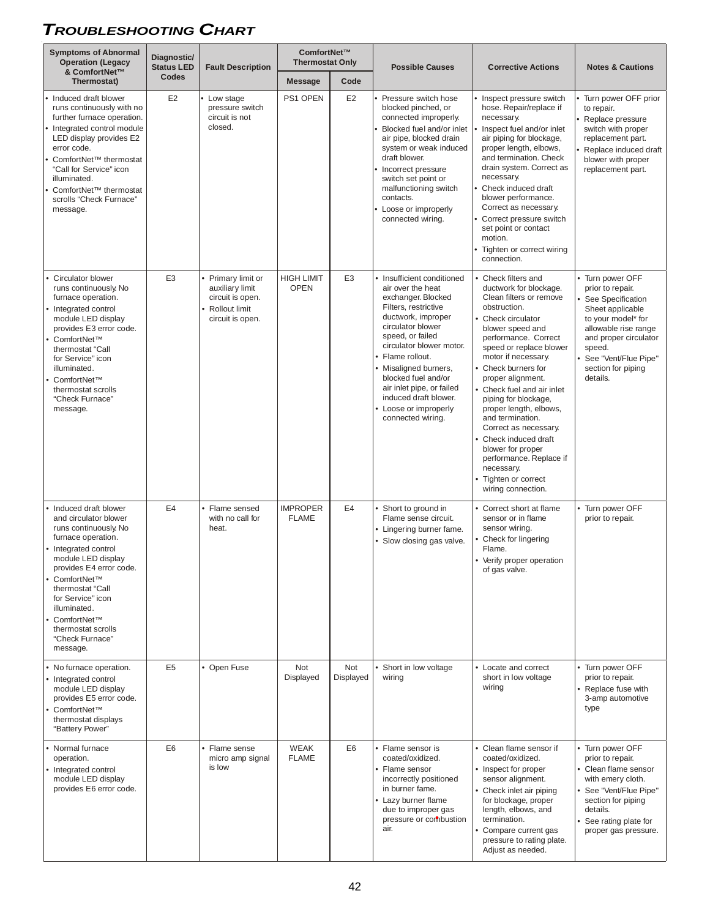# Troubleshooting Chart

| Symptoms of Abnormal Operation (Legacy & ComfortNet™ Thermostat) | Diagnostic/ Status LED Codes | Fault Description | ComfortNet™ Thermostat Only | | Possible Causes | Corrective Actions | Notes & Cautions |
|---|---|---|---|---|---|---|---|
| | | | Message | Code | | | |
| • Induced draft blower runs continuously with no further furnace operation.<br>• Integrated control module LED display provides E2 error code.<br>• ComfortNet™ thermostat "Call for Service" icon illuminated.<br>• ComfortNet™ thermostat scrolls "Check Furnace" message. | E2 | • Low stage pressure switch circuit is not closed. | PS1 OPEN | E2 | • Pressure switch hose blocked pinched, or connected improperly.<br>• Blocked fuel and/or inlet air pipe, blocked drain system or weak induced draft blower.<br>• Incorrect pressure switch set point or malfunctioning switch contacts.<br>• Loose or improperly connected wiring. | • Inspect pressure switch hose. Repair/replace if necessary.<br>• Inspect fuel and/or inlet air piping for blockage, proper length, elbows, and termination. Check drain system. Correct as necessary.<br>• Check induced draft blower performance. Correct as necessary.<br>• Correct pressure switch set point or contact motion.<br>• Tighten or correct wiring connection. | • Turn power OFF prior to repair.<br>• Replace pressure switch with proper replacement part.<br>• Replace induced draft blower with proper replacement part. |
| • Circulator blower runs continuously. No furnace operation.<br>• Integrated control module LED display provides E3 error code.<br>• ComfortNet™ thermostat "Call for Service" icon illuminated.<br>• ComfortNet™ thermostat scrolls "Check Furnace" message. | E3 | • Primary limit or auxiliary limit circuit is open.<br>• Rollout limit circuit is open. | HIGH LIMIT OPEN | E3 | • Insufficient conditioned air over the heat exchanger. Blocked Filters, restrictive ductwork, improper circulator blower speed, or failed circulator blower motor.<br>• Flame rollout.<br>• Misaligned burners, blocked fuel and/or air inlet pipe, or failed induced draft blower.<br>• Loose or improperly connected wiring. | • Check filters and ductwork for blockage. Clean filters or remove obstruction.<br>• Check circulator blower speed and performance. Correct speed or replace blower motor if necessary.<br>• Check burners for proper alignment.<br>• Check fuel and air inlet piping for blockage, proper length, elbows, and termination. Correct as necessary.<br>• Check induced draft blower for proper performance. Replace if necessary.<br>• Tighten or correct wiring connection. | • Turn power OFF prior to repair.<br>• See Specification Sheet applicable to your model* for allowable rise range and proper circulator speed.<br>• See "Vent/Flue Pipe" section for piping details. |
| • Induced draft blower and circulator blower runs continuously. No furnace operation.<br>• Integrated control module LED display provides E4 error code.<br>• ComfortNet™ thermostat "Call for Service" icon illuminated.<br>• ComfortNet™ thermostat scrolls "Check Furnace" message. | E4 | • Flame sensed with no call for heat. | IMPROPER FLAME | E4 | • Short to ground in Flame sense circuit.<br>• Lingering burner fame.<br>• Slow closing gas valve. | • Correct short at flame sensor or in flame sensor wiring.<br>• Check for lingering Flame.<br>• Verify proper operation of gas valve. | • Turn power OFF prior to repair. |
| • No furnace operation.<br>• Integrated control module LED display provides E5 error code.<br>• ComfortNet™ thermostat displays "Battery Power" | E5 | • Open Fuse | Not Displayed | Not Displayed | • Short in low voltage wiring | • Locate and correct short in low voltage wiring | • Turn power OFF prior to repair.<br>• Replace fuse with 3-amp automotive type |
| • Normal furnace operation.<br>• Integrated control module LED display provides E6 error code. | E6 | • Flame sense micro amp signal is low | WEAK FLAME | E6 | • Flame sensor is coated/oxidized.<br>• Flame sensor incorrectly positioned in burner fame.<br>• Lazy burner flame due to improper gas pressure or combustion air. | • Clean flame sensor if coated/oxidized.<br>• Inspect for proper sensor alignment.<br>• Check inlet air piping for blockage, proper length, elbows, and termination.<br>• Compare current gas pressure to rating plate. Adjust as needed. | • Turn power OFF prior to repair.<br>• Clean flame sensor with emery cloth.<br>• See "Vent/Flue Pipe" section for piping details.<br>• See rating plate for proper gas pressure. |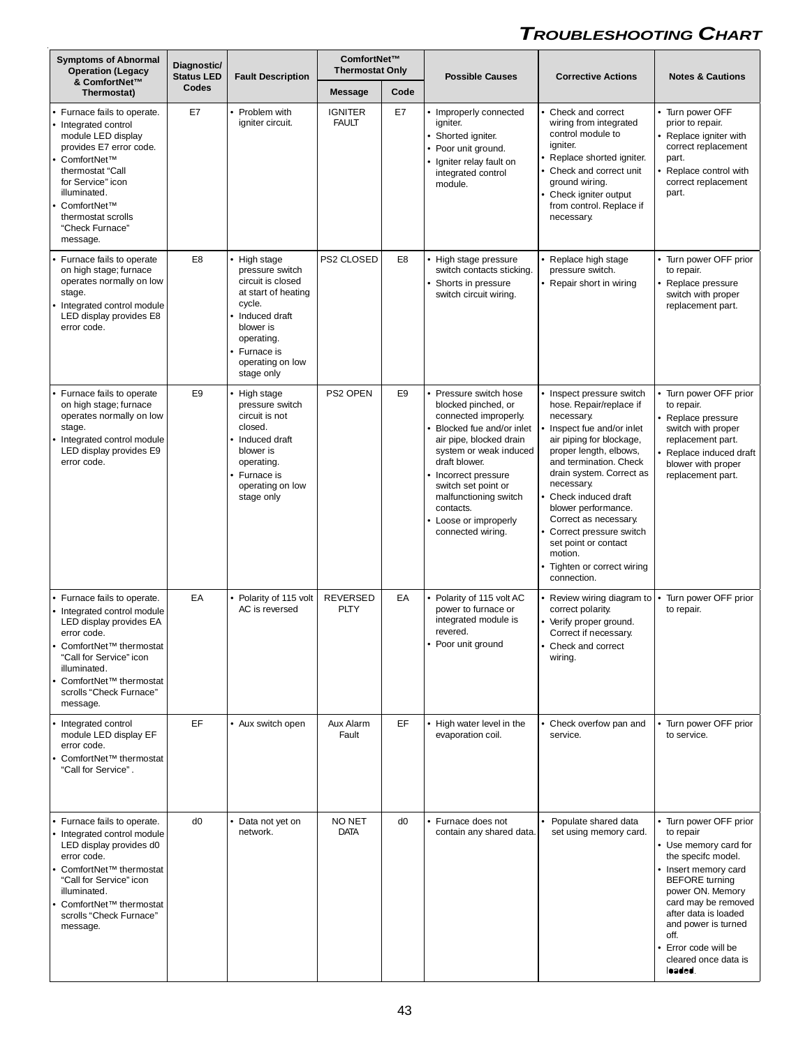# TROUBLESHOOTING CHART

| Symptoms of Abnormal Operation (Legacy & ComfortNet™ Thermostat) | Diagnostic/ Status LED Codes | Fault Description | ComfortNet™ Thermostat Only | | Possible Causes | Corrective Actions | Notes & Cautions |
|---|---|---|---|---|---|---|---|
| | | | Message | Code | | | |
| • Furnace fails to operate.<br>• Integrated control module LED display provides E7 error code.<br>• ComfortNet™ thermostat "Call for Service" icon illuminated.<br>• ComfortNet™ thermostat scrolls "Check Furnace" message. | E7 | • Problem with igniter circuit. | IGNITER FAULT | E7 | • Improperly connected igniter.<br>• Shorted igniter.<br>• Poor unit ground.<br>• Igniter relay fault on integrated control module. | • Check and correct wiring from integrated control module to igniter.<br>• Replace shorted igniter.<br>• Check and correct unit ground wiring.<br>• Check igniter output from control. Replace if necessary. | • Turn power OFF prior to repair.<br>• Replace igniter with correct replacement part.<br>• Replace control with correct replacement part. |
| • Furnace fails to operate on high stage; furnace operates normally on low stage.<br>• Integrated control module LED display provides E8 error code. | E8 | • High stage pressure switch circuit is closed at start of heating cycle.<br>• Induced draft blower is operating.<br>• Furnace is operating on low stage only | PS2 CLOSED | E8 | • High stage pressure switch contacts sticking.<br>• Shorts in pressure switch circuit wiring. | • Replace high stage pressure switch.<br>• Repair short in wiring | • Turn power OFF prior to repair.<br>• Replace pressure switch with proper replacement part. |
| • Furnace fails to operate on high stage; furnace operates normally on low stage.<br>• Integrated control module LED display provides E9 error code. | E9 | • High stage pressure switch circuit is not closed.<br>• Induced draft blower is operating.<br>• Furnace is operating on low stage only | PS2 OPEN | E9 | • Pressure switch hose blocked pinched, or connected improperly.<br>• Blocked fue and/or inlet air pipe, blocked drain system or weak induced draft blower.<br>• Incorrect pressure switch set point or malfunctioning switch contacts.<br>• Loose or improperly connected wiring. | • Inspect pressure switch hose. Repair/replace if necessary.<br>• Inspect fue and/or inlet air piping for blockage, proper length, elbows, and termination. Check drain system. Correct as necessary.<br>• Check induced draft blower performance. Correct as necessary.<br>• Correct pressure switch set point or contact motion.<br>• Tighten or correct wiring connection. | • Turn power OFF prior to repair.<br>• Replace pressure switch with proper replacement part.<br>• Replace induced draft blower with proper replacement part. |
| • Furnace fails to operate.<br>• Integrated control module LED display provides EA error code.<br>• ComfortNet™ thermostat "Call for Service" icon illuminated.<br>• ComfortNet™ thermostat scrolls "Check Furnace" message. | EA | • Polarity of 115 volt AC is reversed | REVERSED PLTY | EA | • Polarity of 115 volt AC power to furnace or integrated module is revered.<br>• Poor unit ground | • Review wiring diagram to correct polarity.<br>• Verify proper ground. Correct if necessary.<br>• Check and correct wiring. | • Turn power OFF prior to repair. |
| • Integrated control module LED display EF error code.<br>• ComfortNet™ thermostat "Call for Service". | EF | • Aux switch open | Aux Alarm Fault | EF | • High water level in the evaporation coil. | • Check overfow pan and service. | • Turn power OFF prior to service. |
| • Furnace fails to operate.<br>• Integrated control module LED display provides d0 error code.<br>• ComfortNet™ thermostat "Call for Service" icon illuminated.<br>• ComfortNet™ thermostat scrolls "Check Furnace" message. | d0 | • Data not yet on network. | NO NET DATA | d0 | • Furnace does not contain any shared data. | • Populate shared data set using memory card. | • Turn power OFF prior to repair<br>• Use memory card for the specifc model.<br>• Insert memory card BEFORE turning power ON. Memory card may be removed after data is loaded and power is turned off.<br>• Error code will be cleared once data is loaded. |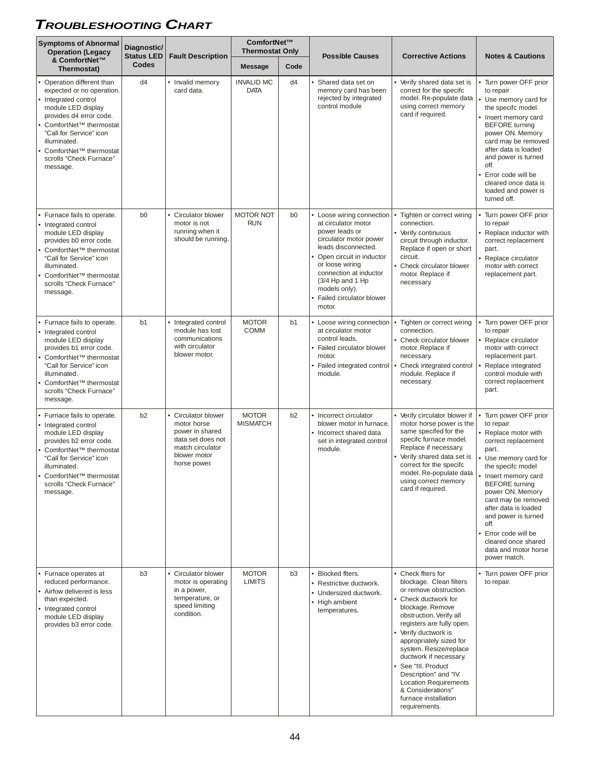# Troubleshooting Chart

| Symptoms of Abnormal Operation (Legacy & ComfortNet™ Thermostat) | Diagnostic/ Status LED Codes | Fault Description | ComfortNet™ Thermostat Only | | Possible Causes | Corrective Actions | Notes & Cautions |
|---|---|---|---|---|---|---|---|
| | | | Message | Code | | | |
| • Operation different than expected or no operation.<br>• Integrated control module LED display provides d4 error code.<br>• ComfortNet™ thermostat "Call for Service" icon illuminated.<br>• ComfortNet™ thermostat scrolls "Check Furnace" message. | d4 | • Invalid memory card data. | INVALID MC DATA | d4 | • Shared data set on memory card has been rejected by integrated control module | • Verify shared data set is correct for the specifc model. Re-populate data using correct memory card if required. | • Turn power OFF prior to repair<br>• Use memory card for the specifc model.<br>• Insert memory card BEFORE turning power ON. Memory card may be removed after data is loaded and power is turned off.<br>• Error code will be cleared once data is loaded and power is turned off. |
| • Furnace fails to operate.<br>• Integrated control module LED display provides b0 error code.<br>• ComfortNet™ thermostat "Call for Service" icon illuminated.<br>• ComfortNet™ thermostat scrolls "Check Furnace" message. | b0 | • Circulator blower motor is not running when it should be running. | MOTOR NOT RUN | b0 | • Loose wiring connection at circulator motor power leads or circulator motor power leads disconnected.<br>• Open circuit in inductor or loose wiring connection at inductor (3/4 Hp and 1 Hp models only).<br>• Failed circulator blower motor. | • Tighten or correct wiring connection.<br>• Verify continuous circuit through inductor. Replace if open or short circuit.<br>• Check circulator blower motor. Replace if necessary. | • Turn power OFF prior to repair<br>• Replace inductor with correct replacement part.<br>• Replace circulator motor with correct replacement part. |
| • Furnace fails to operate.<br>• Integrated control module LED display provides b1 error code.<br>• ComfortNet™ thermostat "Call for Service" icon illuminated.<br>• ComfortNet™ thermostat scrolls "Check Furnace" message. | b1 | • Integrated control module has lost communications with circulator blower motor. | MOTOR COMM | b1 | • Loose wiring connection at circulator motor control leads.<br>• Failed circulator blower motor.<br>• Failed integrated control module. | • Tighten or correct wiring connection.<br>• Check circulator blower motor. Replace if necessary.<br>• Check integrated control module. Replace if necessary. | • Turn power OFF prior to repair<br>• Replace circulator motor with correct replacement part.<br>• Replace integrated control module with correct replacement part. |
| • Furnace fails to operate.<br>• Integrated control module LED display provides b2 error code.<br>• ComfortNet™ thermostat "Call for Service" icon illuminated.<br>• ComfortNet™ thermostat scrolls "Check Furnace" message. | b2 | • Circulator blower motor horse power in shared data set does not match circulator blower motor horse power. | MOTOR MISMATCH | b2 | • Incorrect circulator blower motor in furnace.<br>• Incorrect shared data set in integrated control module. | • Verify circulator blower if motor horse power is the same specifed for the specifc furnace model. Replace if necessary.<br>• Verify shared data set is correct for the specifc model. Re-populate data using correct memory card if required. | • Turn power OFF prior to repair<br>• Replace motor with correct replacement part.<br>• Use memory card for the specifc model<br>• Insert memory card BEFORE turning power ON. Memory card may be removed after data is loaded and power is turned off.<br>• Error code will be cleared once shared data and motor horse power match. |
| • Furnace operates at reduced performance.<br>• Airfow delivered is less than expected.<br>• Integrated control module LED display provides b3 error code. | b3 | • Circulator blower motor is operating in a power, temperature, or speed limiting condition. | MOTOR LIMITS | b3 | • Blocked flters.<br>• Restrictive ductwork.<br>• Undersized ductwork.<br>• High ambient temperatures. | • Check flters for blockage. Clean filters or remove obstruction.<br>• Check ductwork for blockage. Remove obstruction. Verify all registers are fully open.<br>• Verify ductwork is appropriately sized for system. Resize/replace ductwork if necessary.<br>• See "III. Product Description" and "IV. Location Requirements & Considerations" furnace installation requirements. | • Turn power OFF prior to repair. |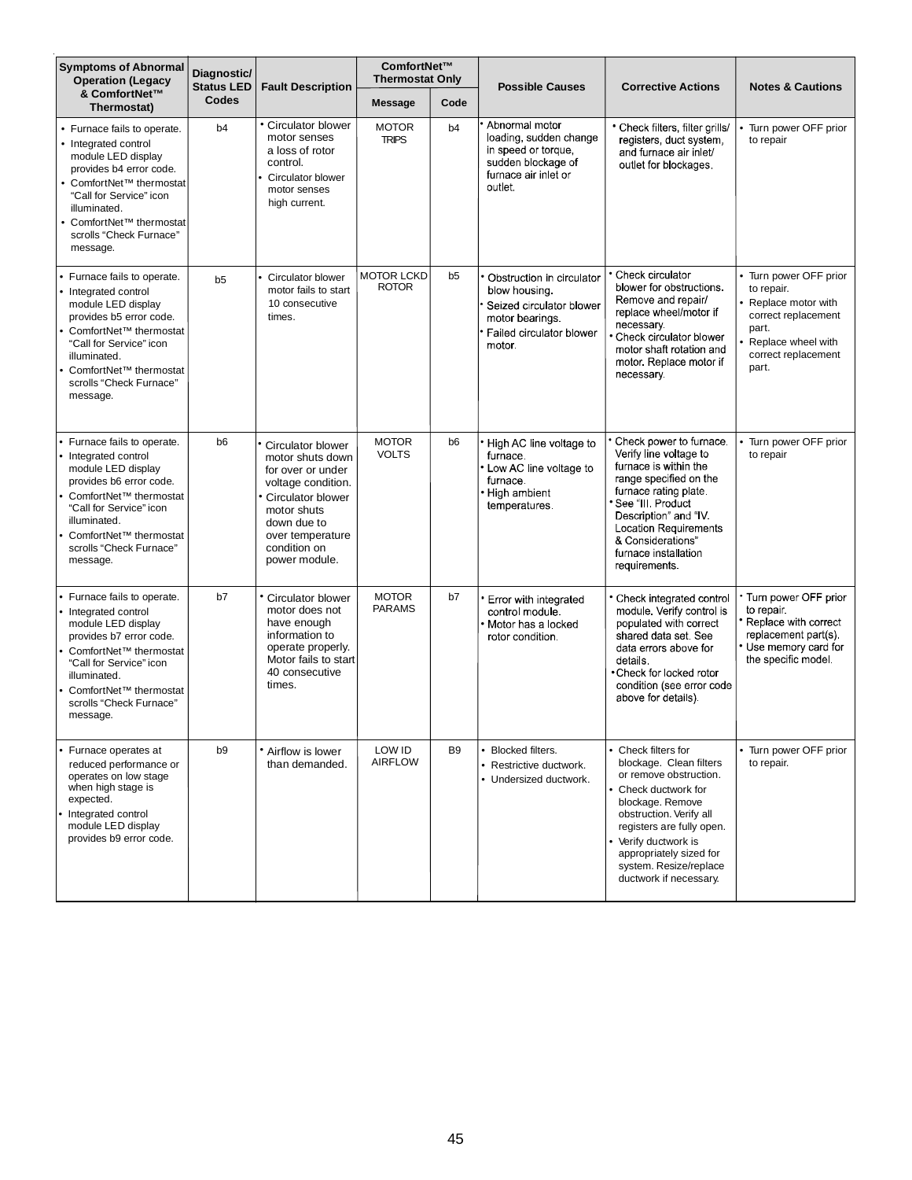| Symptoms of Abnormal Operation (Legacy & ComfortNet™ Thermostat) | Diagnostic/ Status LED Codes | Fault Description | ComfortNet™ Thermostat Only | | Possible Causes | Corrective Actions | Notes & Cautions |
|---|---|---|---|---|---|---|---|
| | | | Message | Code | | | |
| • Furnace fails to operate.<br>• Integrated control module LED display provides b4 error code.<br>• ComfortNet™ thermostat "Call for Service" icon illuminated.<br>• ComfortNet™ thermostat scrolls "Check Furnace" message. | b4 | • Circulator blower motor senses a loss of rotor control.<br>• Circulator blower motor senses high current. | MOTOR TRIPS | b4 | • Abnormal motor loading, sudden change in speed or torque, sudden blockage of furnace air inlet or outlet. | • Check filters, filter grills/ registers, duct system, and furnace air inlet/ outlet for blockages. | • Turn power OFF prior to repair |
| • Furnace fails to operate.<br>• Integrated control module LED display provides b5 error code.<br>• ComfortNet™ thermostat "Call for Service" icon illuminated.<br>• ComfortNet™ thermostat scrolls "Check Furnace" message. | b5 | • Circulator blower motor fails to start 10 consecutive times. | MOTOR LCKD ROTOR | b5 | • Obstruction in circulator blow housing.<br>• Seized circulator blower motor bearings.<br>• Failed circulator blower motor. | • Check circulator blower for obstructions. Remove and repair/ replace wheel/motor if necessary.<br>• Check circulator blower motor shaft rotation and motor. Replace motor if necessary. | • Turn power OFF prior to repair.<br>• Replace motor with correct replacement part.<br>• Replace wheel with correct replacement part. |
| • Furnace fails to operate.<br>• Integrated control module LED display provides b6 error code.<br>• ComfortNet™ thermostat "Call for Service" icon illuminated.<br>• ComfortNet™ thermostat scrolls "Check Furnace" message. | b6 | • Circulator blower motor shuts down for over or under voltage condition.<br>• Circulator blower motor shuts down due to over temperature condition on power module. | MOTOR VOLTS | b6 | • High AC line voltage to furnace.<br>• Low AC line voltage to furnace.<br>• High ambient temperatures. | • Check power to furnace. Verify line voltage to furnace is within the range specified on the furnace rating plate.<br>• See "III. Product Description" and "IV. Location Requirements & Considerations" furnace installation requirements. | • Turn power OFF prior to repair |
| • Furnace fails to operate.<br>• Integrated control module LED display provides b7 error code.<br>• ComfortNet™ thermostat "Call for Service" icon illuminated.<br>• ComfortNet™ thermostat scrolls "Check Furnace" message. | b7 | • Circulator blower motor does not have enough information to operate properly. Motor fails to start 40 consecutive times. | MOTOR PARAMS | b7 | • Error with integrated control module.<br>• Motor has a locked rotor condition. | • Check integrated control module. Verify control is populated with correct shared data set. See data errors above for details.<br>• Check for locked rotor condition (see error code above for details). | • Turn power OFF prior to repair.<br>• Replace with correct replacement part(s).<br>• Use memory card for the specific model. |
| • Furnace operates at reduced performance or operates on low stage when high stage is expected.<br>• Integrated control module LED display provides b9 error code. | b9 | • Airflow is lower than demanded. | LOW ID AIRFLOW | B9 | • Blocked filters.<br>• Restrictive ductwork.<br>• Undersized ductwork. | • Check filters for blockage. Clean filters or remove obstruction.<br>• Check ductwork for blockage. Remove obstruction. Verify all registers are fully open.<br>• Verify ductwork is appropriately sized for system. Resize/replace ductwork if necessary. | • Turn power OFF prior to repair. |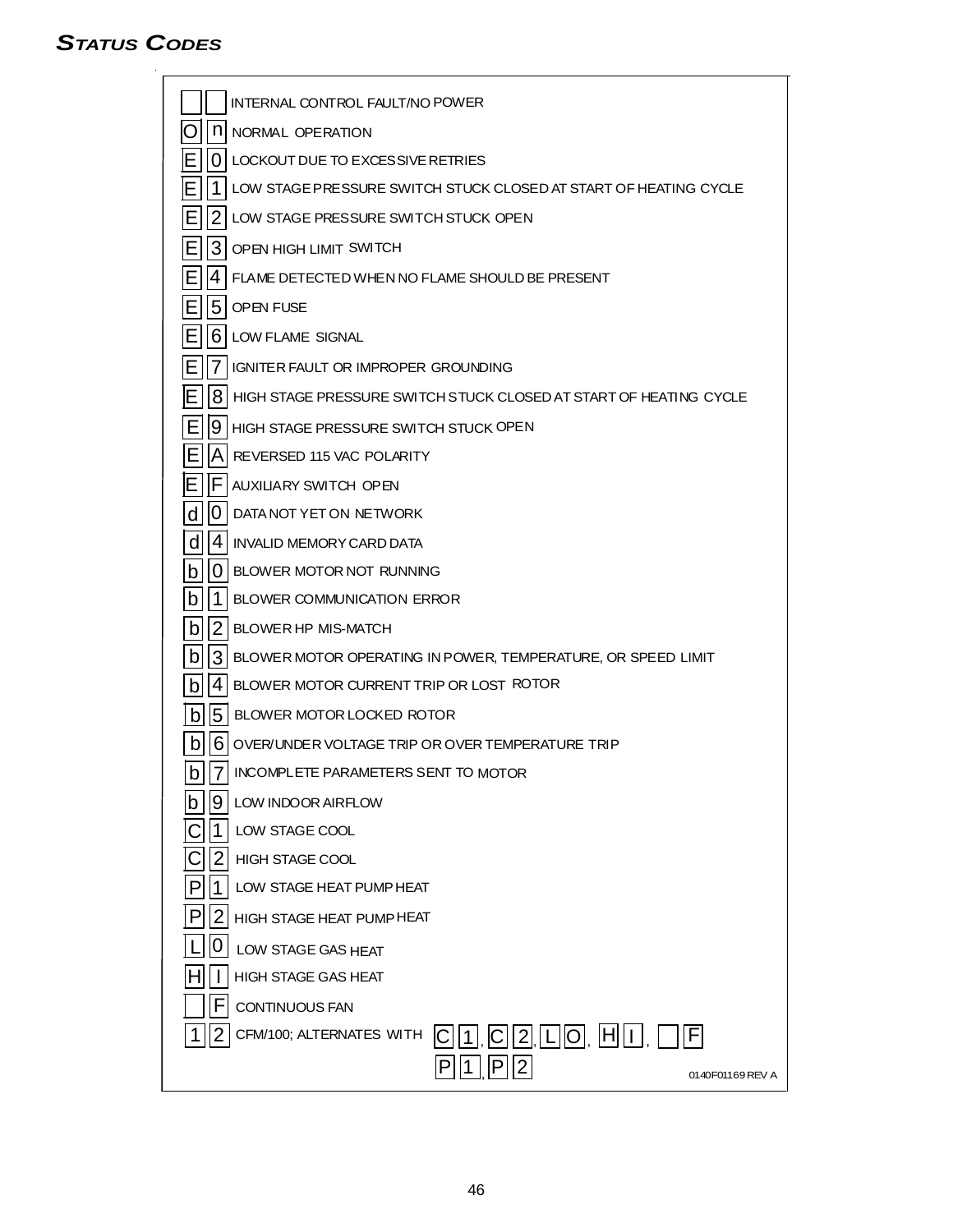## STATUS CODES

| | |
|---|---|
| (blank) | INTERNAL CONTROL FAULT/NO POWER |
| On | NORMAL OPERATION |
| E0 | LOCKOUT DUE TO EXCESSIVE RETRIES |
| E1 | LOW STAGE PRESSURE SWITCH STUCK CLOSED AT START OF HEATING CYCLE |
| E2 | LOW STAGE PRESSURE SWITCH STUCK OPEN |
| E3 | OPEN HIGH LIMIT SWITCH |
| E4 | FLAME DETECTED WHEN NO FLAME SHOULD BE PRESENT |
| E5 | OPEN FUSE |
| E6 | LOW FLAME SIGNAL |
| E7 | IGNITER FAULT OR IMPROPER GROUNDING |
| E8 | HIGH STAGE PRESSURE SWITCH STUCK CLOSED AT START OF HEATING CYCLE |
| E9 | HIGH STAGE PRESSURE SWITCH STUCK OPEN |
| EA | REVERSED 115 VAC POLARITY |
| EF | AUXILIARY SWITCH OPEN |
| d0 | DATA NOT YET ON NETWORK |
| d4 | INVALID MEMORY CARD DATA |
| b0 | BLOWER MOTOR NOT RUNNING |
| b1 | BLOWER COMMUNICATION ERROR |
| b2 | BLOWER HP MIS-MATCH |
| b3 | BLOWER MOTOR OPERATING IN POWER, TEMPERATURE, OR SPEED LIMIT |
| b4 | BLOWER MOTOR CURRENT TRIP OR LOST ROTOR |
| b5 | BLOWER MOTOR LOCKED ROTOR |
| b6 | OVER/UNDER VOLTAGE TRIP OR OVER TEMPERATURE TRIP |
| b7 | INCOMPLETE PARAMETERS SENT TO MOTOR |
| b9 | LOW INDOOR AIRFLOW |
| C1 | LOW STAGE COOL |
| C2 | HIGH STAGE COOL |
| P1 | LOW STAGE HEAT PUMP HEAT |
| P2 | HIGH STAGE HEAT PUMP HEAT |
| L0 | LOW STAGE GAS HEAT |
| HI | HIGH STAGE GAS HEAT |
| F | CONTINUOUS FAN |
| 12 | CFM/100; ALTERNATES WITH C1, C2, LO, HI, F, P1, P2 |

0140F01169 REV A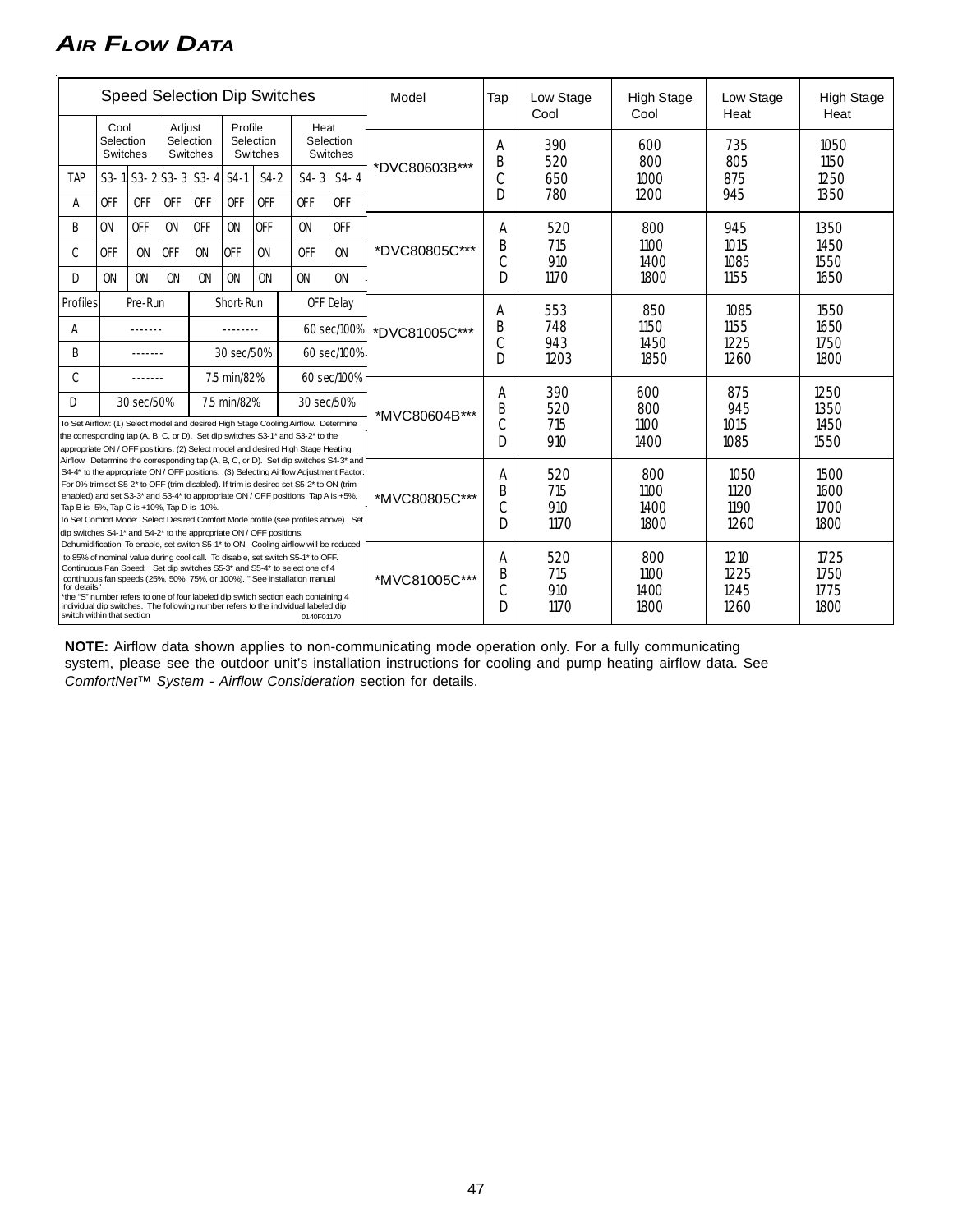## AIR FLOW DATA

| Speed Selection Dip Switches | | | | | | | | |
|---|---|---|---|---|---|---|---|---|
| | Cool Selection Switches | | Adjust Selection Switches | | Profile Selection Switches | | Heat Selection Switches | |
| TAP | S3-1 | S3-2 | S3-3 | S3-4 | S4-1 | S4-2 | S4-3 | S4-4 |
| A | OFF | OFF | OFF | OFF | OFF | OFF | OFF | OFF |
| B | ON | OFF | ON | OFF | ON | OFF | ON | OFF |
| C | OFF | ON | OFF | ON | OFF | ON | OFF | ON |
| D | ON | ON | ON | ON | ON | ON | ON | ON |

| Profiles | Pre-Run | Short-Run | OFF Delay |
|---|---|---|---|
| A | ------- | -------- | 60 sec/100% |
| B | ------- | 30 sec/50% | 60 sec/100% |
| C | ------- | 7.5 min/82% | 60 sec/100% |
| D | 30 sec/50% | 7.5 min/82% | 30 sec/50% |

To Set Airflow: (1) Select model and desired High Stage Cooling Airflow. Determine the corresponding tap (A, B, C, or D). Set dip switches S3-1* and S3-2* to the appropriate ON / OFF positions. (2) Select model and desired High Stage Heating Airflow. Determine the corresponding tap (A, B, C, or D). Set dip switches S4-3* and S4-4* to the appropriate ON / OFF positions. (3) Selecting Airflow Adjustment Factor: For 0% trim set S5-2* to OFF (trim disabled). If trim is desired set S5-2* to ON (trim enabled) and set S3-3* and S3-4* to appropriate ON / OFF positions. Tap A is +5%, Tap B is -5%, Tap C is +10%, Tap D is -10%.
To Set Comfort Mode: Select Desired Comfort Mode profile (see profiles above). Set dip switches S4-1* and S4-2* to the appropriate ON / OFF positions.
Dehumidification: To enable, set switch S5-1* to ON. Cooling airflow will be reduced to 85% of nominal value during cool call. To disable, set switch S5-1* to OFF.
Continuous Fan Speed: Set dip switches S5-3* and S5-4* to select one of 4 continuous fan speeds (25%, 50%, 75%, or 100%). " See installation manual for details"
*the "S" number refers to one of four labeled dip switch section each containing 4 individual dip switches. The following number refers to the individual labeled dip switch within that section

0140F01170

| Model | Tap | Low Stage Cool | High Stage Cool | Low Stage Heat | High Stage Heat |
|---|---|---|---|---|---|
| *DVC80603B*** | A | 390 | 600 | 735 | 1050 |
| | B | 520 | 800 | 805 | 1150 |
| | C | 650 | 1000 | 875 | 1250 |
| | D | 780 | 1200 | 945 | 1350 |
| *DVC80805C*** | A | 520 | 800 | 945 | 1350 |
| | B | 715 | 1100 | 1015 | 1450 |
| | C | 910 | 1400 | 1085 | 1550 |
| | D | 1170 | 1800 | 1155 | 1650 |
| *DVC81005C*** | A | 553 | 850 | 1085 | 1550 |
| | B | 748 | 1150 | 1155 | 1650 |
| | C | 943 | 1450 | 1225 | 1750 |
| | D | 1203 | 1850 | 1260 | 1800 |
| *MVC80604B*** | A | 390 | 600 | 875 | 1250 |
| | B | 520 | 800 | 945 | 1350 |
| | C | 715 | 1100 | 1015 | 1450 |
| | D | 910 | 1400 | 1085 | 1550 |
| *MVC80805C*** | A | 520 | 800 | 1050 | 1500 |
| | B | 715 | 1100 | 1120 | 1600 |
| | C | 910 | 1400 | 1190 | 1700 |
| | D | 1170 | 1800 | 1260 | 1800 |
| *MVC81005C*** | A | 520 | 800 | 1210 | 1725 |
| | B | 715 | 1100 | 1225 | 1750 |
| | C | 910 | 1400 | 1245 | 1775 |
| | D | 1170 | 1800 | 1260 | 1800 |

**NOTE:** Airflow data shown applies to non-communicating mode operation only. For a fully communicating system, please see the outdoor unit's installation instructions for cooling and pump heating airflow data. See *ComfortNet™ System - Airflow Consideration* section for details.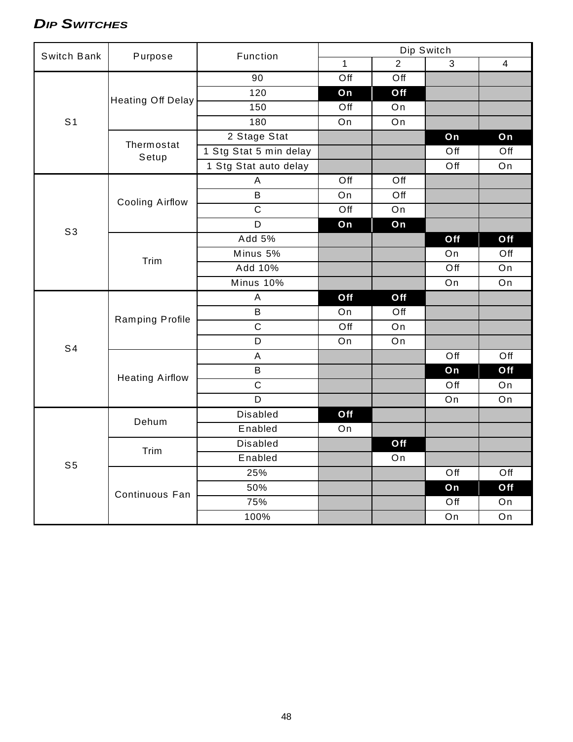## DIP SWITCHES

| Switch Bank | Purpose | Function | Dip Switch | | | |
|---|---|---|---|---|---|---|
| | | | 1 | 2 | 3 | 4 |
| S1 | Heating Off Delay | 90 | Off | Off | | |
| | | 120 | **On** | **Off** | | |
| | | 150 | Off | On | | |
| | | 180 | On | On | | |
| | Thermostat Setup | 2 Stage Stat | | | **On** | **On** |
| | | 1 Stg Stat 5 min delay | | | Off | Off |
| | | 1 Stg Stat auto delay | | | Off | On |
| S3 | Cooling Airflow | A | Off | Off | | |
| | | B | On | Off | | |
| | | C | Off | On | | |
| | | D | **On** | **On** | | |
| | Trim | Add 5% | | | **Off** | **Off** |
| | | Minus 5% | | | On | Off |
| | | Add 10% | | | Off | On |
| | | Minus 10% | | | On | On |
| S4 | Ramping Profile | A | **Off** | **Off** | | |
| | | B | On | Off | | |
| | | C | Off | On | | |
| | | D | On | On | | |
| | Heating Airflow | A | | | Off | Off |
| | | B | | | **On** | **Off** |
| | | C | | | Off | On |
| | | D | | | On | On |
| S5 | Dehum | Disabled | **Off** | | | |
| | | Enabled | On | | | |
| | Trim | Disabled | | **Off** | | |
| | | Enabled | | On | | |
| | Continuous Fan | 25% | | | Off | Off |
| | | 50% | | | **On** | **Off** |
| | | 75% | | | Off | On |
| | | 100% | | | On | On |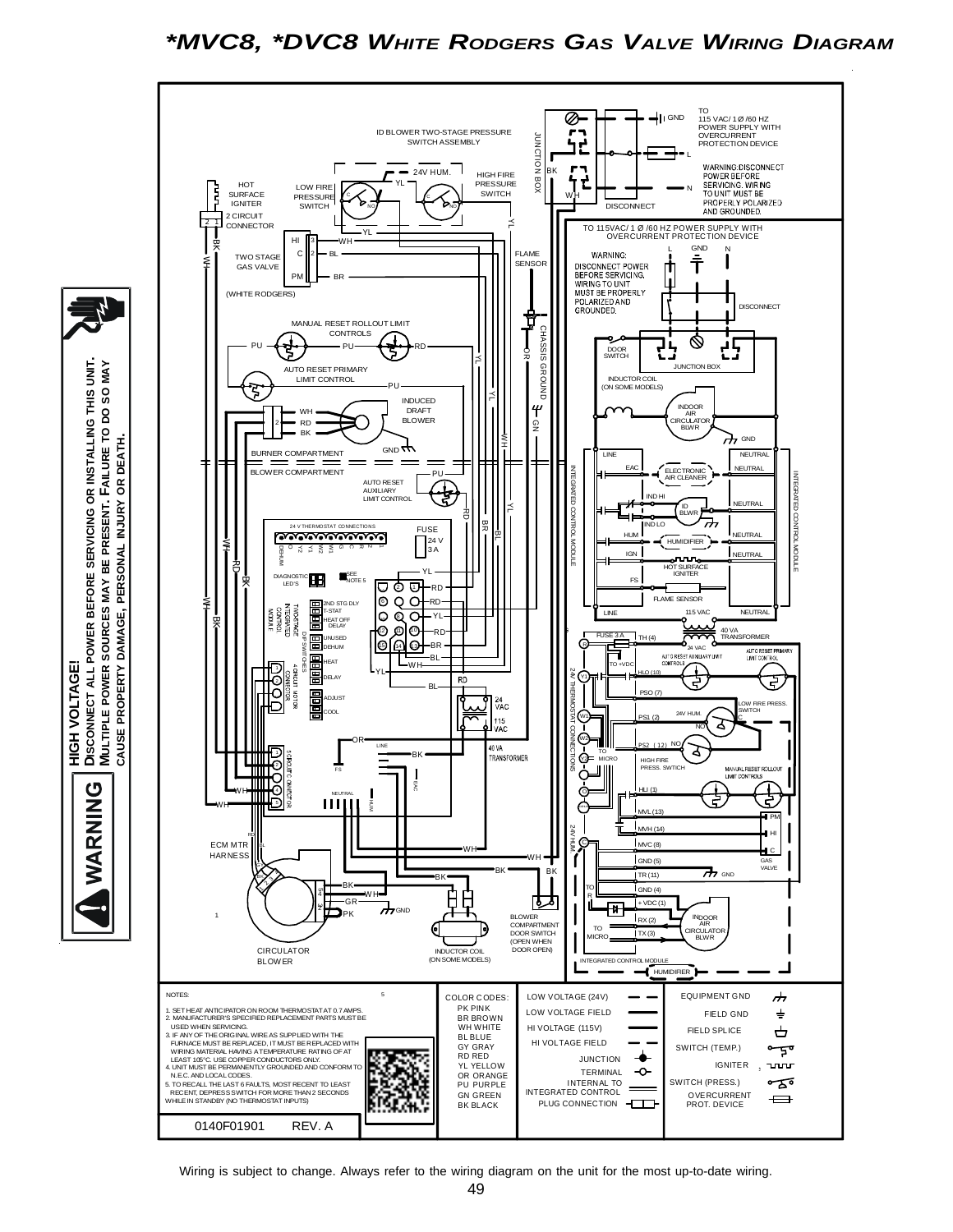# *MVC8, *DVC8 White Rodgers Gas Valve Wiring Diagram

**HIGH VOLTAGE!**
**DISCONNECT ALL POWER BEFORE SERVICING OR INSTALLING THIS UNIT. MULTIPLE POWER SOURCES MAY BE PRESENT. FAILURE TO DO SO MAY CAUSE PROPERTY DAMAGE, PERSONAL INJURY OR DEATH.**

**WARNING**

NOTES:

1. SET HEAT ANTICIPATOR ON ROOM THERMOSTAT AT 0.7 AMPS.
2. MANUFACTURER'S SPECIFIED REPLACEMENT PARTS MUST BE USED WHEN SERVICING.
3. IF ANY OF THE ORIGINAL WIRE AS SUPPLIED WITH THE FURNACE MUST BE REPLACED, IT MUST BE REPLACED WITH WIRING MATERIAL HAVING A TEMPERATURE RATING OF AT LEAST 105°C. USE COPPER CONDUCTORS ONLY.
4. UNIT MUST BE PERMANENTLY GROUNDED AND CONFORM TO N.E.C. AND LOCAL CODES.
5. TO RECALL THE LAST 6 FAULTS, MOST RECENT TO LEAST RECENT, DEPRESS SWITCH FOR MORE THAN 2 SECONDS WHILE IN STANDBY (NO THERMOSTAT INPUTS)

COLOR CODES:
PK PINK
BR BROWN
WH WHITE
BL BLUE
GY GRAY
RD RED
YL YELLOW
OR ORANGE
PU PURPLE
GN GREEN
BK BLACK

| | |
|---|---|
| LOW VOLTAGE (24V) | EQUIPMENT GND |
| LOW VOLTAGE FIELD | FIELD GND |
| HI VOLTAGE (115V) | FIELD SPLICE |
| HI VOLTAGE FIELD | SWITCH (TEMP.) |
| JUNCTION | IGNITER |
| TERMINAL | SWITCH (PRESS.) |
| INTERNAL TO INTEGRATED CONTROL | OVERCURRENT PROT. DEVICE |
| PLUG CONNECTION | |

0140F01901 REV. A

Wiring is subject to change. Always refer to the wiring diagram on the unit for the most up-to-date wiring.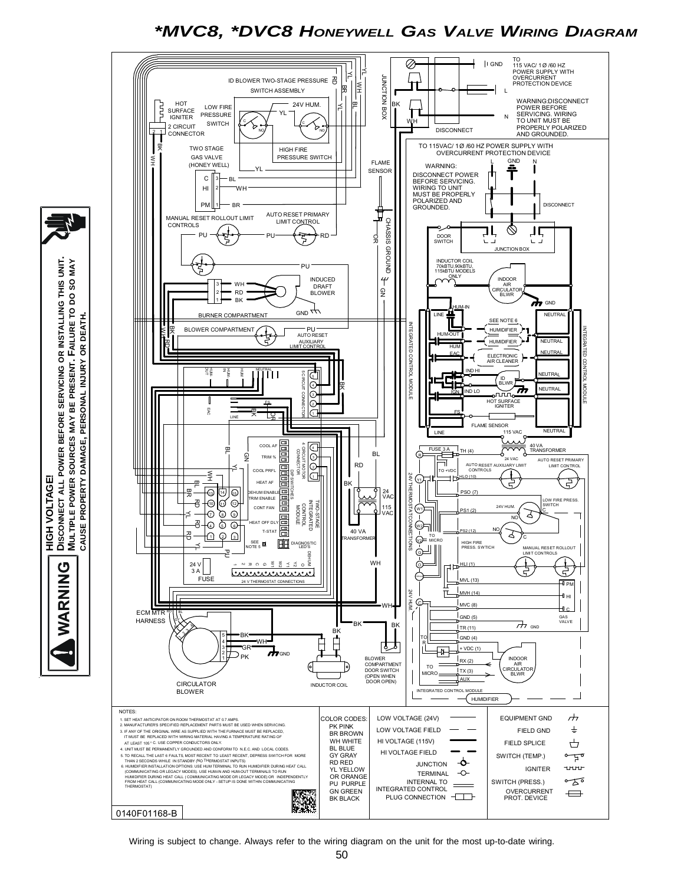# *MVC8, *DVC8 Honeywell Gas Valve Wiring Diagram

**WARNING**

**HIGH VOLTAGE!**
**Disconnect all power before servicing or installing this unit. Multiple power sources may be present. Failure to do so may cause property damage, personal injury or death.**

NOTES:

1. SET HEAT ANTICIPATOR ON ROOM THERMOSTAT AT 0.7 AMPS.
2. MANUFACTURER'S SPECIFIED REPLACEMENT PARTS MUST BE USED WHEN SERVICING.
3. IF ANY OF THE ORIGINAL WIRE AS SUPPLIED WITH THE FURNACE MUST BE REPLACED, IT MUST BE REPLACED WITH WIRING MATERIAL HAVING A TEMPERATURE RATING OF AT LEAST 105° C. USE COPPER CONDUCTORS ONLY.
4. UNIT MUST BE PERMANENTLY GROUNDED AND CONFORM TO N.E.C. AND LOCAL CODES.
5. TO RECALL THE LAST 6 FAULTS, MOST RECENT TO LEAST RECENT, DEPRESS SWITCH FOR MORE THAN 2 SECONDS WHILE IN STANDBY (NO THERMOSTAT INPUTS)
6. HUMIDIFIER INSTALLATION OPTIONS: USE HUM TERMINAL TO RUN HUMIDIFIER DURING HEAT CALL (COMMUNICATING OR LEGACY MODES). USE HUM-IN AND HUM-OUT TERMINALS TO RUN HUMIDIFIER DURING HEAT CALL (COMMUNICATING MODE OR LEGACY MODE) OR INDEPENDENTLY FROM HEAT CALL (COMMUNICATING MODE ONLY - SETUP IS DONE WITHIN COMMUNICATING THERMOSTAT)

COLOR CODES:
- PK PINK
- BR BROWN
- WH WHITE
- BL BLUE
- GY GRAY
- RD RED
- YL YELLOW
- OR ORANGE
- PU PURPLE
- GN GREEN
- BK BLACK

LOW VOLTAGE (24V)
LOW VOLTAGE FIELD
HI VOLTAGE (115V)
HI VOLTAGE FIELD
JUNCTION
TERMINAL
INTERNAL TO INTEGRATED CONTROL
PLUG CONNECTION

EQUIPMENT GND
FIELD GND
FIELD SPLICE
SWITCH (TEMP.)
IGNITER
SWITCH (PRESS.)
OVERCURRENT PROT. DEVICE

0140F01168-B

Wiring is subject to change. Always refer to the wiring diagram on the unit for the most up-to-date wiring.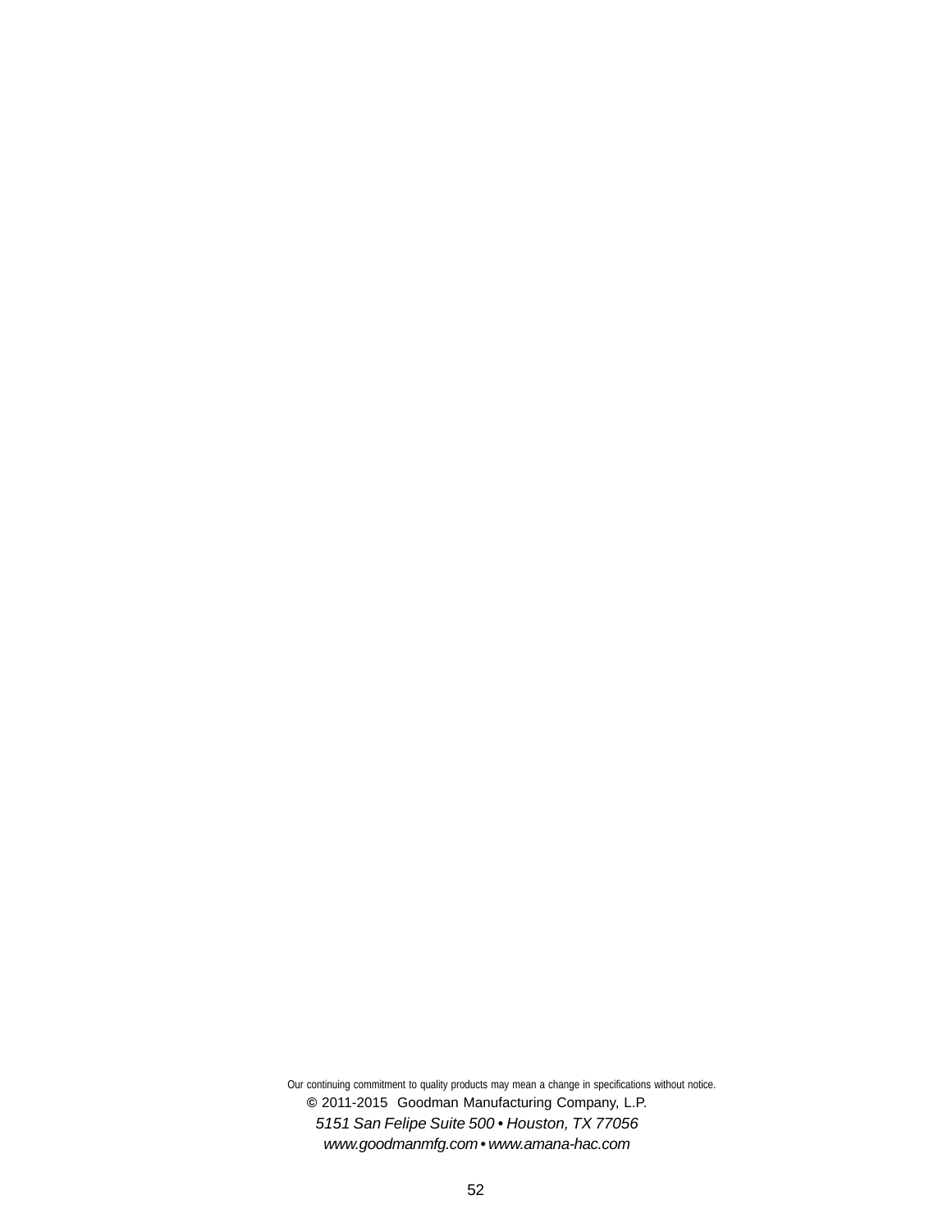Our continuing commitment to quality products may mean a change in specifications without notice.

© 2011-2015 Goodman Manufacturing Company, L.P.

*5151 San Felipe Suite 500 • Houston, TX 77056*

*www.goodmanmfg.com • www.amana-hac.com*